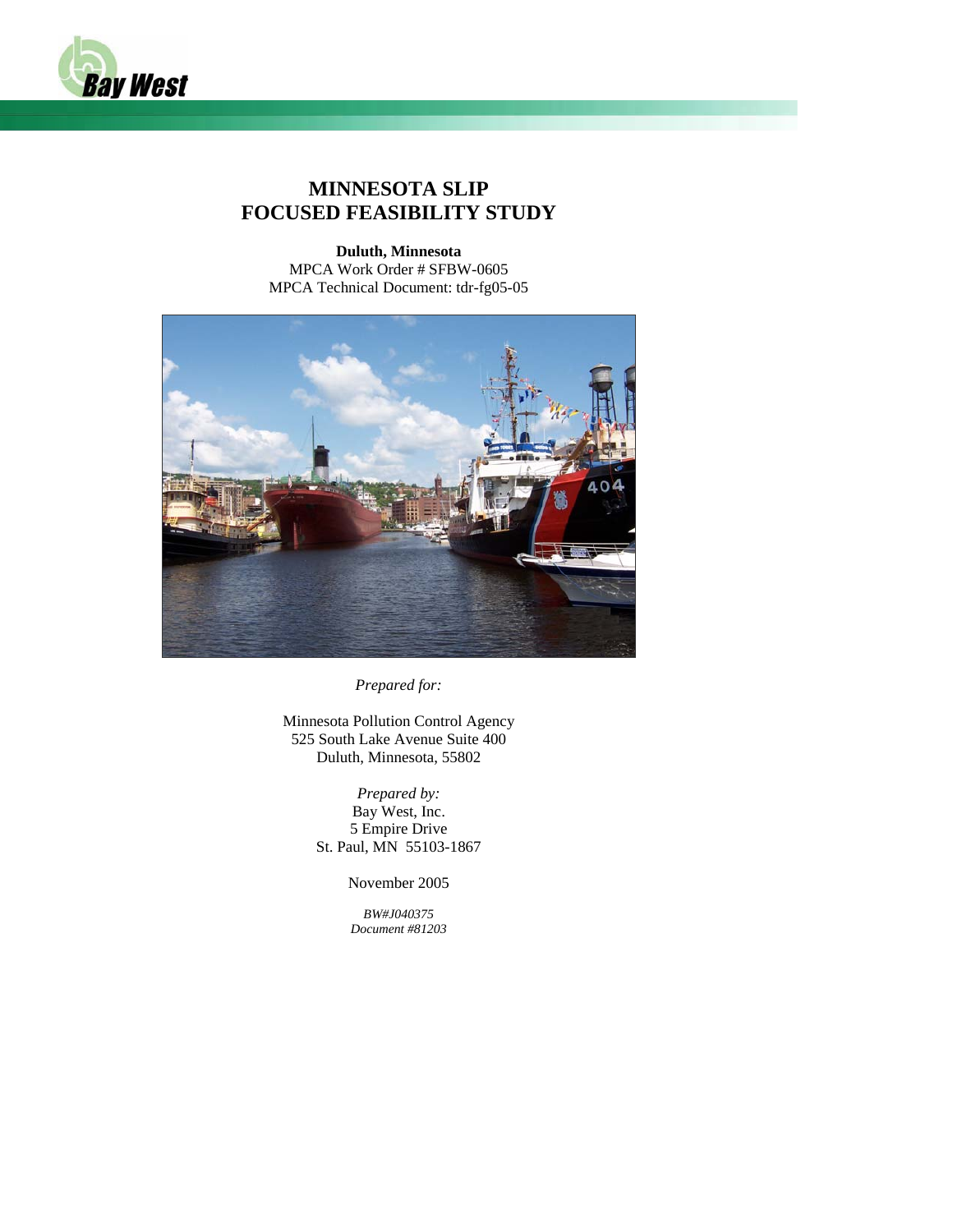Bay West

# MINNESOTA SLIP
# FOCUSED FEASIBILITY STUDY

**Duluth, Minnesota**
MPCA Work Order # SFBW-0605
MPCA Technical Document: tdr-fg05-05

*Prepared for:*

Minnesota Pollution Control Agency
525 South Lake Avenue Suite 400
Duluth, Minnesota, 55802

*Prepared by:*
Bay West, Inc.
5 Empire Drive
St. Paul, MN 55103-1867

November 2005

*BW#J040375*
*Document #81203*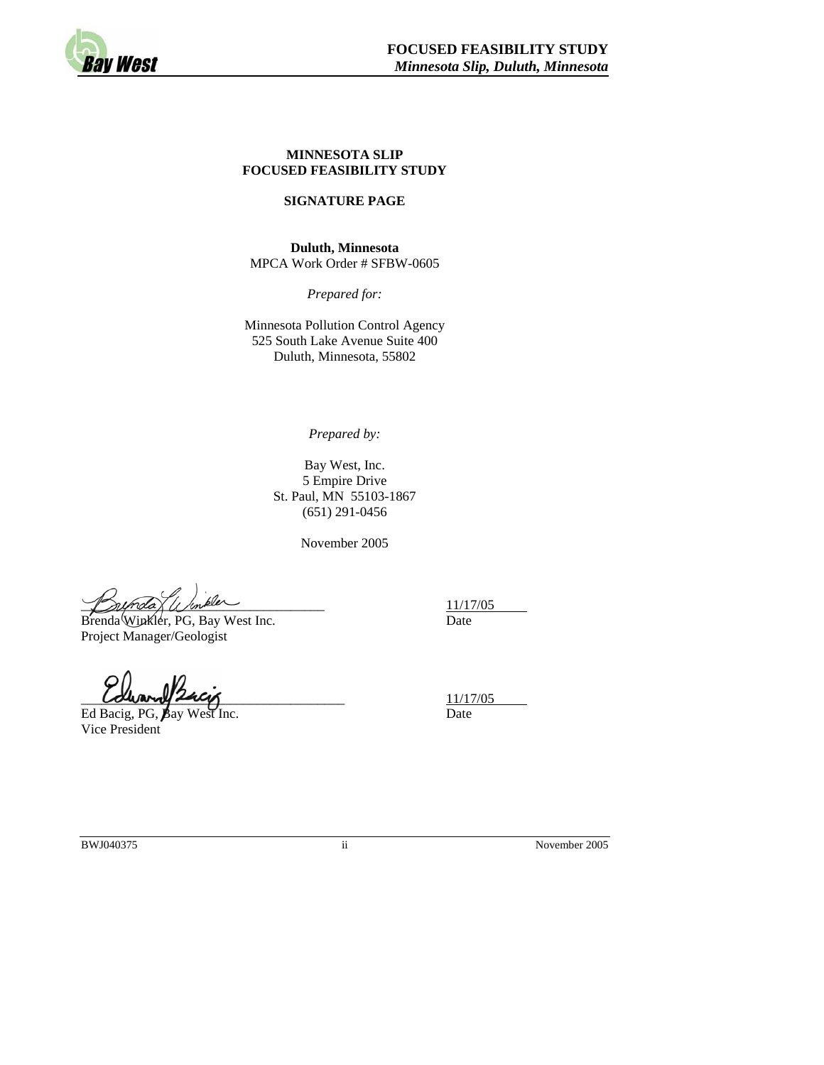**MINNESOTA SLIP**
**FOCUSED FEASIBILITY STUDY**

**SIGNATURE PAGE**

**Duluth, Minnesota**
MPCA Work Order # SFBW-0605

*Prepared for:*

Minnesota Pollution Control Agency
525 South Lake Avenue Suite 400
Duluth, Minnesota, 55802

*Prepared by:*

Bay West, Inc.
5 Empire Drive
St. Paul, MN 55103-1867
(651) 291-0456

November 2005

| | |
|---|---|
| ______________________________ | 11/17/05 |
| Brenda Winkler, PG, Bay West Inc. | Date |
| Project Manager/Geologist | |
| ______________________________ | 11/17/05 |
| Ed Bacig, PG, Bay West Inc. | Date |
| Vice President | |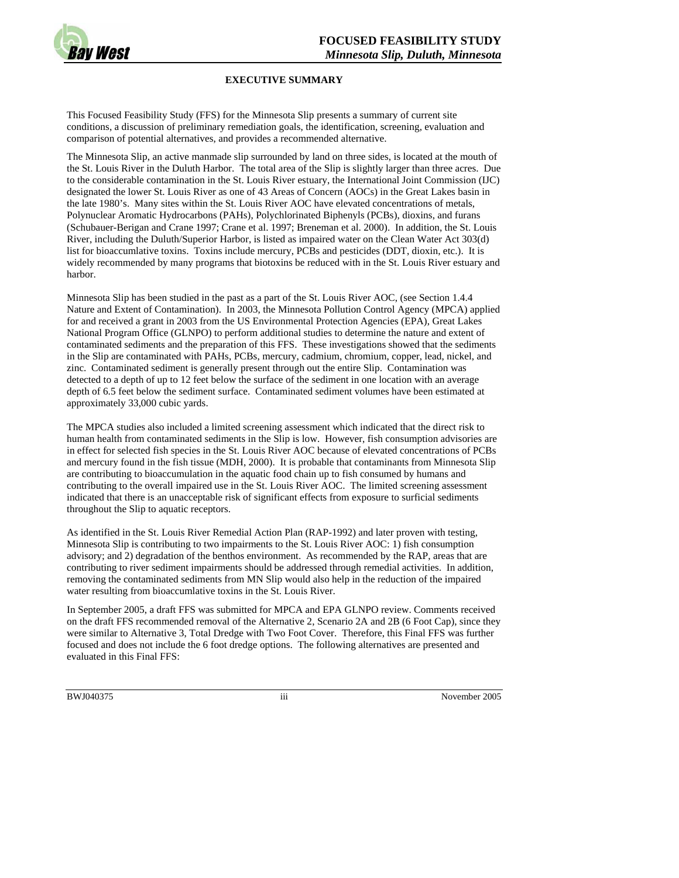## EXECUTIVE SUMMARY

This Focused Feasibility Study (FFS) for the Minnesota Slip presents a summary of current site conditions, a discussion of preliminary remediation goals, the identification, screening, evaluation and comparison of potential alternatives, and provides a recommended alternative.

The Minnesota Slip, an active manmade slip surrounded by land on three sides, is located at the mouth of the St. Louis River in the Duluth Harbor. The total area of the Slip is slightly larger than three acres. Due to the considerable contamination in the St. Louis River estuary, the International Joint Commission (IJC) designated the lower St. Louis River as one of 43 Areas of Concern (AOCs) in the Great Lakes basin in the late 1980's. Many sites within the St. Louis River AOC have elevated concentrations of metals, Polynuclear Aromatic Hydrocarbons (PAHs), Polychlorinated Biphenyls (PCBs), dioxins, and furans (Schubauer-Berigan and Crane 1997; Crane et al. 1997; Breneman et al. 2000). In addition, the St. Louis River, including the Duluth/Superior Harbor, is listed as impaired water on the Clean Water Act 303(d) list for bioaccumlative toxins. Toxins include mercury, PCBs and pesticides (DDT, dioxin, etc.). It is widely recommended by many programs that biotoxins be reduced with in the St. Louis River estuary and harbor.

Minnesota Slip has been studied in the past as a part of the St. Louis River AOC, (see Section 1.4.4 Nature and Extent of Contamination). In 2003, the Minnesota Pollution Control Agency (MPCA) applied for and received a grant in 2003 from the US Environmental Protection Agencies (EPA), Great Lakes National Program Office (GLNPO) to perform additional studies to determine the nature and extent of contaminated sediments and the preparation of this FFS. These investigations showed that the sediments in the Slip are contaminated with PAHs, PCBs, mercury, cadmium, chromium, copper, lead, nickel, and zinc. Contaminated sediment is generally present through out the entire Slip. Contamination was detected to a depth of up to 12 feet below the surface of the sediment in one location with an average depth of 6.5 feet below the sediment surface. Contaminated sediment volumes have been estimated at approximately 33,000 cubic yards.

The MPCA studies also included a limited screening assessment which indicated that the direct risk to human health from contaminated sediments in the Slip is low. However, fish consumption advisories are in effect for selected fish species in the St. Louis River AOC because of elevated concentrations of PCBs and mercury found in the fish tissue (MDH, 2000). It is probable that contaminants from Minnesota Slip are contributing to bioaccumulation in the aquatic food chain up to fish consumed by humans and contributing to the overall impaired use in the St. Louis River AOC. The limited screening assessment indicated that there is an unacceptable risk of significant effects from exposure to surficial sediments throughout the Slip to aquatic receptors.

As identified in the St. Louis River Remedial Action Plan (RAP-1992) and later proven with testing, Minnesota Slip is contributing to two impairments to the St. Louis River AOC: 1) fish consumption advisory; and 2) degradation of the benthos environment. As recommended by the RAP, areas that are contributing to river sediment impairments should be addressed through remedial activities. In addition, removing the contaminated sediments from MN Slip would also help in the reduction of the impaired water resulting from bioaccumlative toxins in the St. Louis River.

In September 2005, a draft FFS was submitted for MPCA and EPA GLNPO review. Comments received on the draft FFS recommended removal of the Alternative 2, Scenario 2A and 2B (6 Foot Cap), since they were similar to Alternative 3, Total Dredge with Two Foot Cover. Therefore, this Final FFS was further focused and does not include the 6 foot dredge options. The following alternatives are presented and evaluated in this Final FFS: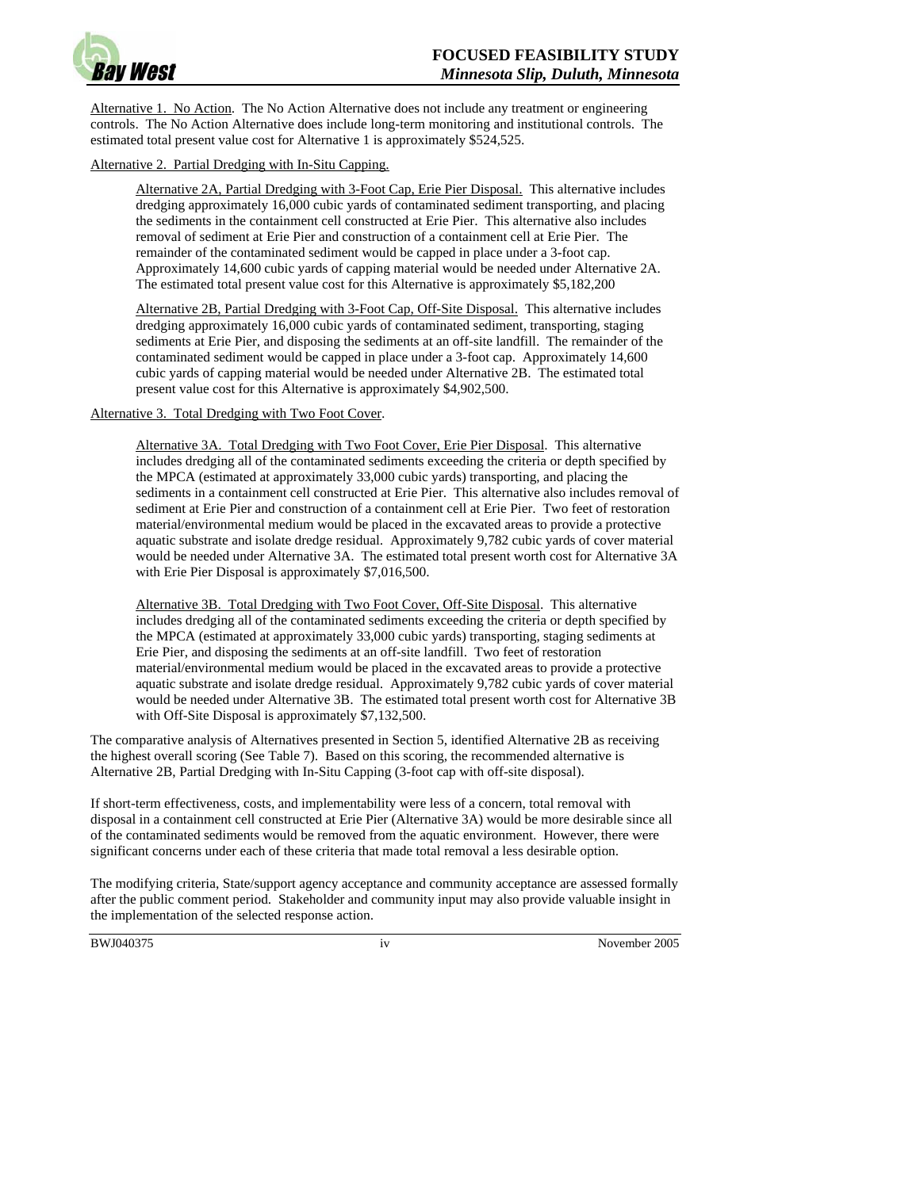Alternative 1. No Action. The No Action Alternative does not include any treatment or engineering controls. The No Action Alternative does include long-term monitoring and institutional controls. The estimated total present value cost for Alternative 1 is approximately $524,525.

Alternative 2. Partial Dredging with In-Situ Capping.

> Alternative 2A, Partial Dredging with 3-Foot Cap, Erie Pier Disposal. This alternative includes dredging approximately 16,000 cubic yards of contaminated sediment transporting, and placing the sediments in the containment cell constructed at Erie Pier. This alternative also includes removal of sediment at Erie Pier and construction of a containment cell at Erie Pier. The remainder of the contaminated sediment would be capped in place under a 3-foot cap. Approximately 14,600 cubic yards of capping material would be needed under Alternative 2A. The estimated total present value cost for this Alternative is approximately $5,182,200

> Alternative 2B, Partial Dredging with 3-Foot Cap, Off-Site Disposal. This alternative includes dredging approximately 16,000 cubic yards of contaminated sediment, transporting, staging sediments at Erie Pier, and disposing the sediments at an off-site landfill. The remainder of the contaminated sediment would be capped in place under a 3-foot cap. Approximately 14,600 cubic yards of capping material would be needed under Alternative 2B. The estimated total present value cost for this Alternative is approximately $4,902,500.

Alternative 3. Total Dredging with Two Foot Cover.

> Alternative 3A. Total Dredging with Two Foot Cover, Erie Pier Disposal. This alternative includes dredging all of the contaminated sediments exceeding the criteria or depth specified by the MPCA (estimated at approximately 33,000 cubic yards) transporting, and placing the sediments in a containment cell constructed at Erie Pier. This alternative also includes removal of sediment at Erie Pier and construction of a containment cell at Erie Pier. Two feet of restoration material/environmental medium would be placed in the excavated areas to provide a protective aquatic substrate and isolate dredge residual. Approximately 9,782 cubic yards of cover material would be needed under Alternative 3A. The estimated total present worth cost for Alternative 3A with Erie Pier Disposal is approximately $7,016,500.

> Alternative 3B. Total Dredging with Two Foot Cover, Off-Site Disposal. This alternative includes dredging all of the contaminated sediments exceeding the criteria or depth specified by the MPCA (estimated at approximately 33,000 cubic yards) transporting, staging sediments at Erie Pier, and disposing the sediments at an off-site landfill. Two feet of restoration material/environmental medium would be placed in the excavated areas to provide a protective aquatic substrate and isolate dredge residual. Approximately 9,782 cubic yards of cover material would be needed under Alternative 3B. The estimated total present worth cost for Alternative 3B with Off-Site Disposal is approximately $7,132,500.

The comparative analysis of Alternatives presented in Section 5, identified Alternative 2B as receiving the highest overall scoring (See Table 7). Based on this scoring, the recommended alternative is Alternative 2B, Partial Dredging with In-Situ Capping (3-foot cap with off-site disposal).

If short-term effectiveness, costs, and implementability were less of a concern, total removal with disposal in a containment cell constructed at Erie Pier (Alternative 3A) would be more desirable since all of the contaminated sediments would be removed from the aquatic environment. However, there were significant concerns under each of these criteria that made total removal a less desirable option.

The modifying criteria, State/support agency acceptance and community acceptance are assessed formally after the public comment period. Stakeholder and community input may also provide valuable insight in the implementation of the selected response action.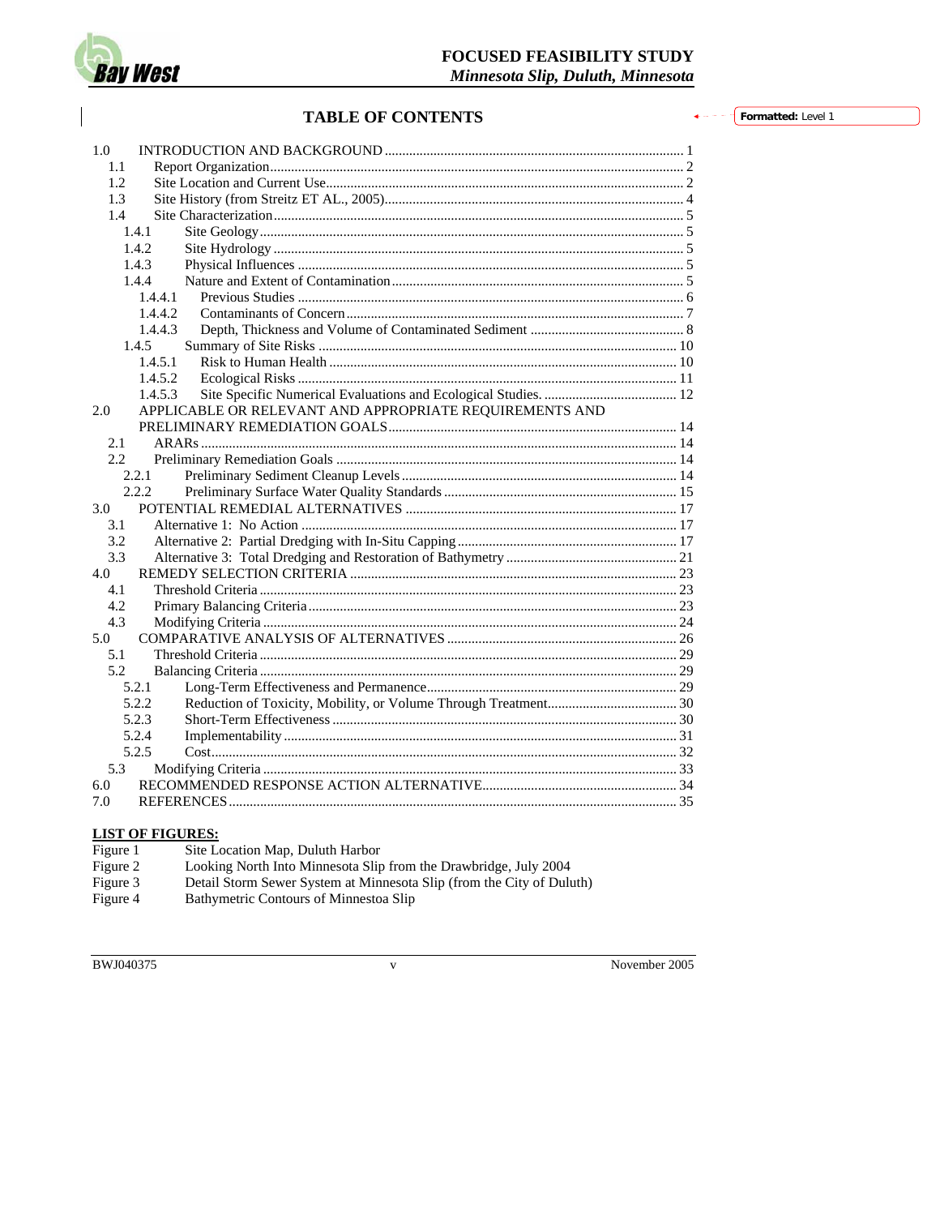# TABLE OF CONTENTS

1.0 INTRODUCTION AND BACKGROUND ..... 1
- 1.1 Report Organization ..... 2
- 1.2 Site Location and Current Use ..... 2
- 1.3 Site History (from Streitz ET AL., 2005) ..... 4
- 1.4 Site Characterization ..... 5
  - 1.4.1 Site Geology ..... 5
  - 1.4.2 Site Hydrology ..... 5
  - 1.4.3 Physical Influences ..... 5
  - 1.4.4 Nature and Extent of Contamination ..... 5
    - 1.4.4.1 Previous Studies ..... 6
    - 1.4.4.2 Contaminants of Concern ..... 7
    - 1.4.4.3 Depth, Thickness and Volume of Contaminated Sediment ..... 8
  - 1.4.5 Summary of Site Risks ..... 10
    - 1.4.5.1 Risk to Human Health ..... 10
    - 1.4.5.2 Ecological Risks ..... 11
    - 1.4.5.3 Site Specific Numerical Evaluations and Ecological Studies. ..... 12

2.0 APPLICABLE OR RELEVANT AND APPROPRIATE REQUIREMENTS AND PRELIMINARY REMEDIATION GOALS ..... 14
- 2.1 ARARs ..... 14
- 2.2 Preliminary Remediation Goals ..... 14
  - 2.2.1 Preliminary Sediment Cleanup Levels ..... 14
  - 2.2.2 Preliminary Surface Water Quality Standards ..... 15

3.0 POTENTIAL REMEDIAL ALTERNATIVES ..... 17
- 3.1 Alternative 1: No Action ..... 17
- 3.2 Alternative 2: Partial Dredging with In-Situ Capping ..... 17
- 3.3 Alternative 3: Total Dredging and Restoration of Bathymetry ..... 21

4.0 REMEDY SELECTION CRITERIA ..... 23
- 4.1 Threshold Criteria ..... 23
- 4.2 Primary Balancing Criteria ..... 23
- 4.3 Modifying Criteria ..... 24

5.0 COMPARATIVE ANALYSIS OF ALTERNATIVES ..... 26
- 5.1 Threshold Criteria ..... 29
- 5.2 Balancing Criteria ..... 29
  - 5.2.1 Long-Term Effectiveness and Permanence ..... 29
  - 5.2.2 Reduction of Toxicity, Mobility, or Volume Through Treatment ..... 30
  - 5.2.3 Short-Term Effectiveness ..... 30
  - 5.2.4 Implementability ..... 31
  - 5.2.5 Cost ..... 32
- 5.3 Modifying Criteria ..... 33

6.0 RECOMMENDED RESPONSE ACTION ALTERNATIVE ..... 34

7.0 REFERENCES ..... 35

**LIST OF FIGURES:**

| | |
|---|---|
| Figure 1 | Site Location Map, Duluth Harbor |
| Figure 2 | Looking North Into Minnesota Slip from the Drawbridge, July 2004 |
| Figure 3 | Detail Storm Sewer System at Minnesota Slip (from the City of Duluth) |
| Figure 4 | Bathymetric Contours of Minnestoa Slip |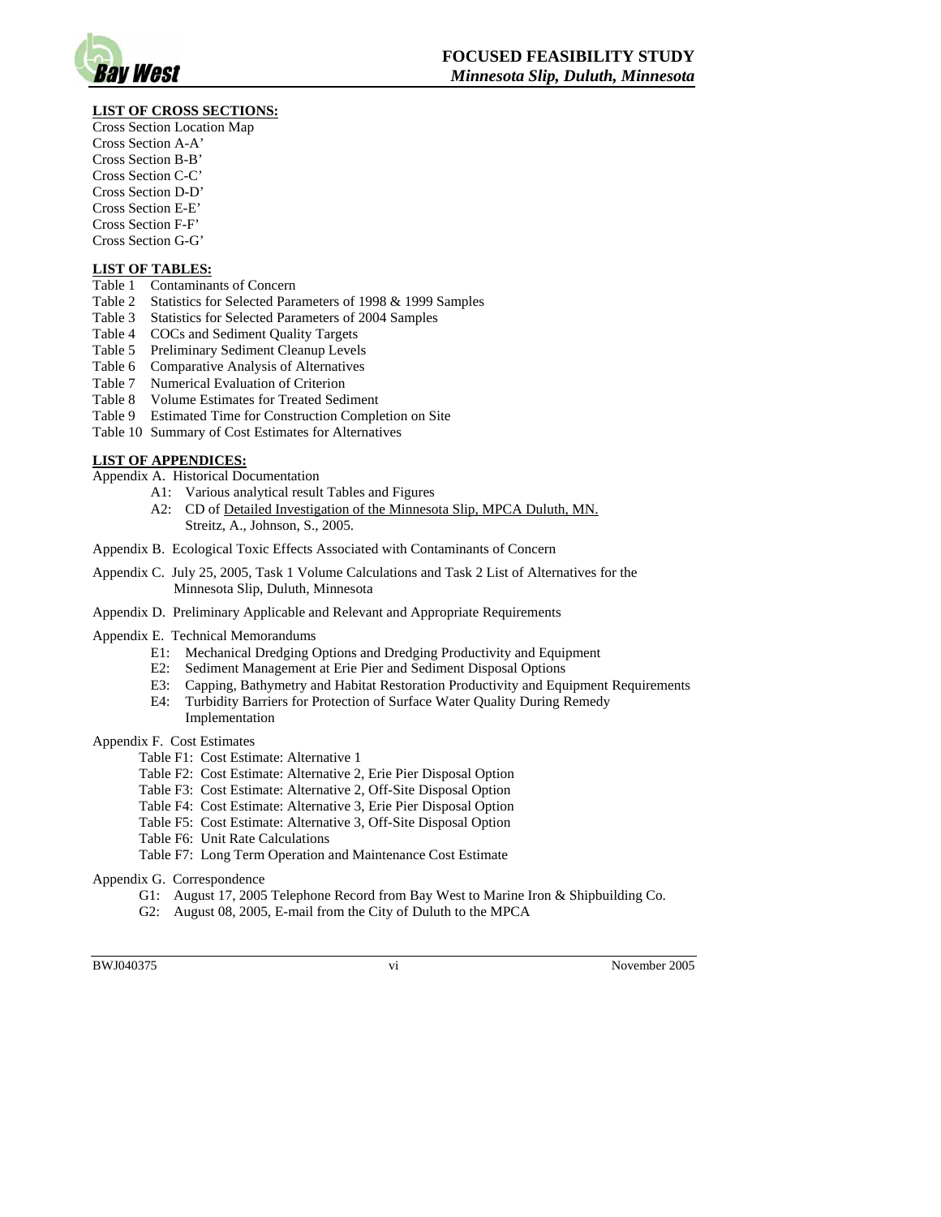**LIST OF CROSS SECTIONS:**

Cross Section Location Map
Cross Section A-A'
Cross Section B-B'
Cross Section C-C'
Cross Section D-D'
Cross Section E-E'
Cross Section F-F'
Cross Section G-G'

**LIST OF TABLES:**

Table 1 Contaminants of Concern
Table 2 Statistics for Selected Parameters of 1998 & 1999 Samples
Table 3 Statistics for Selected Parameters of 2004 Samples
Table 4 COCs and Sediment Quality Targets
Table 5 Preliminary Sediment Cleanup Levels
Table 6 Comparative Analysis of Alternatives
Table 7 Numerical Evaluation of Criterion
Table 8 Volume Estimates for Treated Sediment
Table 9 Estimated Time for Construction Completion on Site
Table 10 Summary of Cost Estimates for Alternatives

**LIST OF APPENDICES:**

Appendix A. Historical Documentation

- A1: Various analytical result Tables and Figures
- A2: CD of Detailed Investigation of the Minnesota Slip, MPCA Duluth, MN. Streitz, A., Johnson, S., 2005.

Appendix B. Ecological Toxic Effects Associated with Contaminants of Concern

Appendix C. July 25, 2005, Task 1 Volume Calculations and Task 2 List of Alternatives for the Minnesota Slip, Duluth, Minnesota

Appendix D. Preliminary Applicable and Relevant and Appropriate Requirements

Appendix E. Technical Memorandums

- E1: Mechanical Dredging Options and Dredging Productivity and Equipment
- E2: Sediment Management at Erie Pier and Sediment Disposal Options
- E3: Capping, Bathymetry and Habitat Restoration Productivity and Equipment Requirements
- E4: Turbidity Barriers for Protection of Surface Water Quality During Remedy Implementation

Appendix F. Cost Estimates

- Table F1: Cost Estimate: Alternative 1
- Table F2: Cost Estimate: Alternative 2, Erie Pier Disposal Option
- Table F3: Cost Estimate: Alternative 2, Off-Site Disposal Option
- Table F4: Cost Estimate: Alternative 3, Erie Pier Disposal Option
- Table F5: Cost Estimate: Alternative 3, Off-Site Disposal Option
- Table F6: Unit Rate Calculations
- Table F7: Long Term Operation and Maintenance Cost Estimate

Appendix G. Correspondence

- G1: August 17, 2005 Telephone Record from Bay West to Marine Iron & Shipbuilding Co.
- G2: August 08, 2005, E-mail from the City of Duluth to the MPCA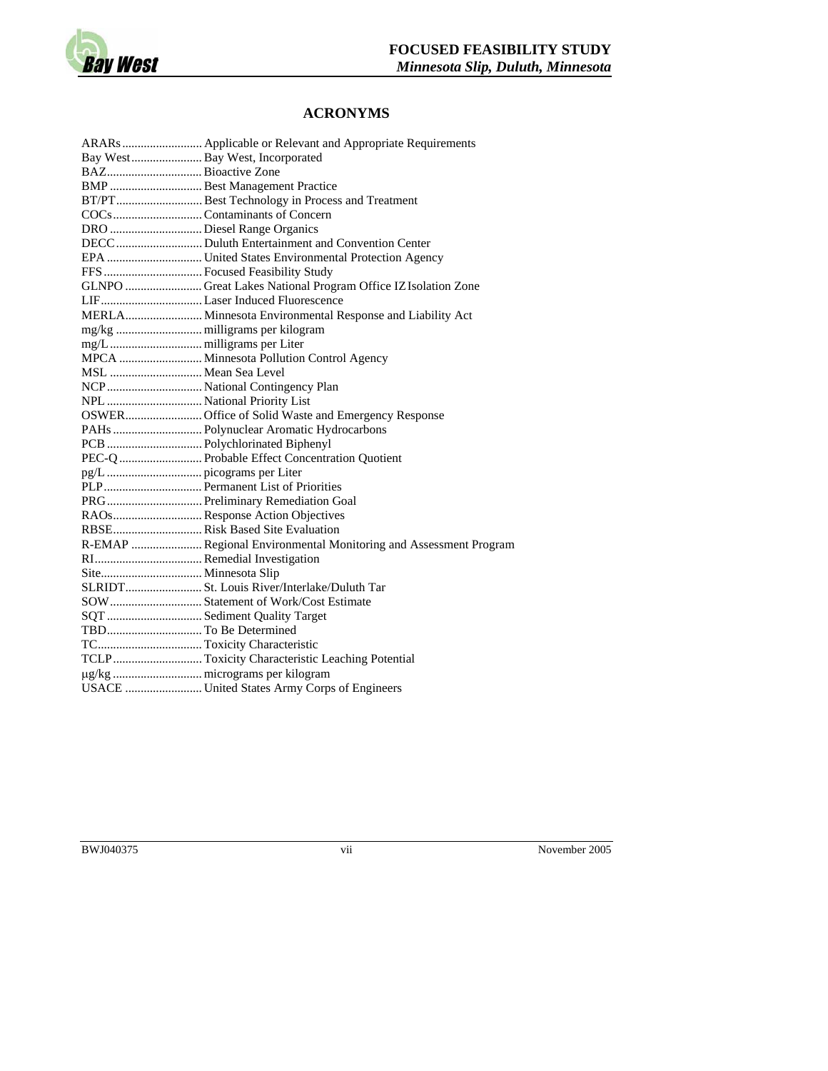## ACRONYMS

| | |
|---|---|
| ARARs | Applicable or Relevant and Appropriate Requirements |
| Bay West | Bay West, Incorporated |
| BAZ | Bioactive Zone |
| BMP | Best Management Practice |
| BT/PT | Best Technology in Process and Treatment |
| COCs | Contaminants of Concern |
| DRO | Diesel Range Organics |
| DECC | Duluth Entertainment and Convention Center |
| EPA | United States Environmental Protection Agency |
| FFS | Focused Feasibility Study |
| GLNPO | Great Lakes National Program Office IZ Isolation Zone |
| LIF | Laser Induced Fluorescence |
| MERLA | Minnesota Environmental Response and Liability Act |
| mg/kg | milligrams per kilogram |
| mg/L | milligrams per Liter |
| MPCA | Minnesota Pollution Control Agency |
| MSL | Mean Sea Level |
| NCP | National Contingency Plan |
| NPL | National Priority List |
| OSWER | Office of Solid Waste and Emergency Response |
| PAHs | Polynuclear Aromatic Hydrocarbons |
| PCB | Polychlorinated Biphenyl |
| PEC-Q | Probable Effect Concentration Quotient |
| pg/L | picograms per Liter |
| PLP | Permanent List of Priorities |
| PRG | Preliminary Remediation Goal |
| RAOs | Response Action Objectives |
| RBSE | Risk Based Site Evaluation |
| R-EMAP | Regional Environmental Monitoring and Assessment Program |
| RI | Remedial Investigation |
| Site | Minnesota Slip |
| SLRIDT | St. Louis River/Interlake/Duluth Tar |
| SOW | Statement of Work/Cost Estimate |
| SQT | Sediment Quality Target |
| TBD | To Be Determined |
| TC | Toxicity Characteristic |
| TCLP | Toxicity Characteristic Leaching Potential |
| µg/kg | micrograms per kilogram |
| USACE | United States Army Corps of Engineers |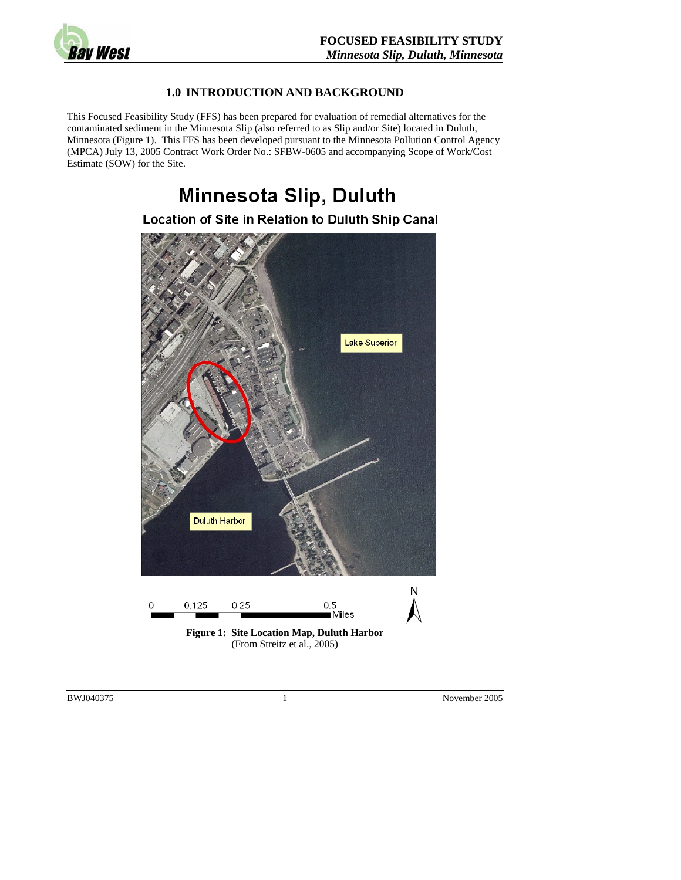## 1.0 INTRODUCTION AND BACKGROUND

This Focused Feasibility Study (FFS) has been prepared for evaluation of remedial alternatives for the contaminated sediment in the Minnesota Slip (also referred to as Slip and/or Site) located in Duluth, Minnesota (Figure 1). This FFS has been developed pursuant to the Minnesota Pollution Control Agency (MPCA) July 13, 2005 Contract Work Order No.: SFBW-0605 and accompanying Scope of Work/Cost Estimate (SOW) for the Site.

**Figure 1: Site Location Map, Duluth Harbor**
(From Streitz et al., 2005)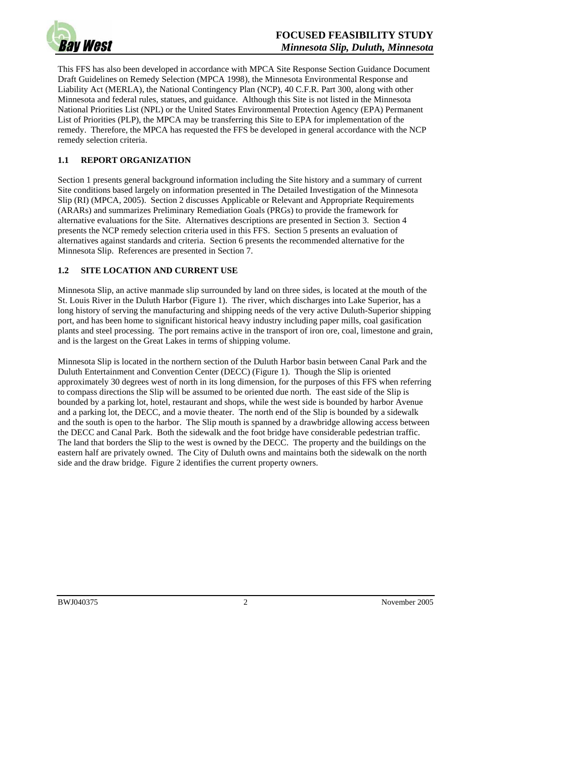This FFS has also been developed in accordance with MPCA Site Response Section Guidance Document Draft Guidelines on Remedy Selection (MPCA 1998), the Minnesota Environmental Response and Liability Act (MERLA), the National Contingency Plan (NCP), 40 C.F.R. Part 300, along with other Minnesota and federal rules, statues, and guidance. Although this Site is not listed in the Minnesota National Priorities List (NPL) or the United States Environmental Protection Agency (EPA) Permanent List of Priorities (PLP), the MPCA may be transferring this Site to EPA for implementation of the remedy. Therefore, the MPCA has requested the FFS be developed in general accordance with the NCP remedy selection criteria.

## 1.1 REPORT ORGANIZATION

Section 1 presents general background information including the Site history and a summary of current Site conditions based largely on information presented in The Detailed Investigation of the Minnesota Slip (RI) (MPCA, 2005). Section 2 discusses Applicable or Relevant and Appropriate Requirements (ARARs) and summarizes Preliminary Remediation Goals (PRGs) to provide the framework for alternative evaluations for the Site. Alternatives descriptions are presented in Section 3. Section 4 presents the NCP remedy selection criteria used in this FFS. Section 5 presents an evaluation of alternatives against standards and criteria. Section 6 presents the recommended alternative for the Minnesota Slip. References are presented in Section 7.

## 1.2 SITE LOCATION AND CURRENT USE

Minnesota Slip, an active manmade slip surrounded by land on three sides, is located at the mouth of the St. Louis River in the Duluth Harbor (Figure 1). The river, which discharges into Lake Superior, has a long history of serving the manufacturing and shipping needs of the very active Duluth-Superior shipping port, and has been home to significant historical heavy industry including paper mills, coal gasification plants and steel processing. The port remains active in the transport of iron ore, coal, limestone and grain, and is the largest on the Great Lakes in terms of shipping volume.

Minnesota Slip is located in the northern section of the Duluth Harbor basin between Canal Park and the Duluth Entertainment and Convention Center (DECC) (Figure 1). Though the Slip is oriented approximately 30 degrees west of north in its long dimension, for the purposes of this FFS when referring to compass directions the Slip will be assumed to be oriented due north. The east side of the Slip is bounded by a parking lot, hotel, restaurant and shops, while the west side is bounded by harbor Avenue and a parking lot, the DECC, and a movie theater. The north end of the Slip is bounded by a sidewalk and the south is open to the harbor. The Slip mouth is spanned by a drawbridge allowing access between the DECC and Canal Park. Both the sidewalk and the foot bridge have considerable pedestrian traffic. The land that borders the Slip to the west is owned by the DECC. The property and the buildings on the eastern half are privately owned. The City of Duluth owns and maintains both the sidewalk on the north side and the draw bridge. Figure 2 identifies the current property owners.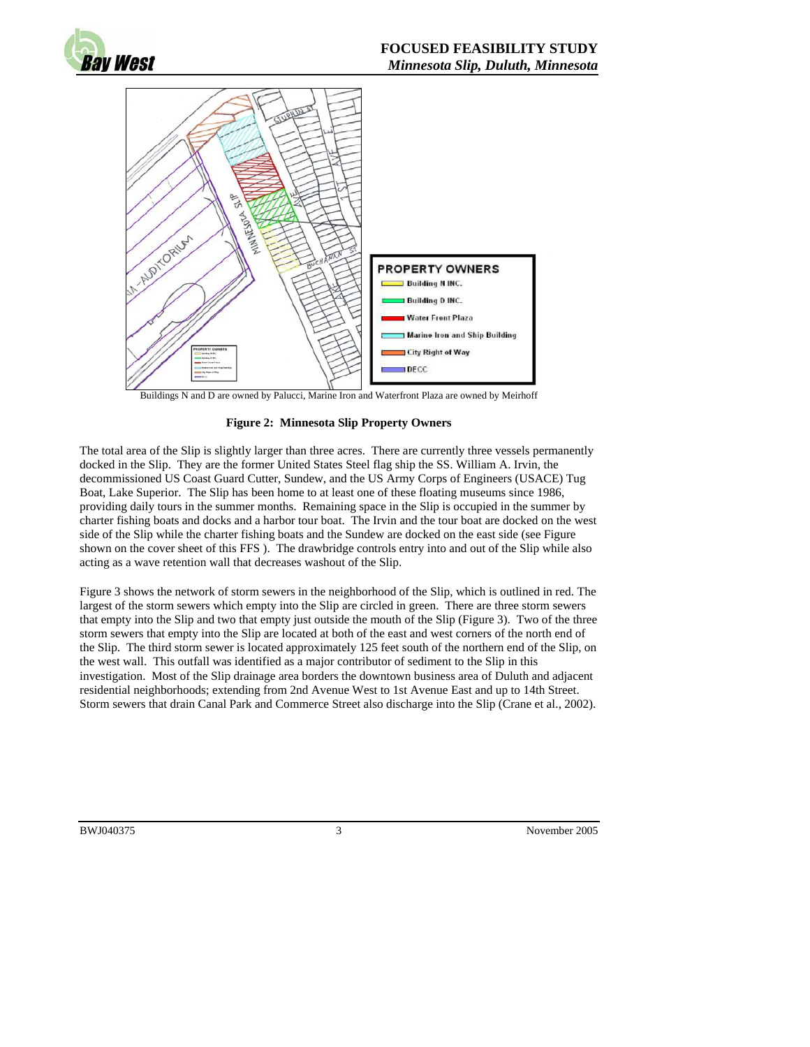Buildings N and D are owned by Palucci, Marine Iron and Waterfront Plaza are owned by Meirhoff

**Figure 2: Minnesota Slip Property Owners**

The total area of the Slip is slightly larger than three acres. There are currently three vessels permanently docked in the Slip. They are the former United States Steel flag ship the SS. William A. Irvin, the decommissioned US Coast Guard Cutter, Sundew, and the US Army Corps of Engineers (USACE) Tug Boat, Lake Superior. The Slip has been home to at least one of these floating museums since 1986, providing daily tours in the summer months. Remaining space in the Slip is occupied in the summer by charter fishing boats and docks and a harbor tour boat. The Irvin and the tour boat are docked on the west side of the Slip while the charter fishing boats and the Sundew are docked on the east side (see Figure shown on the cover sheet of this FFS ). The drawbridge controls entry into and out of the Slip while also acting as a wave retention wall that decreases washout of the Slip.

Figure 3 shows the network of storm sewers in the neighborhood of the Slip, which is outlined in red. The largest of the storm sewers which empty into the Slip are circled in green. There are three storm sewers that empty into the Slip and two that empty just outside the mouth of the Slip (Figure 3). Two of the three storm sewers that empty into the Slip are located at both of the east and west corners of the north end of the Slip. The third storm sewer is located approximately 125 feet south of the northern end of the Slip, on the west wall. This outfall was identified as a major contributor of sediment to the Slip in this investigation. Most of the Slip drainage area borders the downtown business area of Duluth and adjacent residential neighborhoods; extending from 2nd Avenue West to 1st Avenue East and up to 14th Street. Storm sewers that drain Canal Park and Commerce Street also discharge into the Slip (Crane et al., 2002).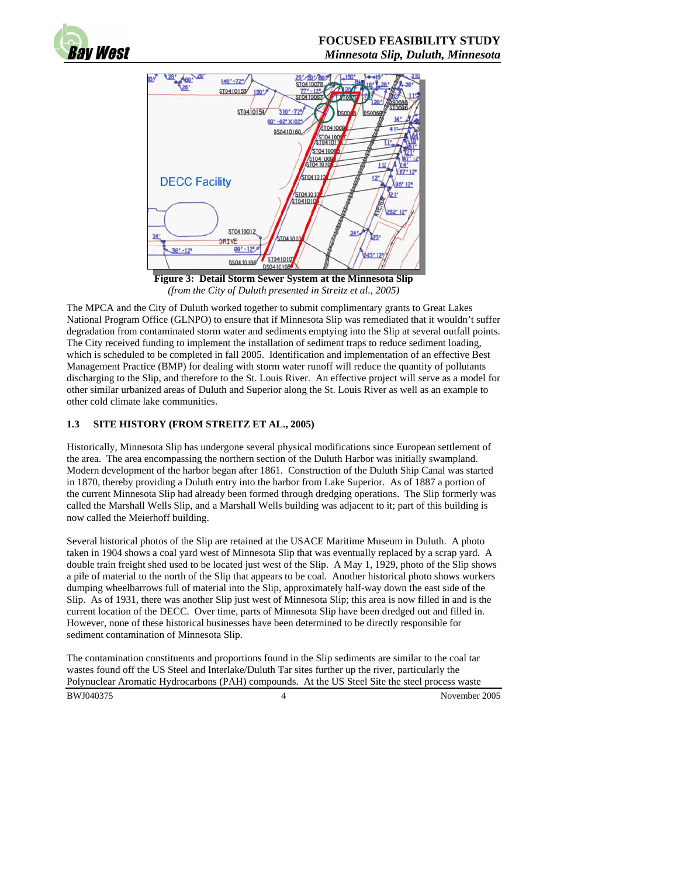**Figure 3: Detail Storm Sewer System at the Minnesota Slip**
*(from the City of Duluth presented in Streitz et al., 2005)*

The MPCA and the City of Duluth worked together to submit complimentary grants to Great Lakes National Program Office (GLNPO) to ensure that if Minnesota Slip was remediated that it wouldn't suffer degradation from contaminated storm water and sediments emptying into the Slip at several outfall points. The City received funding to implement the installation of sediment traps to reduce sediment loading, which is scheduled to be completed in fall 2005. Identification and implementation of an effective Best Management Practice (BMP) for dealing with storm water runoff will reduce the quantity of pollutants discharging to the Slip, and therefore to the St. Louis River. An effective project will serve as a model for other similar urbanized areas of Duluth and Superior along the St. Louis River as well as an example to other cold climate lake communities.

### 1.3 SITE HISTORY (FROM STREITZ ET AL., 2005)

Historically, Minnesota Slip has undergone several physical modifications since European settlement of the area. The area encompassing the northern section of the Duluth Harbor was initially swampland. Modern development of the harbor began after 1861. Construction of the Duluth Ship Canal was started in 1870, thereby providing a Duluth entry into the harbor from Lake Superior. As of 1887 a portion of the current Minnesota Slip had already been formed through dredging operations. The Slip formerly was called the Marshall Wells Slip, and a Marshall Wells building was adjacent to it; part of this building is now called the Meierhoff building.

Several historical photos of the Slip are retained at the USACE Maritime Museum in Duluth. A photo taken in 1904 shows a coal yard west of Minnesota Slip that was eventually replaced by a scrap yard. A double train freight shed used to be located just west of the Slip. A May 1, 1929, photo of the Slip shows a pile of material to the north of the Slip that appears to be coal. Another historical photo shows workers dumping wheelbarrows full of material into the Slip, approximately half-way down the east side of the Slip. As of 1931, there was another Slip just west of Minnesota Slip; this area is now filled in and is the current location of the DECC. Over time, parts of Minnesota Slip have been dredged out and filled in. However, none of these historical businesses have been determined to be directly responsible for sediment contamination of Minnesota Slip.

The contamination constituents and proportions found in the Slip sediments are similar to the coal tar wastes found off the US Steel and Interlake/Duluth Tar sites further up the river, particularly the Polynuclear Aromatic Hydrocarbons (PAH) compounds. At the US Steel Site the steel process waste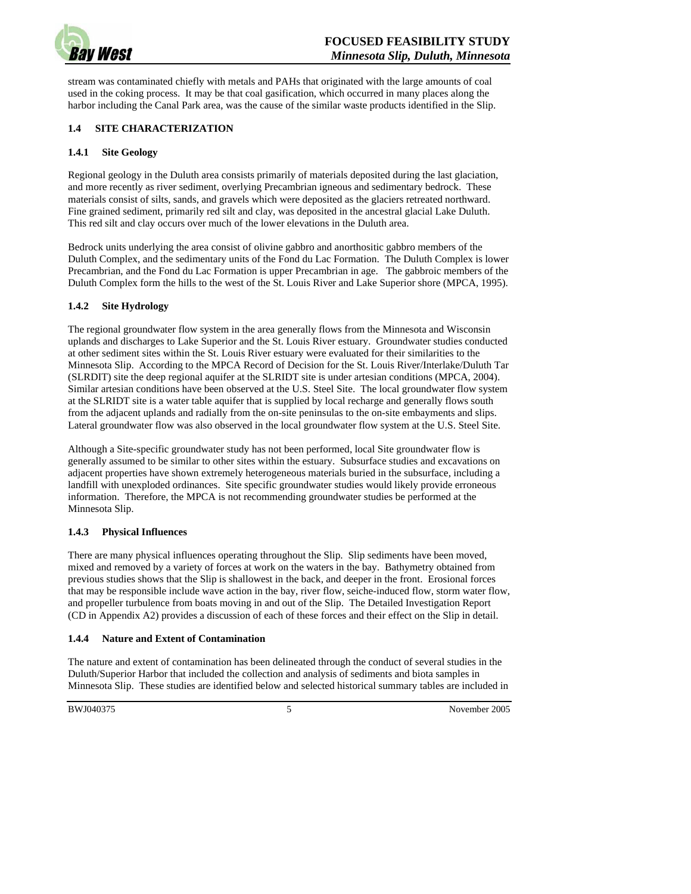stream was contaminated chiefly with metals and PAHs that originated with the large amounts of coal used in the coking process. It may be that coal gasification, which occurred in many places along the harbor including the Canal Park area, was the cause of the similar waste products identified in the Slip.

## 1.4 SITE CHARACTERIZATION

### 1.4.1 Site Geology

Regional geology in the Duluth area consists primarily of materials deposited during the last glaciation, and more recently as river sediment, overlying Precambrian igneous and sedimentary bedrock. These materials consist of silts, sands, and gravels which were deposited as the glaciers retreated northward. Fine grained sediment, primarily red silt and clay, was deposited in the ancestral glacial Lake Duluth. This red silt and clay occurs over much of the lower elevations in the Duluth area.

Bedrock units underlying the area consist of olivine gabbro and anorthositic gabbro members of the Duluth Complex, and the sedimentary units of the Fond du Lac Formation. The Duluth Complex is lower Precambrian, and the Fond du Lac Formation is upper Precambrian in age. The gabbroic members of the Duluth Complex form the hills to the west of the St. Louis River and Lake Superior shore (MPCA, 1995).

### 1.4.2 Site Hydrology

The regional groundwater flow system in the area generally flows from the Minnesota and Wisconsin uplands and discharges to Lake Superior and the St. Louis River estuary. Groundwater studies conducted at other sediment sites within the St. Louis River estuary were evaluated for their similarities to the Minnesota Slip. According to the MPCA Record of Decision for the St. Louis River/Interlake/Duluth Tar (SLRDIT) site the deep regional aquifer at the SLRIDT site is under artesian conditions (MPCA, 2004). Similar artesian conditions have been observed at the U.S. Steel Site. The local groundwater flow system at the SLRIDT site is a water table aquifer that is supplied by local recharge and generally flows south from the adjacent uplands and radially from the on-site peninsulas to the on-site embayments and slips. Lateral groundwater flow was also observed in the local groundwater flow system at the U.S. Steel Site.

Although a Site-specific groundwater study has not been performed, local Site groundwater flow is generally assumed to be similar to other sites within the estuary. Subsurface studies and excavations on adjacent properties have shown extremely heterogeneous materials buried in the subsurface, including a landfill with unexploded ordinances. Site specific groundwater studies would likely provide erroneous information. Therefore, the MPCA is not recommending groundwater studies be performed at the Minnesota Slip.

### 1.4.3 Physical Influences

There are many physical influences operating throughout the Slip. Slip sediments have been moved, mixed and removed by a variety of forces at work on the waters in the bay. Bathymetry obtained from previous studies shows that the Slip is shallowest in the back, and deeper in the front. Erosional forces that may be responsible include wave action in the bay, river flow, seiche-induced flow, storm water flow, and propeller turbulence from boats moving in and out of the Slip. The Detailed Investigation Report (CD in Appendix A2) provides a discussion of each of these forces and their effect on the Slip in detail.

### 1.4.4 Nature and Extent of Contamination

The nature and extent of contamination has been delineated through the conduct of several studies in the Duluth/Superior Harbor that included the collection and analysis of sediments and biota samples in Minnesota Slip. These studies are identified below and selected historical summary tables are included in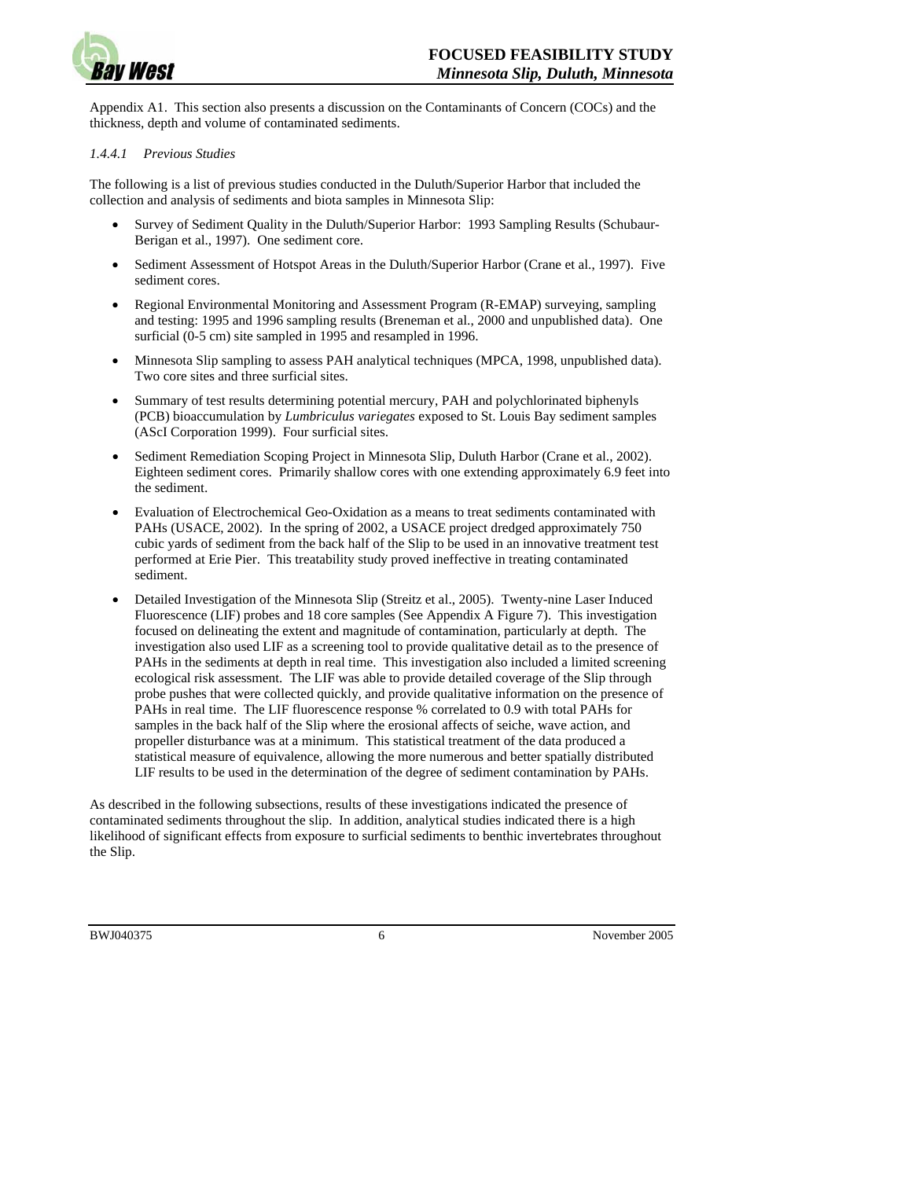Appendix A1. This section also presents a discussion on the Contaminants of Concern (COCs) and the thickness, depth and volume of contaminated sediments.

#### *1.4.4.1 Previous Studies*

The following is a list of previous studies conducted in the Duluth/Superior Harbor that included the collection and analysis of sediments and biota samples in Minnesota Slip:

- Survey of Sediment Quality in the Duluth/Superior Harbor: 1993 Sampling Results (Schubaur-Berigan et al., 1997). One sediment core.
- Sediment Assessment of Hotspot Areas in the Duluth/Superior Harbor (Crane et al., 1997). Five sediment cores.
- Regional Environmental Monitoring and Assessment Program (R-EMAP) surveying, sampling and testing: 1995 and 1996 sampling results (Breneman et al., 2000 and unpublished data). One surficial (0-5 cm) site sampled in 1995 and resampled in 1996.
- Minnesota Slip sampling to assess PAH analytical techniques (MPCA, 1998, unpublished data). Two core sites and three surficial sites.
- Summary of test results determining potential mercury, PAH and polychlorinated biphenyls (PCB) bioaccumulation by *Lumbriculus variegates* exposed to St. Louis Bay sediment samples (AScI Corporation 1999). Four surficial sites.
- Sediment Remediation Scoping Project in Minnesota Slip, Duluth Harbor (Crane et al., 2002). Eighteen sediment cores. Primarily shallow cores with one extending approximately 6.9 feet into the sediment.
- Evaluation of Electrochemical Geo-Oxidation as a means to treat sediments contaminated with PAHs (USACE, 2002). In the spring of 2002, a USACE project dredged approximately 750 cubic yards of sediment from the back half of the Slip to be used in an innovative treatment test performed at Erie Pier. This treatability study proved ineffective in treating contaminated sediment.
- Detailed Investigation of the Minnesota Slip (Streitz et al., 2005). Twenty-nine Laser Induced Fluorescence (LIF) probes and 18 core samples (See Appendix A Figure 7). This investigation focused on delineating the extent and magnitude of contamination, particularly at depth. The investigation also used LIF as a screening tool to provide qualitative detail as to the presence of PAHs in the sediments at depth in real time. This investigation also included a limited screening ecological risk assessment. The LIF was able to provide detailed coverage of the Slip through probe pushes that were collected quickly, and provide qualitative information on the presence of PAHs in real time. The LIF fluorescence response % correlated to 0.9 with total PAHs for samples in the back half of the Slip where the erosional affects of seiche, wave action, and propeller disturbance was at a minimum. This statistical treatment of the data produced a statistical measure of equivalence, allowing the more numerous and better spatially distributed LIF results to be used in the determination of the degree of sediment contamination by PAHs.

As described in the following subsections, results of these investigations indicated the presence of contaminated sediments throughout the slip. In addition, analytical studies indicated there is a high likelihood of significant effects from exposure to surficial sediments to benthic invertebrates throughout the Slip.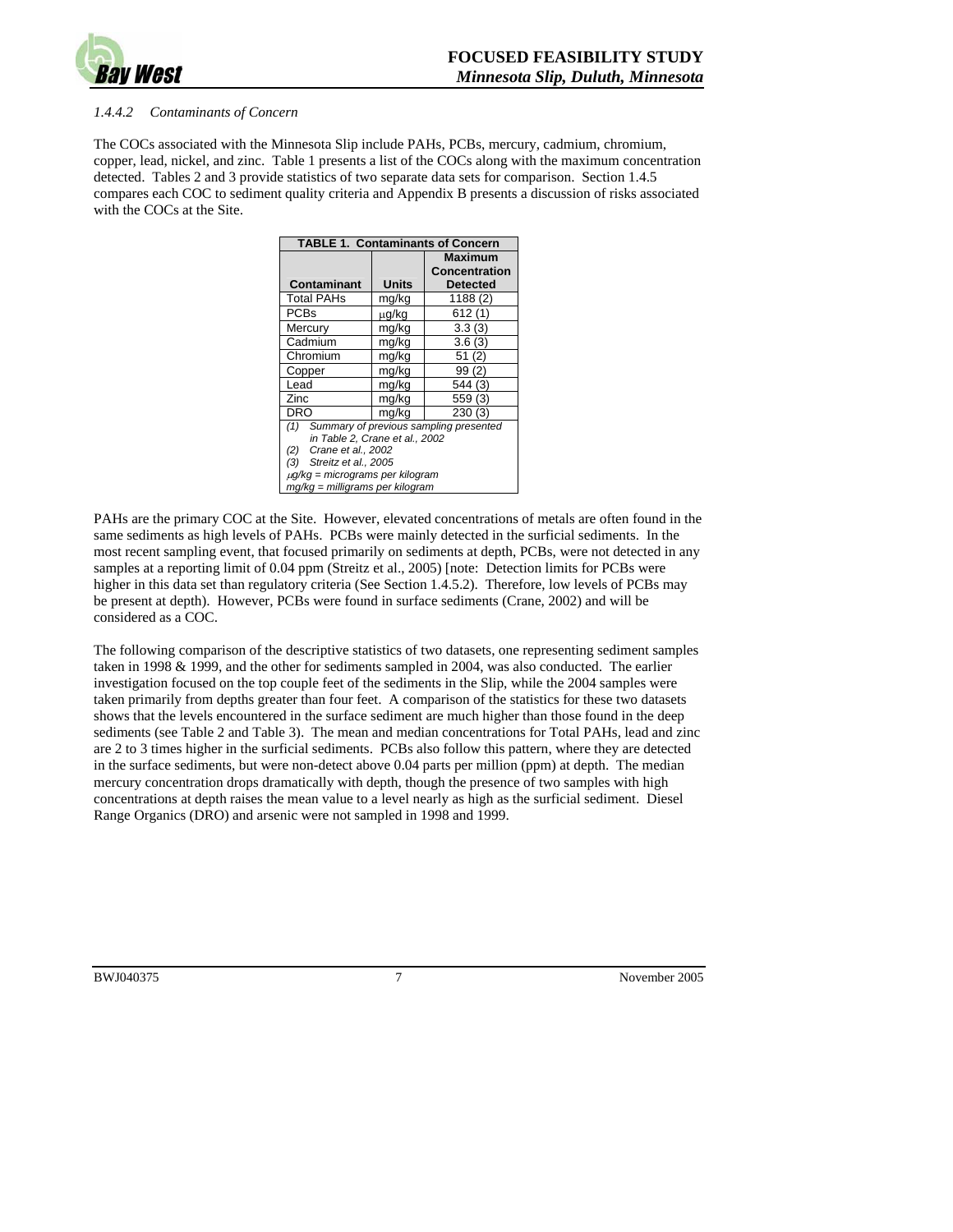#### *1.4.4.2 Contaminants of Concern*

The COCs associated with the Minnesota Slip include PAHs, PCBs, mercury, cadmium, chromium, copper, lead, nickel, and zinc. Table 1 presents a list of the COCs along with the maximum concentration detected. Tables 2 and 3 provide statistics of two separate data sets for comparison. Section 1.4.5 compares each COC to sediment quality criteria and Appendix B presents a discussion of risks associated with the COCs at the Site.

**TABLE 1. Contaminants of Concern**

| Contaminant | Units | Maximum Concentration Detected |
|---|---|---|
| Total PAHs | mg/kg | 1188 (2) |
| PCBs | μg/kg | 612 (1) |
| Mercury | mg/kg | 3.3 (3) |
| Cadmium | mg/kg | 3.6 (3) |
| Chromium | mg/kg | 51 (2) |
| Copper | mg/kg | 99 (2) |
| Lead | mg/kg | 544 (3) |
| Zinc | mg/kg | 559 (3) |
| DRO | mg/kg | 230 (3) |

*(1) Summary of previous sampling presented in Table 2, Crane et al., 2002*
*(2) Crane et al., 2002*
*(3) Streitz et al., 2005*
*μg/kg = micrograms per kilogram*
*mg/kg = milligrams per kilogram*

PAHs are the primary COC at the Site. However, elevated concentrations of metals are often found in the same sediments as high levels of PAHs. PCBs were mainly detected in the surficial sediments. In the most recent sampling event, that focused primarily on sediments at depth, PCBs, were not detected in any samples at a reporting limit of 0.04 ppm (Streitz et al., 2005) [note: Detection limits for PCBs were higher in this data set than regulatory criteria (See Section 1.4.5.2). Therefore, low levels of PCBs may be present at depth). However, PCBs were found in surface sediments (Crane, 2002) and will be considered as a COC.

The following comparison of the descriptive statistics of two datasets, one representing sediment samples taken in 1998 & 1999, and the other for sediments sampled in 2004, was also conducted. The earlier investigation focused on the top couple feet of the sediments in the Slip, while the 2004 samples were taken primarily from depths greater than four feet. A comparison of the statistics for these two datasets shows that the levels encountered in the surface sediment are much higher than those found in the deep sediments (see Table 2 and Table 3). The mean and median concentrations for Total PAHs, lead and zinc are 2 to 3 times higher in the surficial sediments. PCBs also follow this pattern, where they are detected in the surface sediments, but were non-detect above 0.04 parts per million (ppm) at depth. The median mercury concentration drops dramatically with depth, though the presence of two samples with high concentrations at depth raises the mean value to a level nearly as high as the surficial sediment. Diesel Range Organics (DRO) and arsenic were not sampled in 1998 and 1999.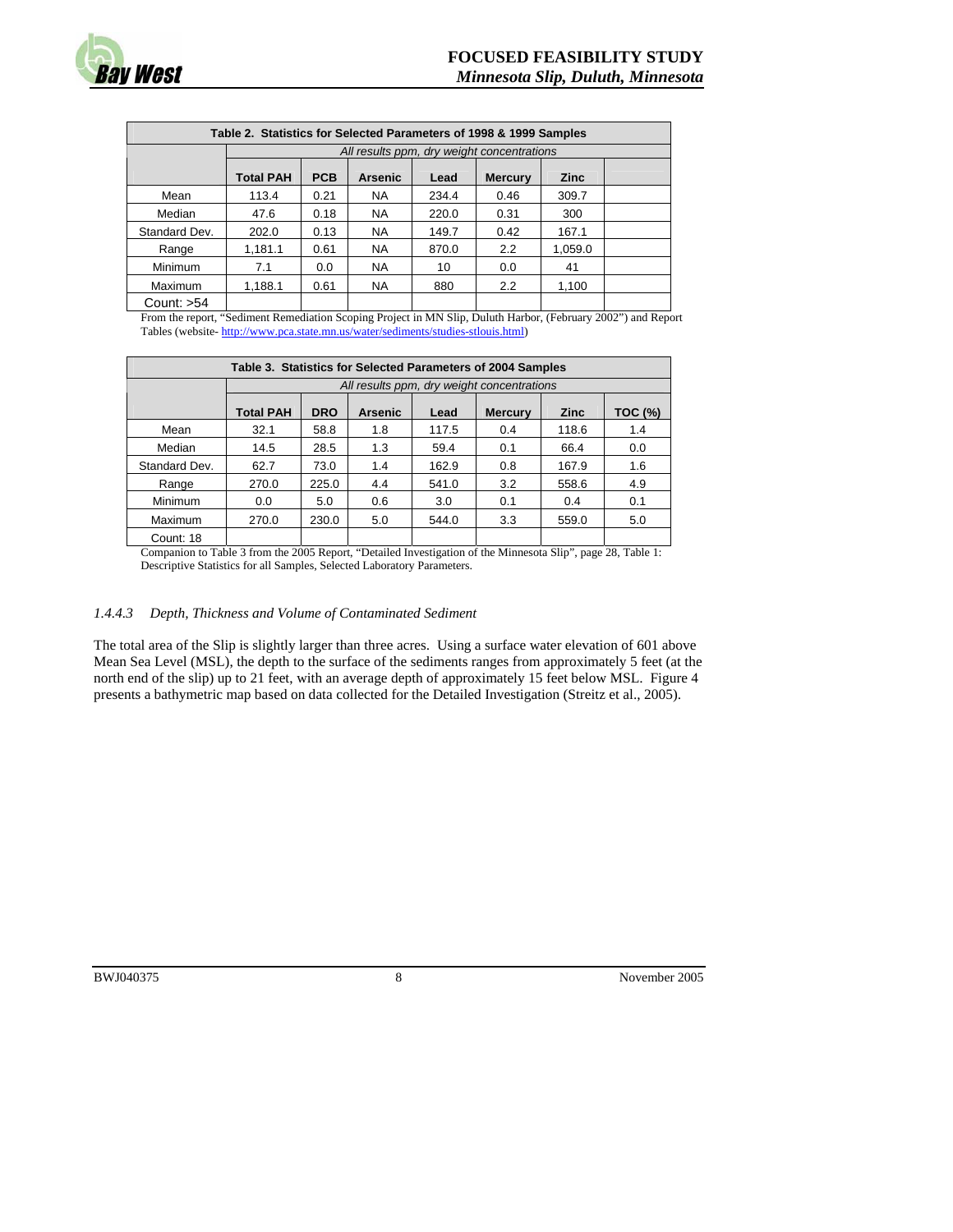| Table 2. Statistics for Selected Parameters of 1998 & 1999 Samples | | | | | | | |
|---|---|---|---|---|---|---|---|
| | *All results ppm, dry weight concentrations* | | | | | | |
| | **Total PAH** | **PCB** | **Arsenic** | **Lead** | **Mercury** | **Zinc** | |
| Mean | 113.4 | 0.21 | NA | 234.4 | 0.46 | 309.7 | |
| Median | 47.6 | 0.18 | NA | 220.0 | 0.31 | 300 | |
| Standard Dev. | 202.0 | 0.13 | NA | 149.7 | 0.42 | 167.1 | |
| Range | 1,181.1 | 0.61 | NA | 870.0 | 2.2 | 1,059.0 | |
| Minimum | 7.1 | 0.0 | NA | 10 | 0.0 | 41 | |
| Maximum | 1,188.1 | 0.61 | NA | 880 | 2.2 | 1,100 | |
| Count: >54 | | | | | | | |

From the report, "Sediment Remediation Scoping Project in MN Slip, Duluth Harbor, (February 2002") and Report Tables (website- http://www.pca.state.mn.us/water/sediments/studies-stlouis.html)

| Table 3. Statistics for Selected Parameters of 2004 Samples | | | | | | | |
|---|---|---|---|---|---|---|---|
| | *All results ppm, dry weight concentrations* | | | | | | |
| | **Total PAH** | **DRO** | **Arsenic** | **Lead** | **Mercury** | **Zinc** | **TOC (%)** |
| Mean | 32.1 | 58.8 | 1.8 | 117.5 | 0.4 | 118.6 | 1.4 |
| Median | 14.5 | 28.5 | 1.3 | 59.4 | 0.1 | 66.4 | 0.0 |
| Standard Dev. | 62.7 | 73.0 | 1.4 | 162.9 | 0.8 | 167.9 | 1.6 |
| Range | 270.0 | 225.0 | 4.4 | 541.0 | 3.2 | 558.6 | 4.9 |
| Minimum | 0.0 | 5.0 | 0.6 | 3.0 | 0.1 | 0.4 | 0.1 |
| Maximum | 270.0 | 230.0 | 5.0 | 544.0 | 3.3 | 559.0 | 5.0 |
| Count: 18 | | | | | | | |

Companion to Table 3 from the 2005 Report, "Detailed Investigation of the Minnesota Slip", page 28, Table 1: Descriptive Statistics for all Samples, Selected Laboratory Parameters.

#### *1.4.4.3 Depth, Thickness and Volume of Contaminated Sediment*

The total area of the Slip is slightly larger than three acres. Using a surface water elevation of 601 above Mean Sea Level (MSL), the depth to the surface of the sediments ranges from approximately 5 feet (at the north end of the slip) up to 21 feet, with an average depth of approximately 15 feet below MSL. Figure 4 presents a bathymetric map based on data collected for the Detailed Investigation (Streitz et al., 2005).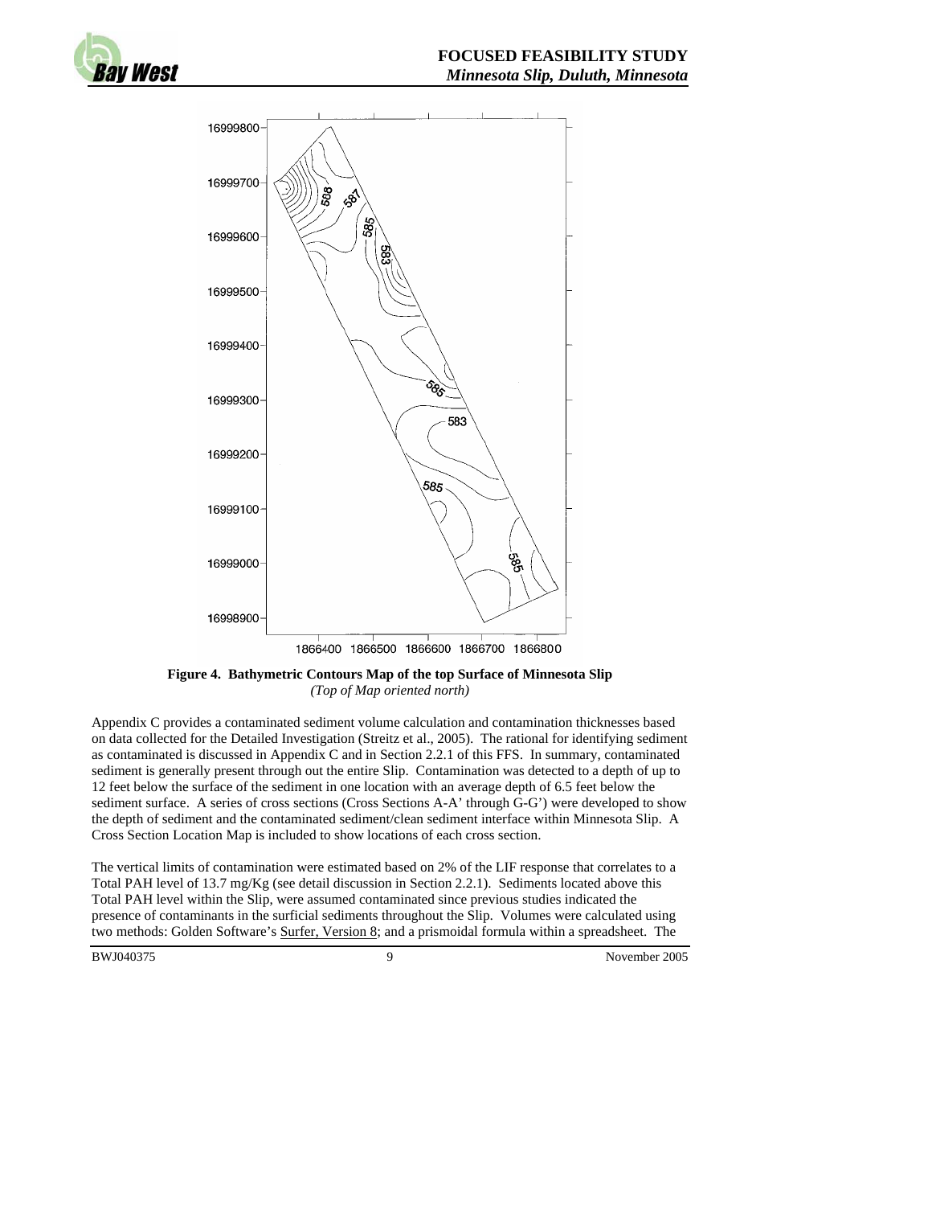**Figure 4. Bathymetric Contours Map of the top Surface of Minnesota Slip**
*(Top of Map oriented north)*

Appendix C provides a contaminated sediment volume calculation and contamination thicknesses based on data collected for the Detailed Investigation (Streitz et al., 2005). The rational for identifying sediment as contaminated is discussed in Appendix C and in Section 2.2.1 of this FFS. In summary, contaminated sediment is generally present through out the entire Slip. Contamination was detected to a depth of up to 12 feet below the surface of the sediment in one location with an average depth of 6.5 feet below the sediment surface. A series of cross sections (Cross Sections A-A' through G-G') were developed to show the depth of sediment and the contaminated sediment/clean sediment interface within Minnesota Slip. A Cross Section Location Map is included to show locations of each cross section.

The vertical limits of contamination were estimated based on 2% of the LIF response that correlates to a Total PAH level of 13.7 mg/Kg (see detail discussion in Section 2.2.1). Sediments located above this Total PAH level within the Slip, were assumed contaminated since previous studies indicated the presence of contaminants in the surficial sediments throughout the Slip. Volumes were calculated using two methods: Golden Software's Surfer, Version 8; and a prismoidal formula within a spreadsheet. The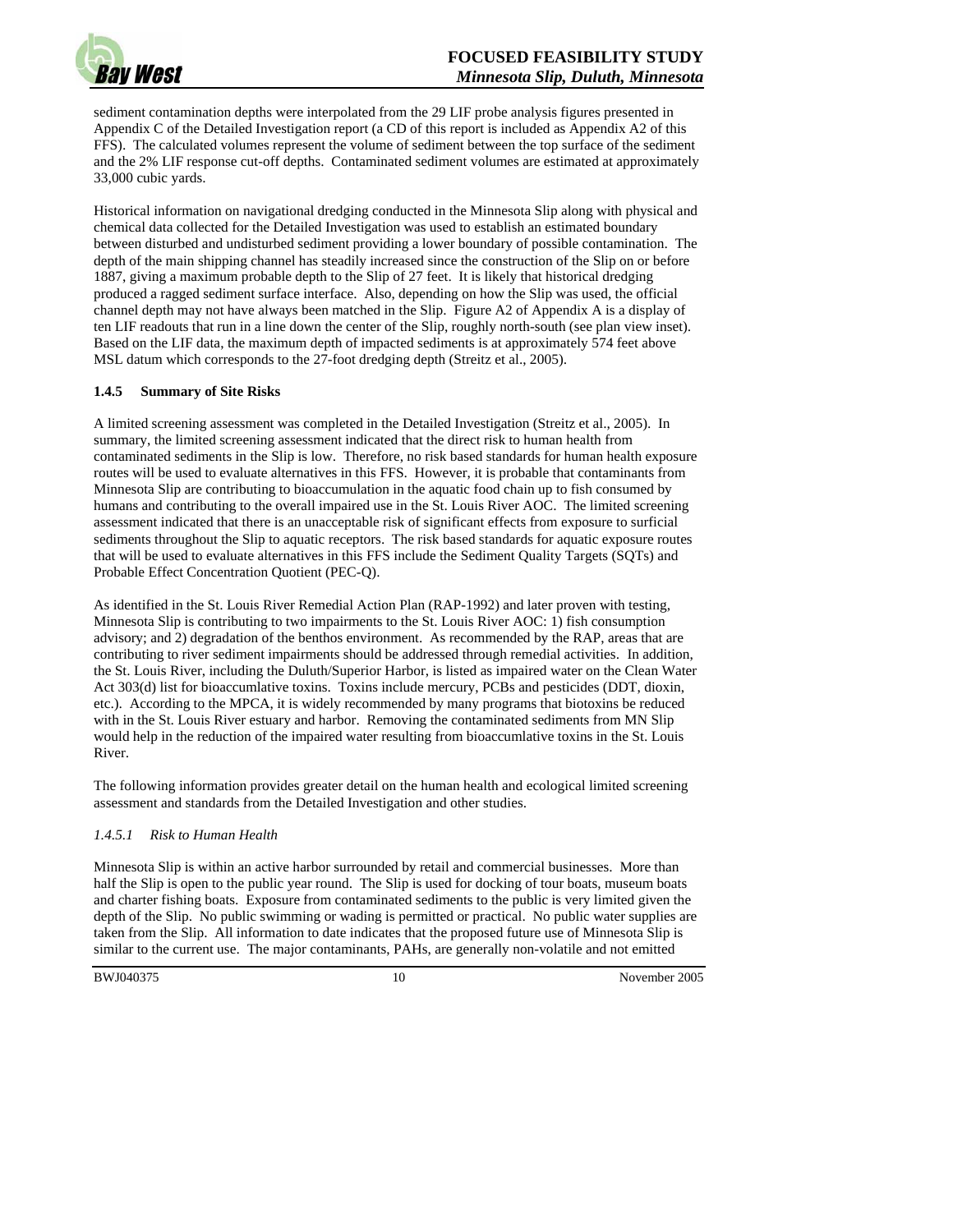sediment contamination depths were interpolated from the 29 LIF probe analysis figures presented in Appendix C of the Detailed Investigation report (a CD of this report is included as Appendix A2 of this FFS). The calculated volumes represent the volume of sediment between the top surface of the sediment and the 2% LIF response cut-off depths. Contaminated sediment volumes are estimated at approximately 33,000 cubic yards.

Historical information on navigational dredging conducted in the Minnesota Slip along with physical and chemical data collected for the Detailed Investigation was used to establish an estimated boundary between disturbed and undisturbed sediment providing a lower boundary of possible contamination. The depth of the main shipping channel has steadily increased since the construction of the Slip on or before 1887, giving a maximum probable depth to the Slip of 27 feet. It is likely that historical dredging produced a ragged sediment surface interface. Also, depending on how the Slip was used, the official channel depth may not have always been matched in the Slip. Figure A2 of Appendix A is a display of ten LIF readouts that run in a line down the center of the Slip, roughly north-south (see plan view inset). Based on the LIF data, the maximum depth of impacted sediments is at approximately 574 feet above MSL datum which corresponds to the 27-foot dredging depth (Streitz et al., 2005).

### 1.4.5 Summary of Site Risks

A limited screening assessment was completed in the Detailed Investigation (Streitz et al., 2005). In summary, the limited screening assessment indicated that the direct risk to human health from contaminated sediments in the Slip is low. Therefore, no risk based standards for human health exposure routes will be used to evaluate alternatives in this FFS. However, it is probable that contaminants from Minnesota Slip are contributing to bioaccumulation in the aquatic food chain up to fish consumed by humans and contributing to the overall impaired use in the St. Louis River AOC. The limited screening assessment indicated that there is an unacceptable risk of significant effects from exposure to surficial sediments throughout the Slip to aquatic receptors. The risk based standards for aquatic exposure routes that will be used to evaluate alternatives in this FFS include the Sediment Quality Targets (SQTs) and Probable Effect Concentration Quotient (PEC-Q).

As identified in the St. Louis River Remedial Action Plan (RAP-1992) and later proven with testing, Minnesota Slip is contributing to two impairments to the St. Louis River AOC: 1) fish consumption advisory; and 2) degradation of the benthos environment. As recommended by the RAP, areas that are contributing to river sediment impairments should be addressed through remedial activities. In addition, the St. Louis River, including the Duluth/Superior Harbor, is listed as impaired water on the Clean Water Act 303(d) list for bioaccumlative toxins. Toxins include mercury, PCBs and pesticides (DDT, dioxin, etc.). According to the MPCA, it is widely recommended by many programs that biotoxins be reduced with in the St. Louis River estuary and harbor. Removing the contaminated sediments from MN Slip would help in the reduction of the impaired water resulting from bioaccumlative toxins in the St. Louis River.

The following information provides greater detail on the human health and ecological limited screening assessment and standards from the Detailed Investigation and other studies.

#### *1.4.5.1 Risk to Human Health*

Minnesota Slip is within an active harbor surrounded by retail and commercial businesses. More than half the Slip is open to the public year round. The Slip is used for docking of tour boats, museum boats and charter fishing boats. Exposure from contaminated sediments to the public is very limited given the depth of the Slip. No public swimming or wading is permitted or practical. No public water supplies are taken from the Slip. All information to date indicates that the proposed future use of Minnesota Slip is similar to the current use. The major contaminants, PAHs, are generally non-volatile and not emitted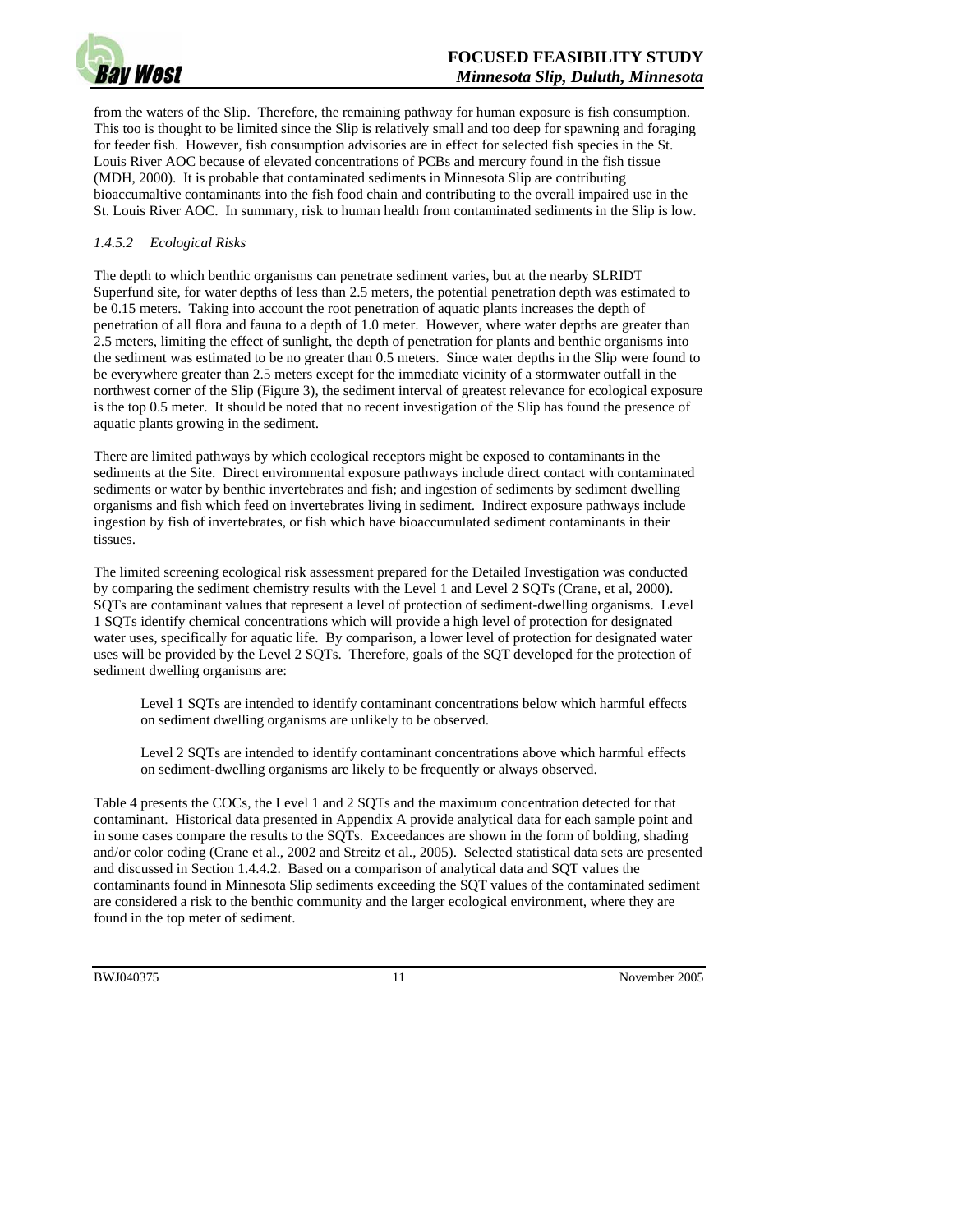from the waters of the Slip. Therefore, the remaining pathway for human exposure is fish consumption. This too is thought to be limited since the Slip is relatively small and too deep for spawning and foraging for feeder fish. However, fish consumption advisories are in effect for selected fish species in the St. Louis River AOC because of elevated concentrations of PCBs and mercury found in the fish tissue (MDH, 2000). It is probable that contaminated sediments in Minnesota Slip are contributing bioaccumaltive contaminants into the fish food chain and contributing to the overall impaired use in the St. Louis River AOC. In summary, risk to human health from contaminated sediments in the Slip is low.

#### *1.4.5.2 Ecological Risks*

The depth to which benthic organisms can penetrate sediment varies, but at the nearby SLRIDT Superfund site, for water depths of less than 2.5 meters, the potential penetration depth was estimated to be 0.15 meters. Taking into account the root penetration of aquatic plants increases the depth of penetration of all flora and fauna to a depth of 1.0 meter. However, where water depths are greater than 2.5 meters, limiting the effect of sunlight, the depth of penetration for plants and benthic organisms into the sediment was estimated to be no greater than 0.5 meters. Since water depths in the Slip were found to be everywhere greater than 2.5 meters except for the immediate vicinity of a stormwater outfall in the northwest corner of the Slip (Figure 3), the sediment interval of greatest relevance for ecological exposure is the top 0.5 meter. It should be noted that no recent investigation of the Slip has found the presence of aquatic plants growing in the sediment.

There are limited pathways by which ecological receptors might be exposed to contaminants in the sediments at the Site. Direct environmental exposure pathways include direct contact with contaminated sediments or water by benthic invertebrates and fish; and ingestion of sediments by sediment dwelling organisms and fish which feed on invertebrates living in sediment. Indirect exposure pathways include ingestion by fish of invertebrates, or fish which have bioaccumulated sediment contaminants in their tissues.

The limited screening ecological risk assessment prepared for the Detailed Investigation was conducted by comparing the sediment chemistry results with the Level 1 and Level 2 SQTs (Crane, et al, 2000). SQTs are contaminant values that represent a level of protection of sediment-dwelling organisms. Level 1 SQTs identify chemical concentrations which will provide a high level of protection for designated water uses, specifically for aquatic life. By comparison, a lower level of protection for designated water uses will be provided by the Level 2 SQTs. Therefore, goals of the SQT developed for the protection of sediment dwelling organisms are:

> Level 1 SQTs are intended to identify contaminant concentrations below which harmful effects on sediment dwelling organisms are unlikely to be observed.
>
> Level 2 SQTs are intended to identify contaminant concentrations above which harmful effects on sediment-dwelling organisms are likely to be frequently or always observed.

Table 4 presents the COCs, the Level 1 and 2 SQTs and the maximum concentration detected for that contaminant. Historical data presented in Appendix A provide analytical data for each sample point and in some cases compare the results to the SQTs. Exceedances are shown in the form of bolding, shading and/or color coding (Crane et al., 2002 and Streitz et al., 2005). Selected statistical data sets are presented and discussed in Section 1.4.4.2. Based on a comparison of analytical data and SQT values the contaminants found in Minnesota Slip sediments exceeding the SQT values of the contaminated sediment are considered a risk to the benthic community and the larger ecological environment, where they are found in the top meter of sediment.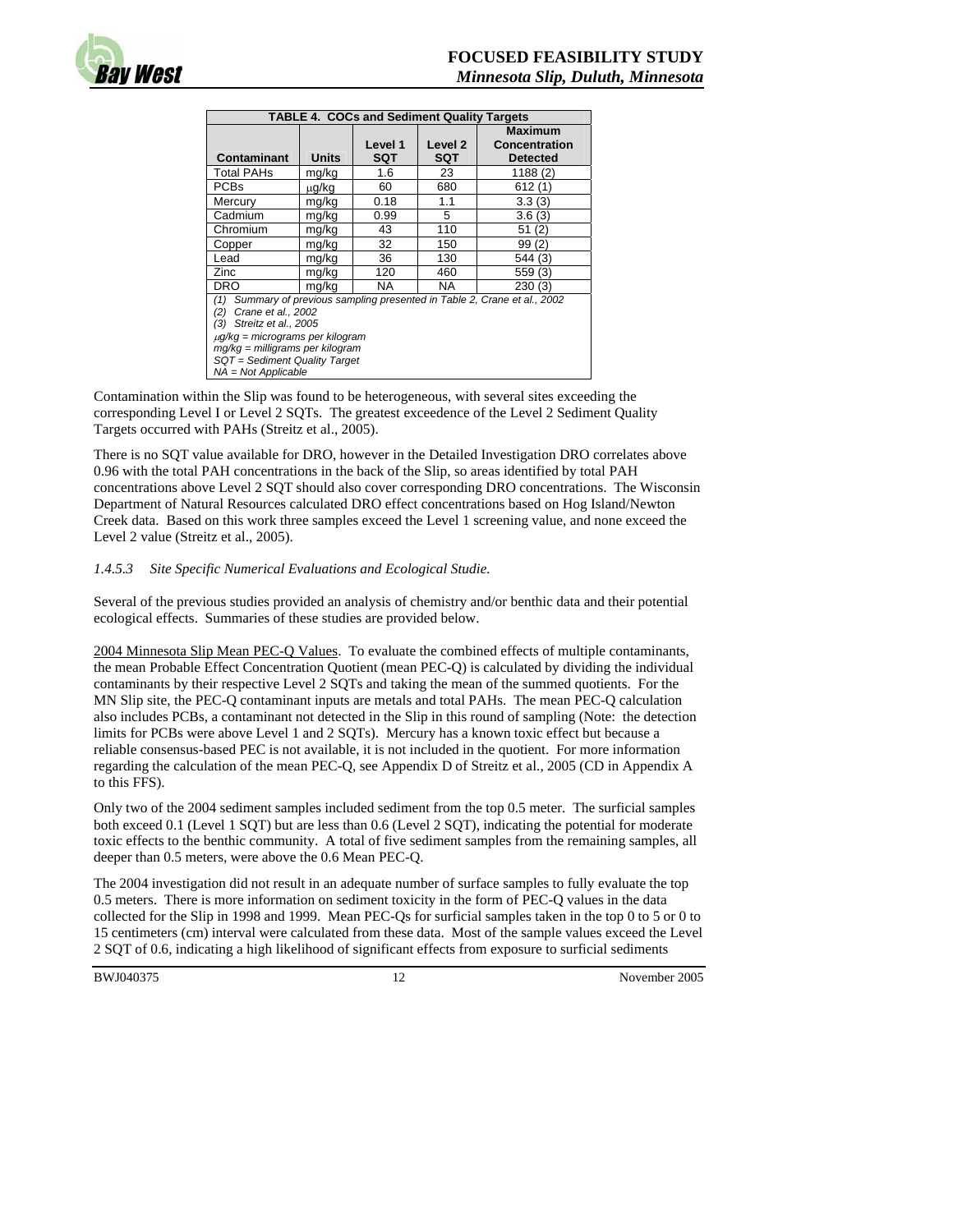**TABLE 4. COCs and Sediment Quality Targets**

| Contaminant | Units | Level 1 SQT | Level 2 SQT | Maximum Concentration Detected |
|---|---|---|---|---|
| Total PAHs | mg/kg | 1.6 | 23 | 1188 (2) |
| PCBs | μg/kg | 60 | 680 | 612 (1) |
| Mercury | mg/kg | 0.18 | 1.1 | 3.3 (3) |
| Cadmium | mg/kg | 0.99 | 5 | 3.6 (3) |
| Chromium | mg/kg | 43 | 110 | 51 (2) |
| Copper | mg/kg | 32 | 150 | 99 (2) |
| Lead | mg/kg | 36 | 130 | 544 (3) |
| Zinc | mg/kg | 120 | 460 | 559 (3) |
| DRO | mg/kg | NA | NA | 230 (3) |

*(1) Summary of previous sampling presented in Table 2, Crane et al., 2002*
*(2) Crane et al., 2002*
*(3) Streitz et al., 2005*
*μg/kg = micrograms per kilogram*
*mg/kg = milligrams per kilogram*
*SQT = Sediment Quality Target*
*NA = Not Applicable*

Contamination within the Slip was found to be heterogeneous, with several sites exceeding the corresponding Level I or Level 2 SQTs. The greatest exceedence of the Level 2 Sediment Quality Targets occurred with PAHs (Streitz et al., 2005).

There is no SQT value available for DRO, however in the Detailed Investigation DRO correlates above 0.96 with the total PAH concentrations in the back of the Slip, so areas identified by total PAH concentrations above Level 2 SQT should also cover corresponding DRO concentrations. The Wisconsin Department of Natural Resources calculated DRO effect concentrations based on Hog Island/Newton Creek data. Based on this work three samples exceed the Level 1 screening value, and none exceed the Level 2 value (Streitz et al., 2005).

*1.4.5.3 Site Specific Numerical Evaluations and Ecological Studie.*

Several of the previous studies provided an analysis of chemistry and/or benthic data and their potential ecological effects. Summaries of these studies are provided below.

2004 Minnesota Slip Mean PEC-Q Values. To evaluate the combined effects of multiple contaminants, the mean Probable Effect Concentration Quotient (mean PEC-Q) is calculated by dividing the individual contaminants by their respective Level 2 SQTs and taking the mean of the summed quotients. For the MN Slip site, the PEC-Q contaminant inputs are metals and total PAHs. The mean PEC-Q calculation also includes PCBs, a contaminant not detected in the Slip in this round of sampling (Note: the detection limits for PCBs were above Level 1 and 2 SQTs). Mercury has a known toxic effect but because a reliable consensus-based PEC is not available, it is not included in the quotient. For more information regarding the calculation of the mean PEC-Q, see Appendix D of Streitz et al., 2005 (CD in Appendix A to this FFS).

Only two of the 2004 sediment samples included sediment from the top 0.5 meter. The surficial samples both exceed 0.1 (Level 1 SQT) but are less than 0.6 (Level 2 SQT), indicating the potential for moderate toxic effects to the benthic community. A total of five sediment samples from the remaining samples, all deeper than 0.5 meters, were above the 0.6 Mean PEC-Q.

The 2004 investigation did not result in an adequate number of surface samples to fully evaluate the top 0.5 meters. There is more information on sediment toxicity in the form of PEC-Q values in the data collected for the Slip in 1998 and 1999. Mean PEC-Qs for surficial samples taken in the top 0 to 5 or 0 to 15 centimeters (cm) interval were calculated from these data. Most of the sample values exceed the Level 2 SQT of 0.6, indicating a high likelihood of significant effects from exposure to surficial sediments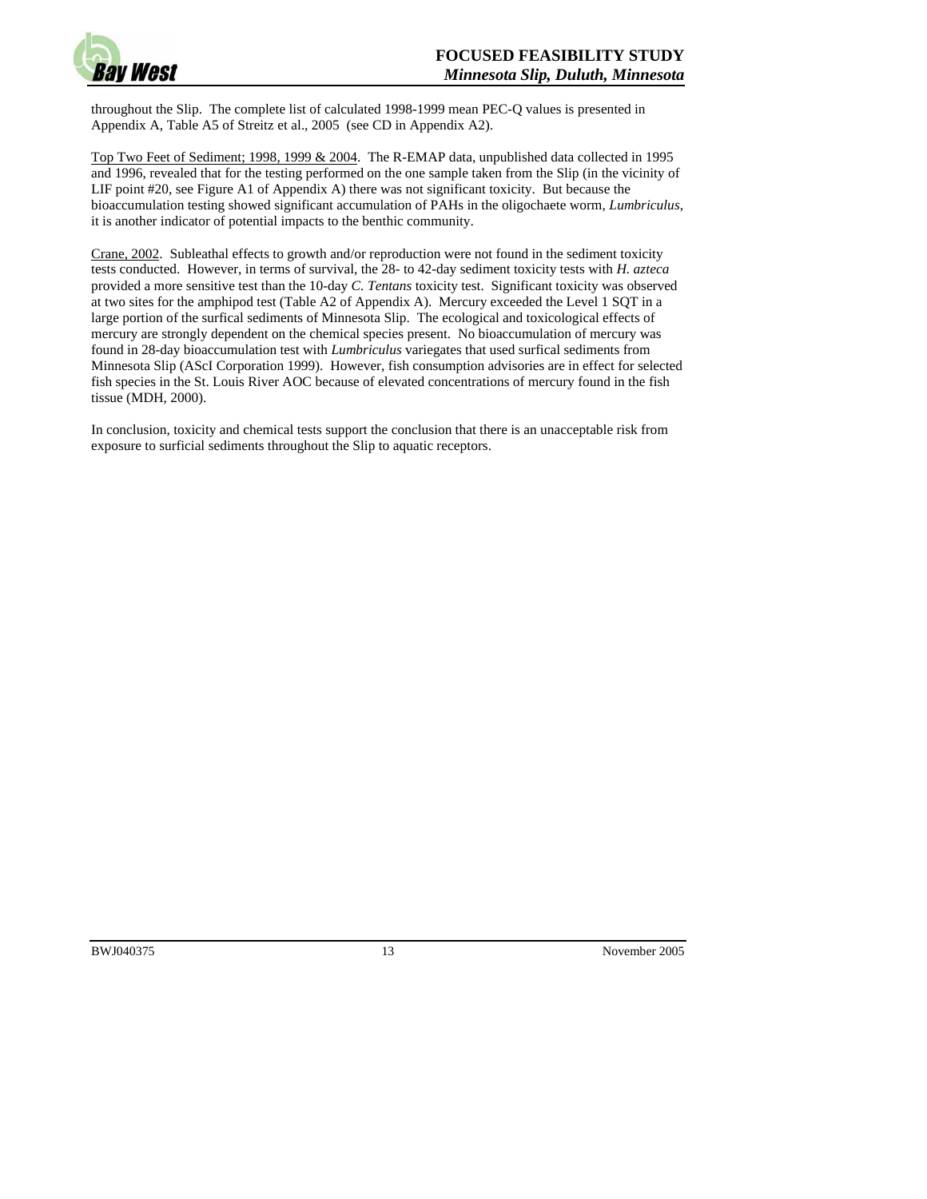throughout the Slip. The complete list of calculated 1998-1999 mean PEC-Q values is presented in Appendix A, Table A5 of Streitz et al., 2005 (see CD in Appendix A2).

Top Two Feet of Sediment; 1998, 1999 & 2004. The R-EMAP data, unpublished data collected in 1995 and 1996, revealed that for the testing performed on the one sample taken from the Slip (in the vicinity of LIF point #20, see Figure A1 of Appendix A) there was not significant toxicity. But because the bioaccumulation testing showed significant accumulation of PAHs in the oligochaete worm, *Lumbriculus*, it is another indicator of potential impacts to the benthic community.

Crane, 2002. Subleathal effects to growth and/or reproduction were not found in the sediment toxicity tests conducted. However, in terms of survival, the 28- to 42-day sediment toxicity tests with *H. azteca* provided a more sensitive test than the 10-day *C. Tentans* toxicity test. Significant toxicity was observed at two sites for the amphipod test (Table A2 of Appendix A). Mercury exceeded the Level 1 SQT in a large portion of the surfical sediments of Minnesota Slip. The ecological and toxicological effects of mercury are strongly dependent on the chemical species present. No bioaccumulation of mercury was found in 28-day bioaccumulation test with *Lumbriculus* variegates that used surfical sediments from Minnesota Slip (AScI Corporation 1999). However, fish consumption advisories are in effect for selected fish species in the St. Louis River AOC because of elevated concentrations of mercury found in the fish tissue (MDH, 2000).

In conclusion, toxicity and chemical tests support the conclusion that there is an unacceptable risk from exposure to surficial sediments throughout the Slip to aquatic receptors.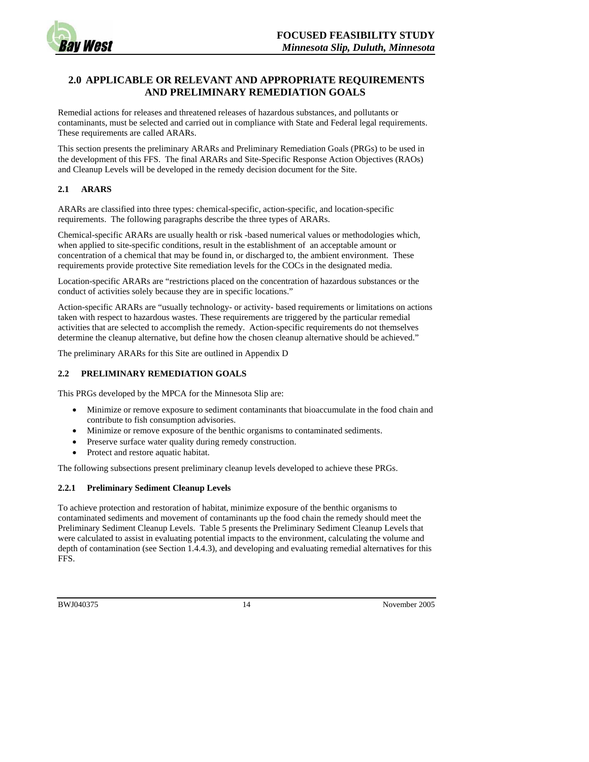## 2.0 APPLICABLE OR RELEVANT AND APPROPRIATE REQUIREMENTS AND PRELIMINARY REMEDIATION GOALS

Remedial actions for releases and threatened releases of hazardous substances, and pollutants or contaminants, must be selected and carried out in compliance with State and Federal legal requirements. These requirements are called ARARs.

This section presents the preliminary ARARs and Preliminary Remediation Goals (PRGs) to be used in the development of this FFS. The final ARARs and Site-Specific Response Action Objectives (RAOs) and Cleanup Levels will be developed in the remedy decision document for the Site.

### 2.1 ARARS

ARARs are classified into three types: chemical-specific, action-specific, and location-specific requirements. The following paragraphs describe the three types of ARARs.

Chemical-specific ARARs are usually health or risk -based numerical values or methodologies which, when applied to site-specific conditions, result in the establishment of an acceptable amount or concentration of a chemical that may be found in, or discharged to, the ambient environment. These requirements provide protective Site remediation levels for the COCs in the designated media.

Location-specific ARARs are "restrictions placed on the concentration of hazardous substances or the conduct of activities solely because they are in specific locations."

Action-specific ARARs are "usually technology- or activity- based requirements or limitations on actions taken with respect to hazardous wastes. These requirements are triggered by the particular remedial activities that are selected to accomplish the remedy. Action-specific requirements do not themselves determine the cleanup alternative, but define how the chosen cleanup alternative should be achieved."

The preliminary ARARs for this Site are outlined in Appendix D

### 2.2 PRELIMINARY REMEDIATION GOALS

This PRGs developed by the MPCA for the Minnesota Slip are:

- Minimize or remove exposure to sediment contaminants that bioaccumulate in the food chain and contribute to fish consumption advisories.
- Minimize or remove exposure of the benthic organisms to contaminated sediments.
- Preserve surface water quality during remedy construction.
- Protect and restore aquatic habitat.

The following subsections present preliminary cleanup levels developed to achieve these PRGs.

#### 2.2.1 Preliminary Sediment Cleanup Levels

To achieve protection and restoration of habitat, minimize exposure of the benthic organisms to contaminated sediments and movement of contaminants up the food chain the remedy should meet the Preliminary Sediment Cleanup Levels. Table 5 presents the Preliminary Sediment Cleanup Levels that were calculated to assist in evaluating potential impacts to the environment, calculating the volume and depth of contamination (see Section 1.4.4.3), and developing and evaluating remedial alternatives for this FFS.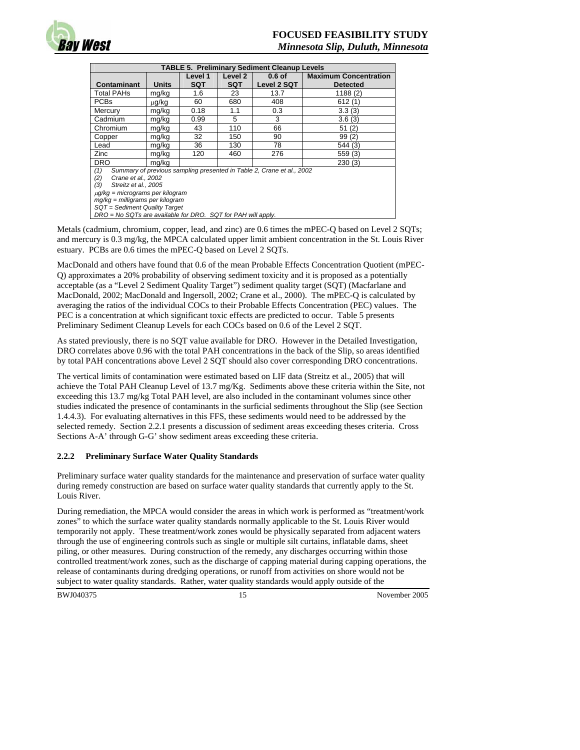| TABLE 5. Preliminary Sediment Cleanup Levels | | | | | |
|---|---|---|---|---|---|
| Contaminant | Units | Level 1 SQT | Level 2 SQT | 0.6 of Level 2 SQT | Maximum Concentration Detected |
| Total PAHs | mg/kg | 1.6 | 23 | 13.7 | 1188 (2) |
| PCBs | μg/kg | 60 | 680 | 408 | 612 (1) |
| Mercury | mg/kg | 0.18 | 1.1 | 0.3 | 3.3 (3) |
| Cadmium | mg/kg | 0.99 | 5 | 3 | 3.6 (3) |
| Chromium | mg/kg | 43 | 110 | 66 | 51 (2) |
| Copper | mg/kg | 32 | 150 | 90 | 99 (2) |
| Lead | mg/kg | 36 | 130 | 78 | 544 (3) |
| Zinc | mg/kg | 120 | 460 | 276 | 559 (3) |
| DRO | mg/kg | | | | 230 (3) |

*(1) Summary of previous sampling presented in Table 2, Crane et al., 2002*
*(2) Crane et al., 2002*
*(3) Streitz et al., 2005*
*μg/kg = micrograms per kilogram*
*mg/kg = milligrams per kilogram*
*SQT = Sediment Quality Target*
*DRO = No SQTs are available for DRO. SQT for PAH will apply.*

Metals (cadmium, chromium, copper, lead, and zinc) are 0.6 times the mPEC-Q based on Level 2 SQTs; and mercury is 0.3 mg/kg, the MPCA calculated upper limit ambient concentration in the St. Louis River estuary. PCBs are 0.6 times the mPEC-Q based on Level 2 SQTs.

MacDonald and others have found that 0.6 of the mean Probable Effects Concentration Quotient (mPEC-Q) approximates a 20% probability of observing sediment toxicity and it is proposed as a potentially acceptable (as a "Level 2 Sediment Quality Target") sediment quality target (SQT) (Macfarlane and MacDonald, 2002; MacDonald and Ingersoll, 2002; Crane et al., 2000). The mPEC-Q is calculated by averaging the ratios of the individual COCs to their Probable Effects Concentration (PEC) values. The PEC is a concentration at which significant toxic effects are predicted to occur. Table 5 presents Preliminary Sediment Cleanup Levels for each COCs based on 0.6 of the Level 2 SQT.

As stated previously, there is no SQT value available for DRO. However in the Detailed Investigation, DRO correlates above 0.96 with the total PAH concentrations in the back of the Slip, so areas identified by total PAH concentrations above Level 2 SQT should also cover corresponding DRO concentrations.

The vertical limits of contamination were estimated based on LIF data (Streitz et al., 2005) that will achieve the Total PAH Cleanup Level of 13.7 mg/Kg. Sediments above these criteria within the Site, not exceeding this 13.7 mg/kg Total PAH level, are also included in the contaminant volumes since other studies indicated the presence of contaminants in the surficial sediments throughout the Slip (see Section 1.4.4.3). For evaluating alternatives in this FFS, these sediments would need to be addressed by the selected remedy. Section 2.2.1 presents a discussion of sediment areas exceeding theses criteria. Cross Sections A-A' through G-G' show sediment areas exceeding these criteria.

### 2.2.2 Preliminary Surface Water Quality Standards

Preliminary surface water quality standards for the maintenance and preservation of surface water quality during remedy construction are based on surface water quality standards that currently apply to the St. Louis River.

During remediation, the MPCA would consider the areas in which work is performed as "treatment/work zones" to which the surface water quality standards normally applicable to the St. Louis River would temporarily not apply. These treatment/work zones would be physically separated from adjacent waters through the use of engineering controls such as single or multiple silt curtains, inflatable dams, sheet piling, or other measures. During construction of the remedy, any discharges occurring within those controlled treatment/work zones, such as the discharge of capping material during capping operations, the release of contaminants during dredging operations, or runoff from activities on shore would not be subject to water quality standards. Rather, water quality standards would apply outside of the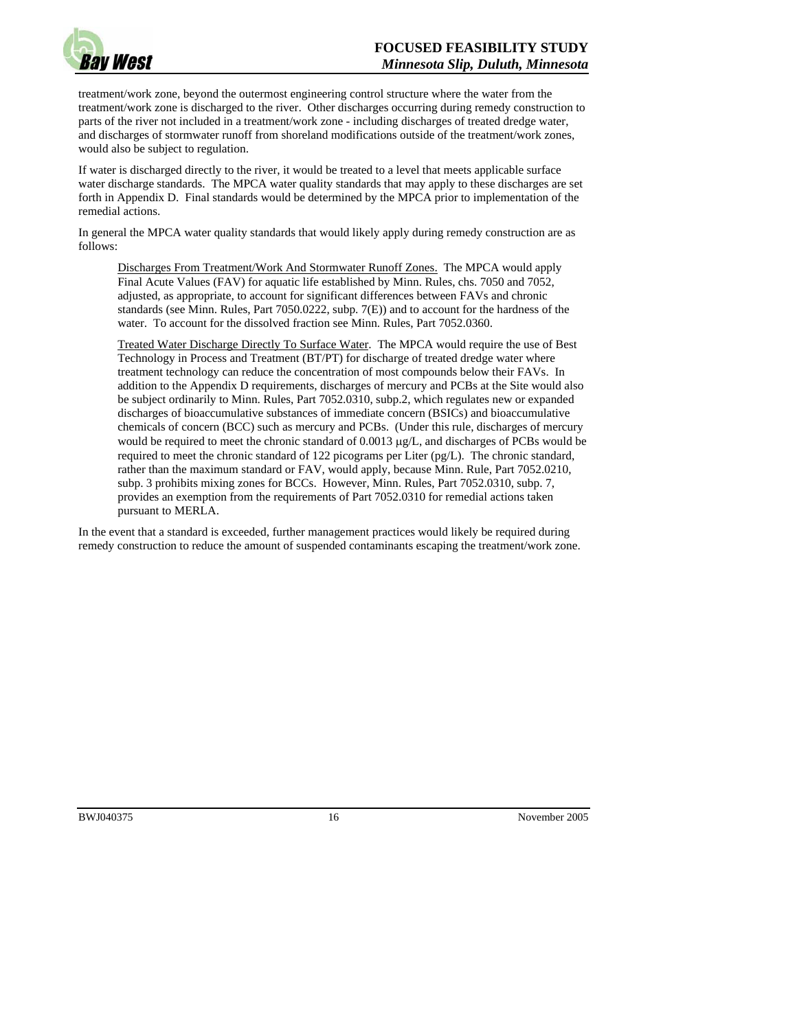treatment/work zone, beyond the outermost engineering control structure where the water from the treatment/work zone is discharged to the river. Other discharges occurring during remedy construction to parts of the river not included in a treatment/work zone - including discharges of treated dredge water, and discharges of stormwater runoff from shoreland modifications outside of the treatment/work zones, would also be subject to regulation.

If water is discharged directly to the river, it would be treated to a level that meets applicable surface water discharge standards. The MPCA water quality standards that may apply to these discharges are set forth in Appendix D. Final standards would be determined by the MPCA prior to implementation of the remedial actions.

In general the MPCA water quality standards that would likely apply during remedy construction are as follows:

> <u>Discharges From Treatment/Work And Stormwater Runoff Zones.</u> The MPCA would apply Final Acute Values (FAV) for aquatic life established by Minn. Rules, chs. 7050 and 7052, adjusted, as appropriate, to account for significant differences between FAVs and chronic standards (see Minn. Rules, Part 7050.0222, subp. 7(E)) and to account for the hardness of the water. To account for the dissolved fraction see Minn. Rules, Part 7052.0360.
>
> <u>Treated Water Discharge Directly To Surface Water</u>. The MPCA would require the use of Best Technology in Process and Treatment (BT/PT) for discharge of treated dredge water where treatment technology can reduce the concentration of most compounds below their FAVs. In addition to the Appendix D requirements, discharges of mercury and PCBs at the Site would also be subject ordinarily to Minn. Rules, Part 7052.0310, subp.2, which regulates new or expanded discharges of bioaccumulative substances of immediate concern (BSICs) and bioaccumulative chemicals of concern (BCC) such as mercury and PCBs. (Under this rule, discharges of mercury would be required to meet the chronic standard of 0.0013 μg/L, and discharges of PCBs would be required to meet the chronic standard of 122 picograms per Liter (pg/L). The chronic standard, rather than the maximum standard or FAV, would apply, because Minn. Rule, Part 7052.0210, subp. 3 prohibits mixing zones for BCCs. However, Minn. Rules, Part 7052.0310, subp. 7, provides an exemption from the requirements of Part 7052.0310 for remedial actions taken pursuant to MERLA.

In the event that a standard is exceeded, further management practices would likely be required during remedy construction to reduce the amount of suspended contaminants escaping the treatment/work zone.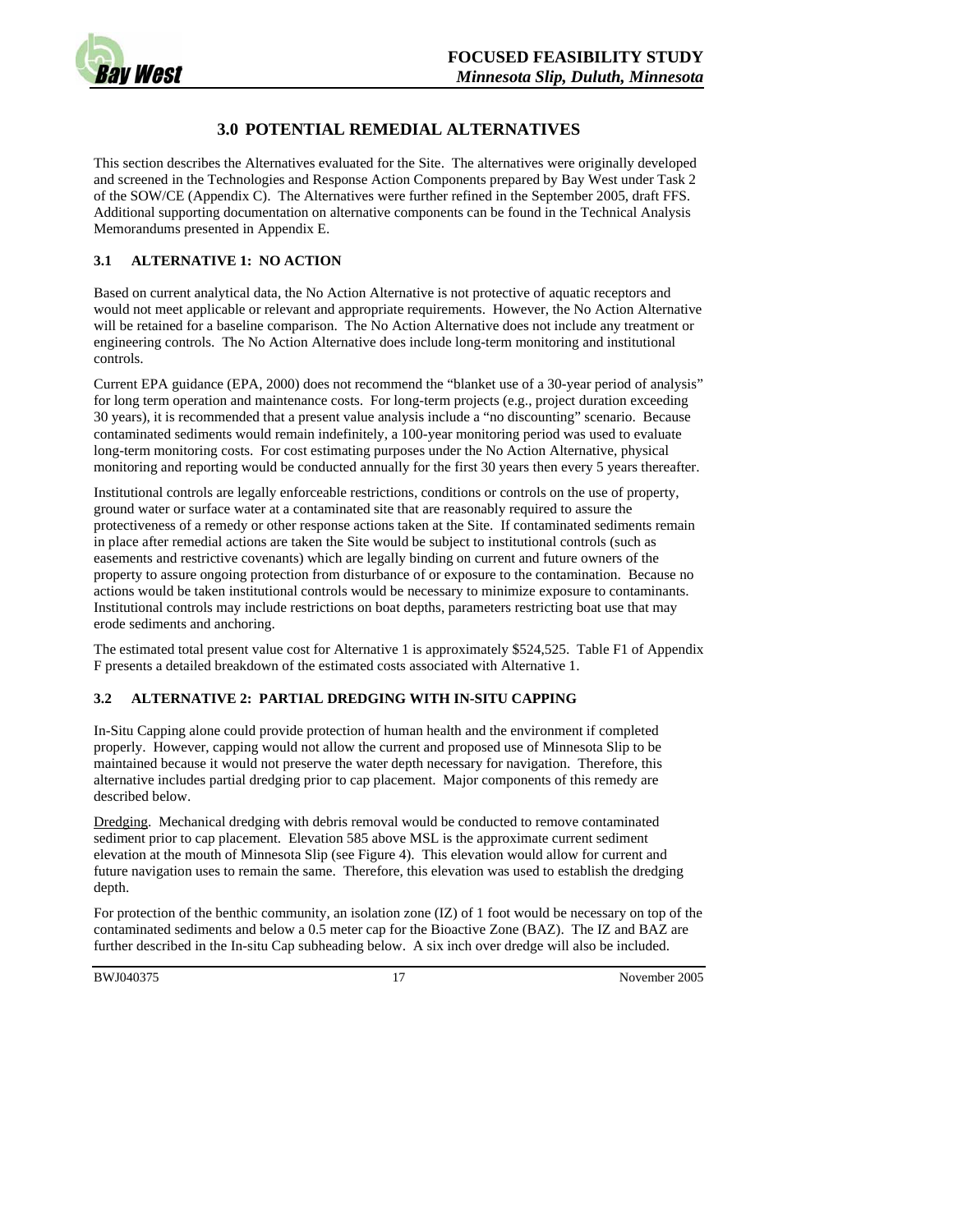# 3.0 POTENTIAL REMEDIAL ALTERNATIVES

This section describes the Alternatives evaluated for the Site. The alternatives were originally developed and screened in the Technologies and Response Action Components prepared by Bay West under Task 2 of the SOW/CE (Appendix C). The Alternatives were further refined in the September 2005, draft FFS. Additional supporting documentation on alternative components can be found in the Technical Analysis Memorandums presented in Appendix E.

## 3.1 ALTERNATIVE 1: NO ACTION

Based on current analytical data, the No Action Alternative is not protective of aquatic receptors and would not meet applicable or relevant and appropriate requirements. However, the No Action Alternative will be retained for a baseline comparison. The No Action Alternative does not include any treatment or engineering controls. The No Action Alternative does include long-term monitoring and institutional controls.

Current EPA guidance (EPA, 2000) does not recommend the "blanket use of a 30-year period of analysis" for long term operation and maintenance costs. For long-term projects (e.g., project duration exceeding 30 years), it is recommended that a present value analysis include a "no discounting" scenario. Because contaminated sediments would remain indefinitely, a 100-year monitoring period was used to evaluate long-term monitoring costs. For cost estimating purposes under the No Action Alternative, physical monitoring and reporting would be conducted annually for the first 30 years then every 5 years thereafter.

Institutional controls are legally enforceable restrictions, conditions or controls on the use of property, ground water or surface water at a contaminated site that are reasonably required to assure the protectiveness of a remedy or other response actions taken at the Site. If contaminated sediments remain in place after remedial actions are taken the Site would be subject to institutional controls (such as easements and restrictive covenants) which are legally binding on current and future owners of the property to assure ongoing protection from disturbance of or exposure to the contamination. Because no actions would be taken institutional controls would be necessary to minimize exposure to contaminants. Institutional controls may include restrictions on boat depths, parameters restricting boat use that may erode sediments and anchoring.

The estimated total present value cost for Alternative 1 is approximately $524,525. Table F1 of Appendix F presents a detailed breakdown of the estimated costs associated with Alternative 1.

## 3.2 ALTERNATIVE 2: PARTIAL DREDGING WITH IN-SITU CAPPING

In-Situ Capping alone could provide protection of human health and the environment if completed properly. However, capping would not allow the current and proposed use of Minnesota Slip to be maintained because it would not preserve the water depth necessary for navigation. Therefore, this alternative includes partial dredging prior to cap placement. Major components of this remedy are described below.

Dredging. Mechanical dredging with debris removal would be conducted to remove contaminated sediment prior to cap placement. Elevation 585 above MSL is the approximate current sediment elevation at the mouth of Minnesota Slip (see Figure 4). This elevation would allow for current and future navigation uses to remain the same. Therefore, this elevation was used to establish the dredging depth.

For protection of the benthic community, an isolation zone (IZ) of 1 foot would be necessary on top of the contaminated sediments and below a 0.5 meter cap for the Bioactive Zone (BAZ). The IZ and BAZ are further described in the In-situ Cap subheading below. A six inch over dredge will also be included.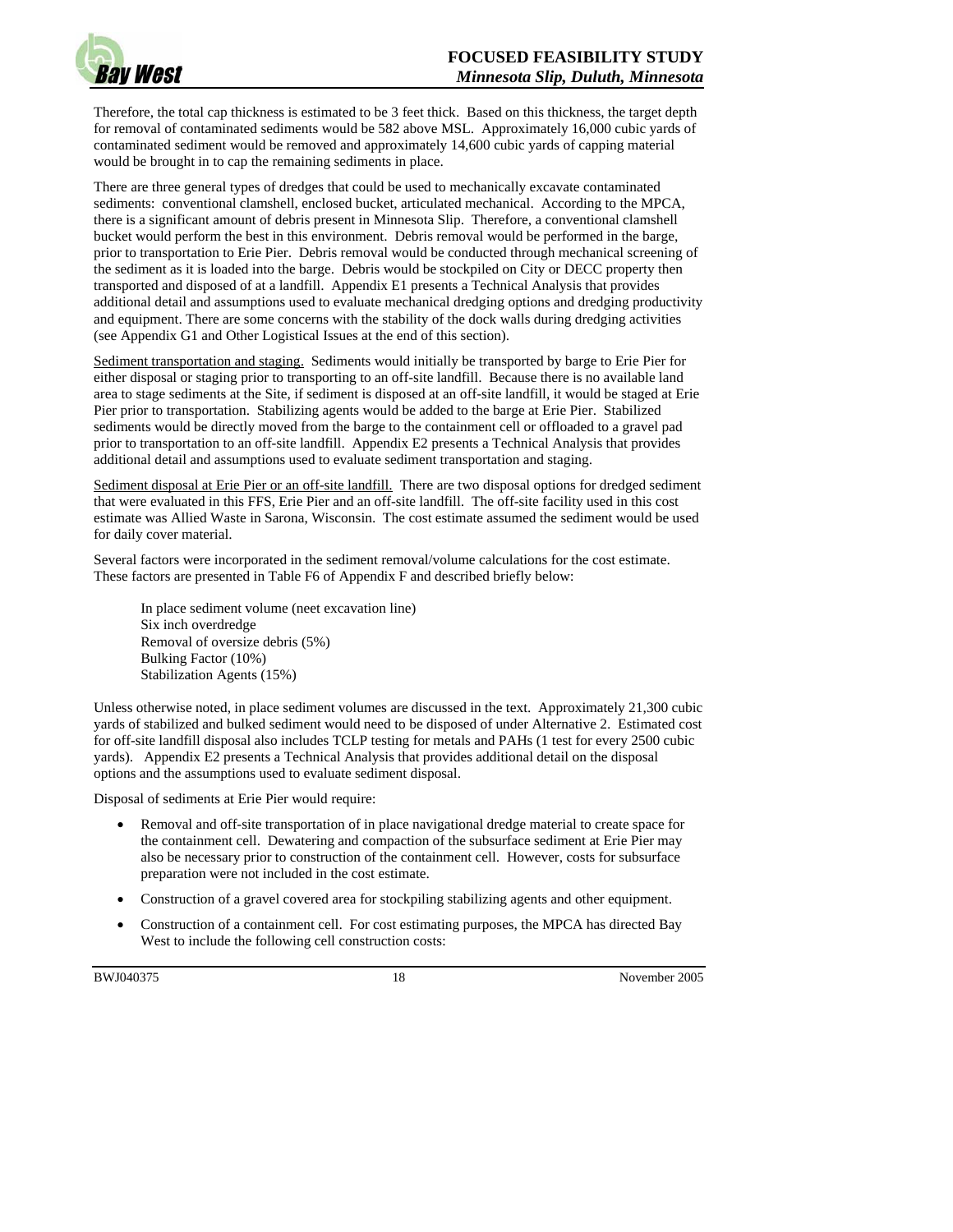Therefore, the total cap thickness is estimated to be 3 feet thick. Based on this thickness, the target depth for removal of contaminated sediments would be 582 above MSL. Approximately 16,000 cubic yards of contaminated sediment would be removed and approximately 14,600 cubic yards of capping material would be brought in to cap the remaining sediments in place.

There are three general types of dredges that could be used to mechanically excavate contaminated sediments: conventional clamshell, enclosed bucket, articulated mechanical. According to the MPCA, there is a significant amount of debris present in Minnesota Slip. Therefore, a conventional clamshell bucket would perform the best in this environment. Debris removal would be performed in the barge, prior to transportation to Erie Pier. Debris removal would be conducted through mechanical screening of the sediment as it is loaded into the barge. Debris would be stockpiled on City or DECC property then transported and disposed of at a landfill. Appendix E1 presents a Technical Analysis that provides additional detail and assumptions used to evaluate mechanical dredging options and dredging productivity and equipment. There are some concerns with the stability of the dock walls during dredging activities (see Appendix G1 and Other Logistical Issues at the end of this section).

<u>Sediment transportation and staging.</u> Sediments would initially be transported by barge to Erie Pier for either disposal or staging prior to transporting to an off-site landfill. Because there is no available land area to stage sediments at the Site, if sediment is disposed at an off-site landfill, it would be staged at Erie Pier prior to transportation. Stabilizing agents would be added to the barge at Erie Pier. Stabilized sediments would be directly moved from the barge to the containment cell or offloaded to a gravel pad prior to transportation to an off-site landfill. Appendix E2 presents a Technical Analysis that provides additional detail and assumptions used to evaluate sediment transportation and staging.

<u>Sediment disposal at Erie Pier or an off-site landfill.</u> There are two disposal options for dredged sediment that were evaluated in this FFS, Erie Pier and an off-site landfill. The off-site facility used in this cost estimate was Allied Waste in Sarona, Wisconsin. The cost estimate assumed the sediment would be used for daily cover material.

Several factors were incorporated in the sediment removal/volume calculations for the cost estimate. These factors are presented in Table F6 of Appendix F and described briefly below:

In place sediment volume (neet excavation line)  
Six inch overdredge  
Removal of oversize debris (5%)  
Bulking Factor (10%)  
Stabilization Agents (15%)

Unless otherwise noted, in place sediment volumes are discussed in the text. Approximately 21,300 cubic yards of stabilized and bulked sediment would need to be disposed of under Alternative 2. Estimated cost for off-site landfill disposal also includes TCLP testing for metals and PAHs (1 test for every 2500 cubic yards). Appendix E2 presents a Technical Analysis that provides additional detail on the disposal options and the assumptions used to evaluate sediment disposal.

Disposal of sediments at Erie Pier would require:

- Removal and off-site transportation of in place navigational dredge material to create space for the containment cell. Dewatering and compaction of the subsurface sediment at Erie Pier may also be necessary prior to construction of the containment cell. However, costs for subsurface preparation were not included in the cost estimate.
- Construction of a gravel covered area for stockpiling stabilizing agents and other equipment.
- Construction of a containment cell. For cost estimating purposes, the MPCA has directed Bay West to include the following cell construction costs: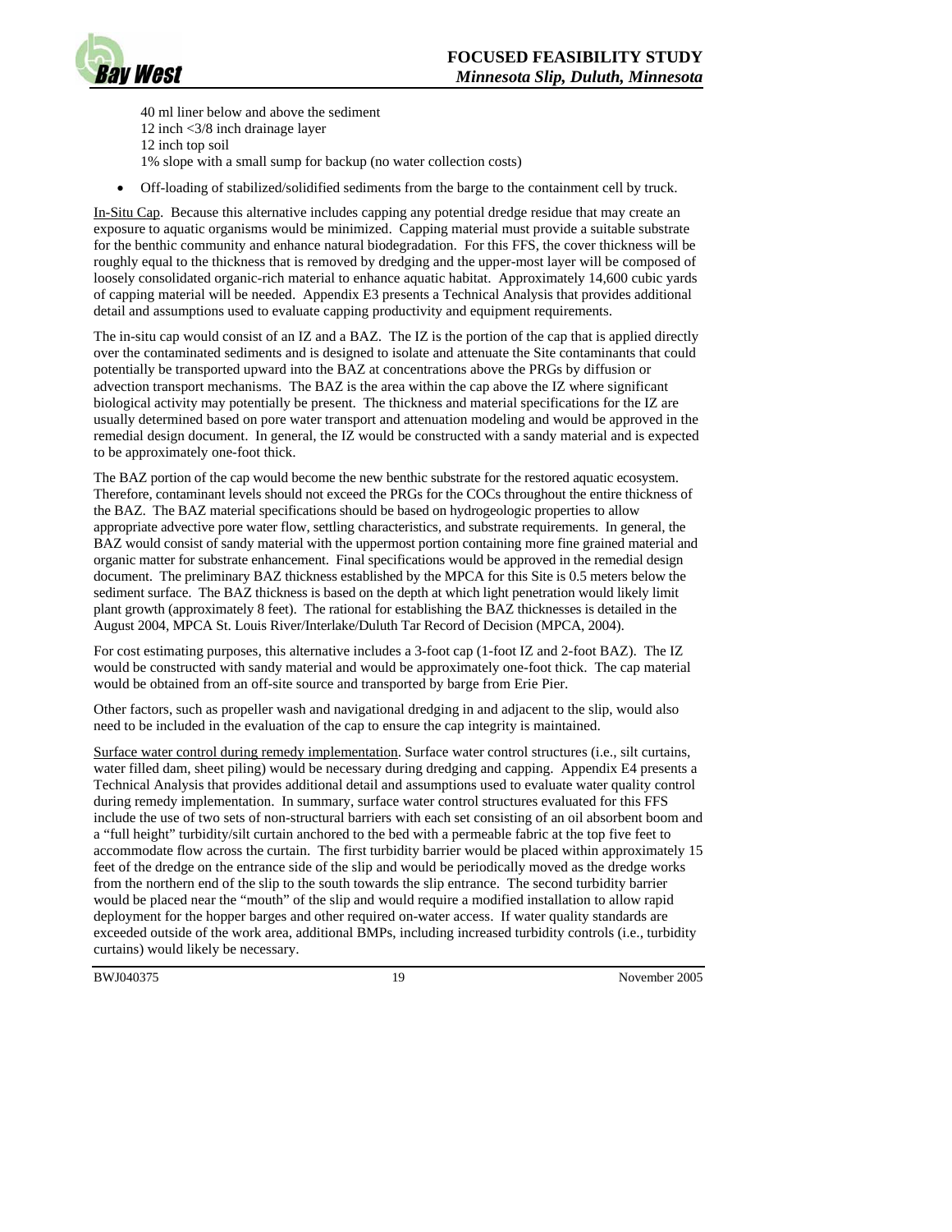40 ml liner below and above the sediment
12 inch <3/8 inch drainage layer
12 inch top soil
1% slope with a small sump for backup (no water collection costs)

- Off-loading of stabilized/solidified sediments from the barge to the containment cell by truck.

<u>In-Situ Cap</u>. Because this alternative includes capping any potential dredge residue that may create an exposure to aquatic organisms would be minimized. Capping material must provide a suitable substrate for the benthic community and enhance natural biodegradation. For this FFS, the cover thickness will be roughly equal to the thickness that is removed by dredging and the upper-most layer will be composed of loosely consolidated organic-rich material to enhance aquatic habitat. Approximately 14,600 cubic yards of capping material will be needed. Appendix E3 presents a Technical Analysis that provides additional detail and assumptions used to evaluate capping productivity and equipment requirements.

The in-situ cap would consist of an IZ and a BAZ. The IZ is the portion of the cap that is applied directly over the contaminated sediments and is designed to isolate and attenuate the Site contaminants that could potentially be transported upward into the BAZ at concentrations above the PRGs by diffusion or advection transport mechanisms. The BAZ is the area within the cap above the IZ where significant biological activity may potentially be present. The thickness and material specifications for the IZ are usually determined based on pore water transport and attenuation modeling and would be approved in the remedial design document. In general, the IZ would be constructed with a sandy material and is expected to be approximately one-foot thick.

The BAZ portion of the cap would become the new benthic substrate for the restored aquatic ecosystem. Therefore, contaminant levels should not exceed the PRGs for the COCs throughout the entire thickness of the BAZ. The BAZ material specifications should be based on hydrogeologic properties to allow appropriate advective pore water flow, settling characteristics, and substrate requirements. In general, the BAZ would consist of sandy material with the uppermost portion containing more fine grained material and organic matter for substrate enhancement. Final specifications would be approved in the remedial design document. The preliminary BAZ thickness established by the MPCA for this Site is 0.5 meters below the sediment surface. The BAZ thickness is based on the depth at which light penetration would likely limit plant growth (approximately 8 feet). The rational for establishing the BAZ thicknesses is detailed in the August 2004, MPCA St. Louis River/Interlake/Duluth Tar Record of Decision (MPCA, 2004).

For cost estimating purposes, this alternative includes a 3-foot cap (1-foot IZ and 2-foot BAZ). The IZ would be constructed with sandy material and would be approximately one-foot thick. The cap material would be obtained from an off-site source and transported by barge from Erie Pier.

Other factors, such as propeller wash and navigational dredging in and adjacent to the slip, would also need to be included in the evaluation of the cap to ensure the cap integrity is maintained.

<u>Surface water control during remedy implementation</u>. Surface water control structures (i.e., silt curtains, water filled dam, sheet piling) would be necessary during dredging and capping. Appendix E4 presents a Technical Analysis that provides additional detail and assumptions used to evaluate water quality control during remedy implementation. In summary, surface water control structures evaluated for this FFS include the use of two sets of non-structural barriers with each set consisting of an oil absorbent boom and a "full height" turbidity/silt curtain anchored to the bed with a permeable fabric at the top five feet to accommodate flow across the curtain. The first turbidity barrier would be placed within approximately 15 feet of the dredge on the entrance side of the slip and would be periodically moved as the dredge works from the northern end of the slip to the south towards the slip entrance. The second turbidity barrier would be placed near the "mouth" of the slip and would require a modified installation to allow rapid deployment for the hopper barges and other required on-water access. If water quality standards are exceeded outside of the work area, additional BMPs, including increased turbidity controls (i.e., turbidity curtains) would likely be necessary.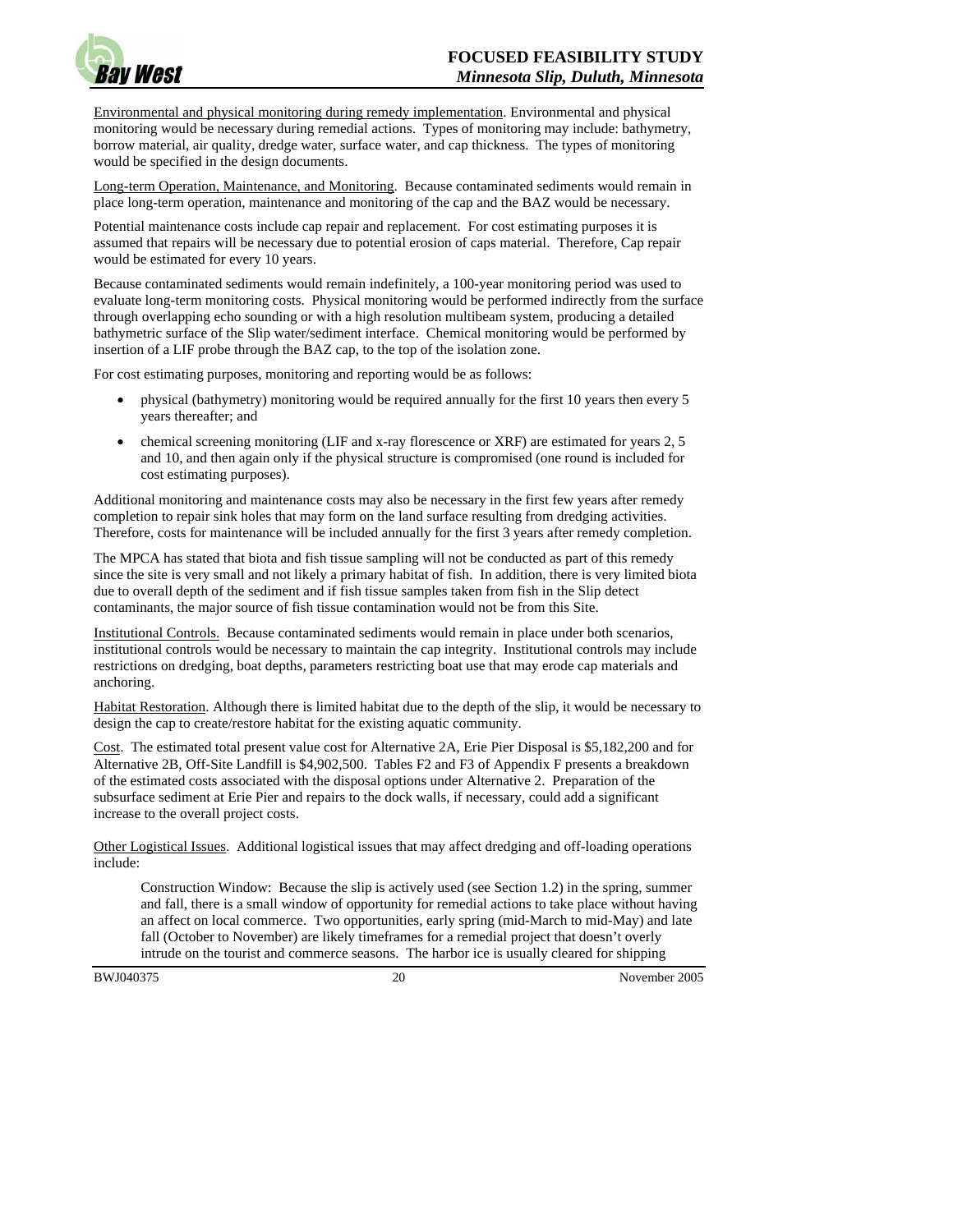<u>Environmental and physical monitoring during remedy implementation</u>. Environmental and physical monitoring would be necessary during remedial actions. Types of monitoring may include: bathymetry, borrow material, air quality, dredge water, surface water, and cap thickness. The types of monitoring would be specified in the design documents.

<u>Long-term Operation, Maintenance, and Monitoring</u>. Because contaminated sediments would remain in place long-term operation, maintenance and monitoring of the cap and the BAZ would be necessary.

Potential maintenance costs include cap repair and replacement. For cost estimating purposes it is assumed that repairs will be necessary due to potential erosion of caps material. Therefore, Cap repair would be estimated for every 10 years.

Because contaminated sediments would remain indefinitely, a 100-year monitoring period was used to evaluate long-term monitoring costs. Physical monitoring would be performed indirectly from the surface through overlapping echo sounding or with a high resolution multibeam system, producing a detailed bathymetric surface of the Slip water/sediment interface. Chemical monitoring would be performed by insertion of a LIF probe through the BAZ cap, to the top of the isolation zone.

For cost estimating purposes, monitoring and reporting would be as follows:

- physical (bathymetry) monitoring would be required annually for the first 10 years then every 5 years thereafter; and
- chemical screening monitoring (LIF and x-ray florescence or XRF) are estimated for years 2, 5 and 10, and then again only if the physical structure is compromised (one round is included for cost estimating purposes).

Additional monitoring and maintenance costs may also be necessary in the first few years after remedy completion to repair sink holes that may form on the land surface resulting from dredging activities. Therefore, costs for maintenance will be included annually for the first 3 years after remedy completion.

The MPCA has stated that biota and fish tissue sampling will not be conducted as part of this remedy since the site is very small and not likely a primary habitat of fish. In addition, there is very limited biota due to overall depth of the sediment and if fish tissue samples taken from fish in the Slip detect contaminants, the major source of fish tissue contamination would not be from this Site.

<u>Institutional Controls.</u> Because contaminated sediments would remain in place under both scenarios, institutional controls would be necessary to maintain the cap integrity. Institutional controls may include restrictions on dredging, boat depths, parameters restricting boat use that may erode cap materials and anchoring.

<u>Habitat Restoration</u>. Although there is limited habitat due to the depth of the slip, it would be necessary to design the cap to create/restore habitat for the existing aquatic community.

<u>Cost</u>. The estimated total present value cost for Alternative 2A, Erie Pier Disposal is $5,182,200 and for Alternative 2B, Off-Site Landfill is $4,902,500. Tables F2 and F3 of Appendix F presents a breakdown of the estimated costs associated with the disposal options under Alternative 2. Preparation of the subsurface sediment at Erie Pier and repairs to the dock walls, if necessary, could add a significant increase to the overall project costs.

<u>Other Logistical Issues</u>. Additional logistical issues that may affect dredging and off-loading operations include:

> Construction Window: Because the slip is actively used (see Section 1.2) in the spring, summer and fall, there is a small window of opportunity for remedial actions to take place without having an affect on local commerce. Two opportunities, early spring (mid-March to mid-May) and late fall (October to November) are likely timeframes for a remedial project that doesn't overly intrude on the tourist and commerce seasons. The harbor ice is usually cleared for shipping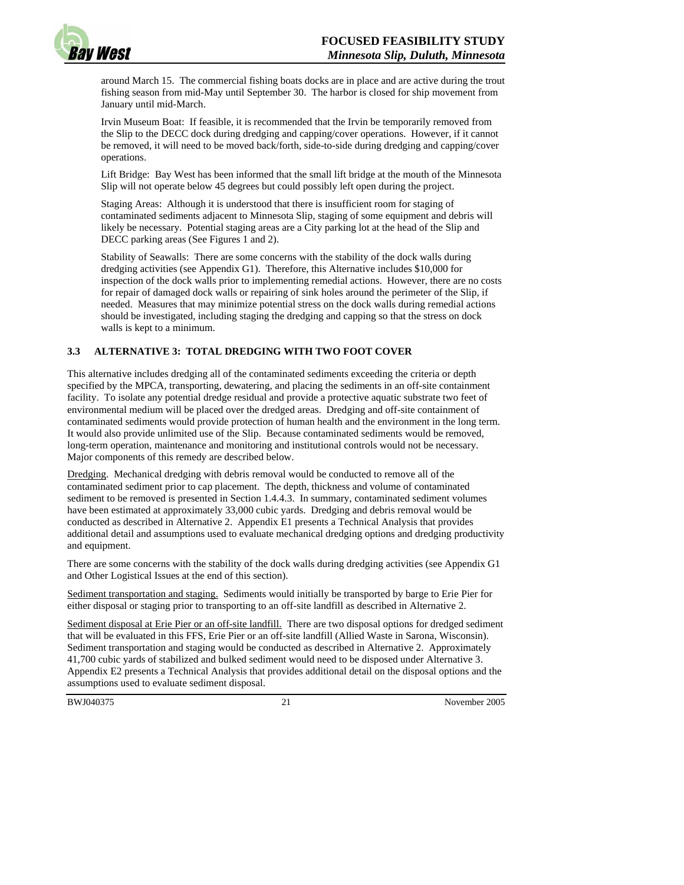around March 15. The commercial fishing boats docks are in place and are active during the trout fishing season from mid-May until September 30. The harbor is closed for ship movement from January until mid-March.

Irvin Museum Boat: If feasible, it is recommended that the Irvin be temporarily removed from the Slip to the DECC dock during dredging and capping/cover operations. However, if it cannot be removed, it will need to be moved back/forth, side-to-side during dredging and capping/cover operations.

Lift Bridge: Bay West has been informed that the small lift bridge at the mouth of the Minnesota Slip will not operate below 45 degrees but could possibly left open during the project.

Staging Areas: Although it is understood that there is insufficient room for staging of contaminated sediments adjacent to Minnesota Slip, staging of some equipment and debris will likely be necessary. Potential staging areas are a City parking lot at the head of the Slip and DECC parking areas (See Figures 1 and 2).

Stability of Seawalls: There are some concerns with the stability of the dock walls during dredging activities (see Appendix G1). Therefore, this Alternative includes $10,000 for inspection of the dock walls prior to implementing remedial actions. However, there are no costs for repair of damaged dock walls or repairing of sink holes around the perimeter of the Slip, if needed. Measures that may minimize potential stress on the dock walls during remedial actions should be investigated, including staging the dredging and capping so that the stress on dock walls is kept to a minimum.

### 3.3 ALTERNATIVE 3: TOTAL DREDGING WITH TWO FOOT COVER

This alternative includes dredging all of the contaminated sediments exceeding the criteria or depth specified by the MPCA, transporting, dewatering, and placing the sediments in an off-site containment facility. To isolate any potential dredge residual and provide a protective aquatic substrate two feet of environmental medium will be placed over the dredged areas. Dredging and off-site containment of contaminated sediments would provide protection of human health and the environment in the long term. It would also provide unlimited use of the Slip. Because contaminated sediments would be removed, long-term operation, maintenance and monitoring and institutional controls would not be necessary. Major components of this remedy are described below.

Dredging. Mechanical dredging with debris removal would be conducted to remove all of the contaminated sediment prior to cap placement. The depth, thickness and volume of contaminated sediment to be removed is presented in Section 1.4.4.3. In summary, contaminated sediment volumes have been estimated at approximately 33,000 cubic yards. Dredging and debris removal would be conducted as described in Alternative 2. Appendix E1 presents a Technical Analysis that provides additional detail and assumptions used to evaluate mechanical dredging options and dredging productivity and equipment.

There are some concerns with the stability of the dock walls during dredging activities (see Appendix G1 and Other Logistical Issues at the end of this section).

Sediment transportation and staging. Sediments would initially be transported by barge to Erie Pier for either disposal or staging prior to transporting to an off-site landfill as described in Alternative 2.

Sediment disposal at Erie Pier or an off-site landfill. There are two disposal options for dredged sediment that will be evaluated in this FFS, Erie Pier or an off-site landfill (Allied Waste in Sarona, Wisconsin). Sediment transportation and staging would be conducted as described in Alternative 2. Approximately 41,700 cubic yards of stabilized and bulked sediment would need to be disposed under Alternative 3. Appendix E2 presents a Technical Analysis that provides additional detail on the disposal options and the assumptions used to evaluate sediment disposal.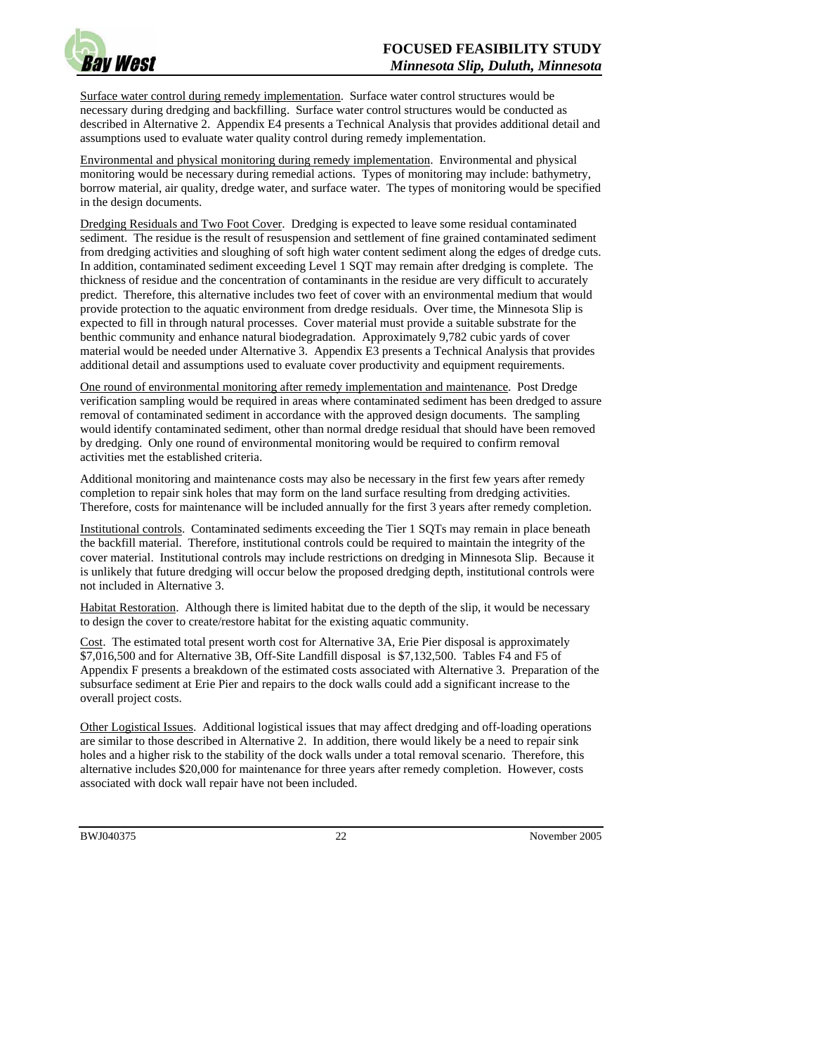Surface water control during remedy implementation. Surface water control structures would be necessary during dredging and backfilling. Surface water control structures would be conducted as described in Alternative 2. Appendix E4 presents a Technical Analysis that provides additional detail and assumptions used to evaluate water quality control during remedy implementation.

Environmental and physical monitoring during remedy implementation. Environmental and physical monitoring would be necessary during remedial actions. Types of monitoring may include: bathymetry, borrow material, air quality, dredge water, and surface water. The types of monitoring would be specified in the design documents.

Dredging Residuals and Two Foot Cover. Dredging is expected to leave some residual contaminated sediment. The residue is the result of resuspension and settlement of fine grained contaminated sediment from dredging activities and sloughing of soft high water content sediment along the edges of dredge cuts. In addition, contaminated sediment exceeding Level 1 SQT may remain after dredging is complete. The thickness of residue and the concentration of contaminants in the residue are very difficult to accurately predict. Therefore, this alternative includes two feet of cover with an environmental medium that would provide protection to the aquatic environment from dredge residuals. Over time, the Minnesota Slip is expected to fill in through natural processes. Cover material must provide a suitable substrate for the benthic community and enhance natural biodegradation. Approximately 9,782 cubic yards of cover material would be needed under Alternative 3. Appendix E3 presents a Technical Analysis that provides additional detail and assumptions used to evaluate cover productivity and equipment requirements.

One round of environmental monitoring after remedy implementation and maintenance. Post Dredge verification sampling would be required in areas where contaminated sediment has been dredged to assure removal of contaminated sediment in accordance with the approved design documents. The sampling would identify contaminated sediment, other than normal dredge residual that should have been removed by dredging. Only one round of environmental monitoring would be required to confirm removal activities met the established criteria.

Additional monitoring and maintenance costs may also be necessary in the first few years after remedy completion to repair sink holes that may form on the land surface resulting from dredging activities. Therefore, costs for maintenance will be included annually for the first 3 years after remedy completion.

Institutional controls. Contaminated sediments exceeding the Tier 1 SQTs may remain in place beneath the backfill material. Therefore, institutional controls could be required to maintain the integrity of the cover material. Institutional controls may include restrictions on dredging in Minnesota Slip. Because it is unlikely that future dredging will occur below the proposed dredging depth, institutional controls were not included in Alternative 3.

Habitat Restoration. Although there is limited habitat due to the depth of the slip, it would be necessary to design the cover to create/restore habitat for the existing aquatic community.

Cost. The estimated total present worth cost for Alternative 3A, Erie Pier disposal is approximately $7,016,500 and for Alternative 3B, Off-Site Landfill disposal is $7,132,500. Tables F4 and F5 of Appendix F presents a breakdown of the estimated costs associated with Alternative 3. Preparation of the subsurface sediment at Erie Pier and repairs to the dock walls could add a significant increase to the overall project costs.

Other Logistical Issues. Additional logistical issues that may affect dredging and off-loading operations are similar to those described in Alternative 2. In addition, there would likely be a need to repair sink holes and a higher risk to the stability of the dock walls under a total removal scenario. Therefore, this alternative includes $20,000 for maintenance for three years after remedy completion. However, costs associated with dock wall repair have not been included.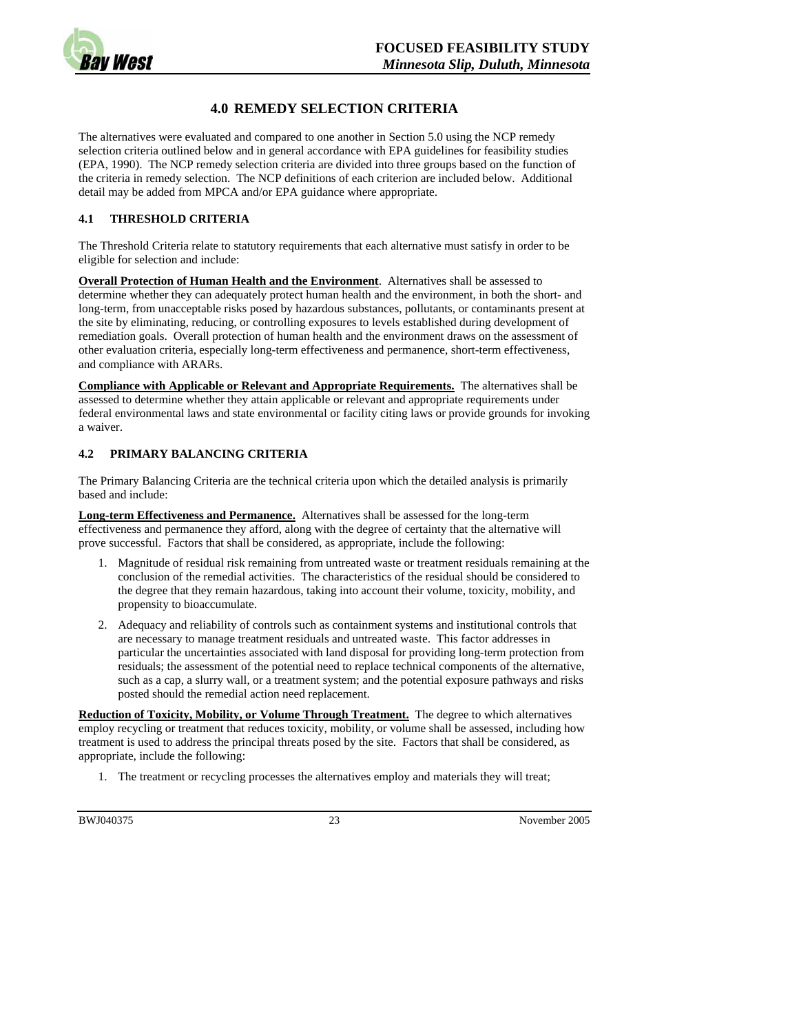# 4.0 REMEDY SELECTION CRITERIA

The alternatives were evaluated and compared to one another in Section 5.0 using the NCP remedy selection criteria outlined below and in general accordance with EPA guidelines for feasibility studies (EPA, 1990). The NCP remedy selection criteria are divided into three groups based on the function of the criteria in remedy selection. The NCP definitions of each criterion are included below. Additional detail may be added from MPCA and/or EPA guidance where appropriate.

## 4.1 THRESHOLD CRITERIA

The Threshold Criteria relate to statutory requirements that each alternative must satisfy in order to be eligible for selection and include:

**Overall Protection of Human Health and the Environment**. Alternatives shall be assessed to determine whether they can adequately protect human health and the environment, in both the short- and long-term, from unacceptable risks posed by hazardous substances, pollutants, or contaminants present at the site by eliminating, reducing, or controlling exposures to levels established during development of remediation goals. Overall protection of human health and the environment draws on the assessment of other evaluation criteria, especially long-term effectiveness and permanence, short-term effectiveness, and compliance with ARARs.

**Compliance with Applicable or Relevant and Appropriate Requirements.** The alternatives shall be assessed to determine whether they attain applicable or relevant and appropriate requirements under federal environmental laws and state environmental or facility citing laws or provide grounds for invoking a waiver.

## 4.2 PRIMARY BALANCING CRITERIA

The Primary Balancing Criteria are the technical criteria upon which the detailed analysis is primarily based and include:

**Long-term Effectiveness and Permanence.** Alternatives shall be assessed for the long-term effectiveness and permanence they afford, along with the degree of certainty that the alternative will prove successful. Factors that shall be considered, as appropriate, include the following:

1. Magnitude of residual risk remaining from untreated waste or treatment residuals remaining at the conclusion of the remedial activities. The characteristics of the residual should be considered to the degree that they remain hazardous, taking into account their volume, toxicity, mobility, and propensity to bioaccumulate.
2. Adequacy and reliability of controls such as containment systems and institutional controls that are necessary to manage treatment residuals and untreated waste. This factor addresses in particular the uncertainties associated with land disposal for providing long-term protection from residuals; the assessment of the potential need to replace technical components of the alternative, such as a cap, a slurry wall, or a treatment system; and the potential exposure pathways and risks posted should the remedial action need replacement.

**Reduction of Toxicity, Mobility, or Volume Through Treatment.** The degree to which alternatives employ recycling or treatment that reduces toxicity, mobility, or volume shall be assessed, including how treatment is used to address the principal threats posed by the site. Factors that shall be considered, as appropriate, include the following:

1. The treatment or recycling processes the alternatives employ and materials they will treat;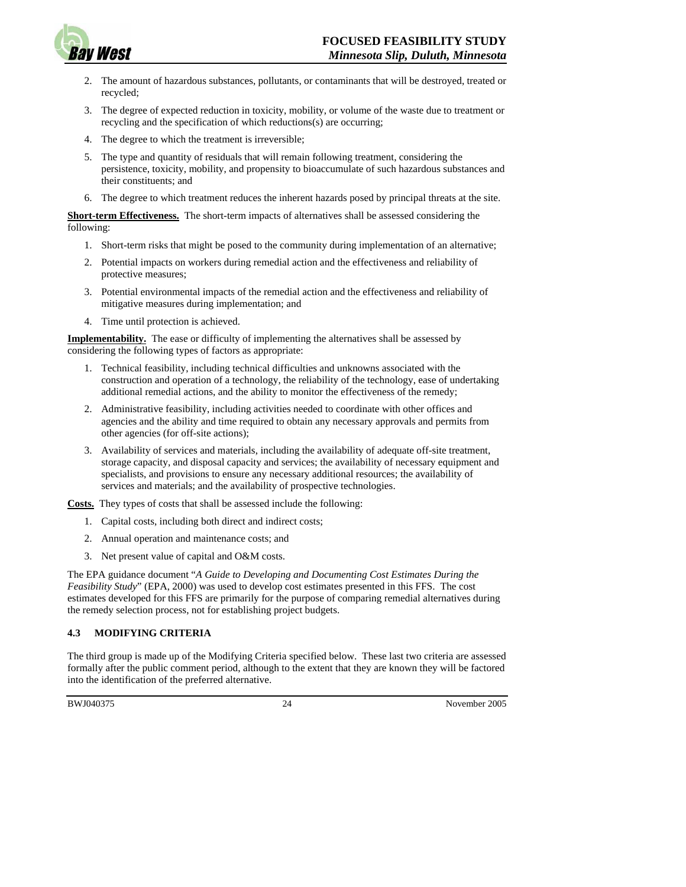2. The amount of hazardous substances, pollutants, or contaminants that will be destroyed, treated or recycled;
3. The degree of expected reduction in toxicity, mobility, or volume of the waste due to treatment or recycling and the specification of which reductions(s) are occurring;
4. The degree to which the treatment is irreversible;
5. The type and quantity of residuals that will remain following treatment, considering the persistence, toxicity, mobility, and propensity to bioaccumulate of such hazardous substances and their constituents; and
6. The degree to which treatment reduces the inherent hazards posed by principal threats at the site.

**Short-term Effectiveness.** The short-term impacts of alternatives shall be assessed considering the following:

1. Short-term risks that might be posed to the community during implementation of an alternative;
2. Potential impacts on workers during remedial action and the effectiveness and reliability of protective measures;
3. Potential environmental impacts of the remedial action and the effectiveness and reliability of mitigative measures during implementation; and
4. Time until protection is achieved.

**Implementability.** The ease or difficulty of implementing the alternatives shall be assessed by considering the following types of factors as appropriate:

1. Technical feasibility, including technical difficulties and unknowns associated with the construction and operation of a technology, the reliability of the technology, ease of undertaking additional remedial actions, and the ability to monitor the effectiveness of the remedy;
2. Administrative feasibility, including activities needed to coordinate with other offices and agencies and the ability and time required to obtain any necessary approvals and permits from other agencies (for off-site actions);
3. Availability of services and materials, including the availability of adequate off-site treatment, storage capacity, and disposal capacity and services; the availability of necessary equipment and specialists, and provisions to ensure any necessary additional resources; the availability of services and materials; and the availability of prospective technologies.

**Costs.** They types of costs that shall be assessed include the following:

1. Capital costs, including both direct and indirect costs;
2. Annual operation and maintenance costs; and
3. Net present value of capital and O&M costs.

The EPA guidance document "*A Guide to Developing and Documenting Cost Estimates During the Feasibility Study*" (EPA, 2000) was used to develop cost estimates presented in this FFS. The cost estimates developed for this FFS are primarily for the purpose of comparing remedial alternatives during the remedy selection process, not for establishing project budgets.

### 4.3 MODIFYING CRITERIA

The third group is made up of the Modifying Criteria specified below. These last two criteria are assessed formally after the public comment period, although to the extent that they are known they will be factored into the identification of the preferred alternative.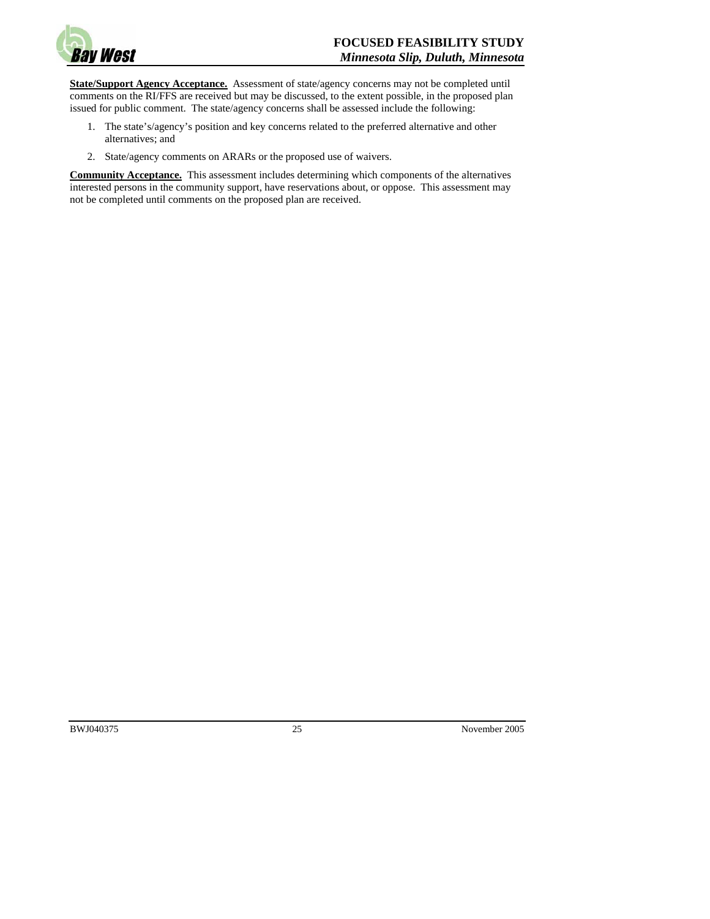**State/Support Agency Acceptance.** Assessment of state/agency concerns may not be completed until comments on the RI/FFS are received but may be discussed, to the extent possible, in the proposed plan issued for public comment. The state/agency concerns shall be assessed include the following:

1. The state's/agency's position and key concerns related to the preferred alternative and other alternatives; and
2. State/agency comments on ARARs or the proposed use of waivers.

**Community Acceptance.** This assessment includes determining which components of the alternatives interested persons in the community support, have reservations about, or oppose. This assessment may not be completed until comments on the proposed plan are received.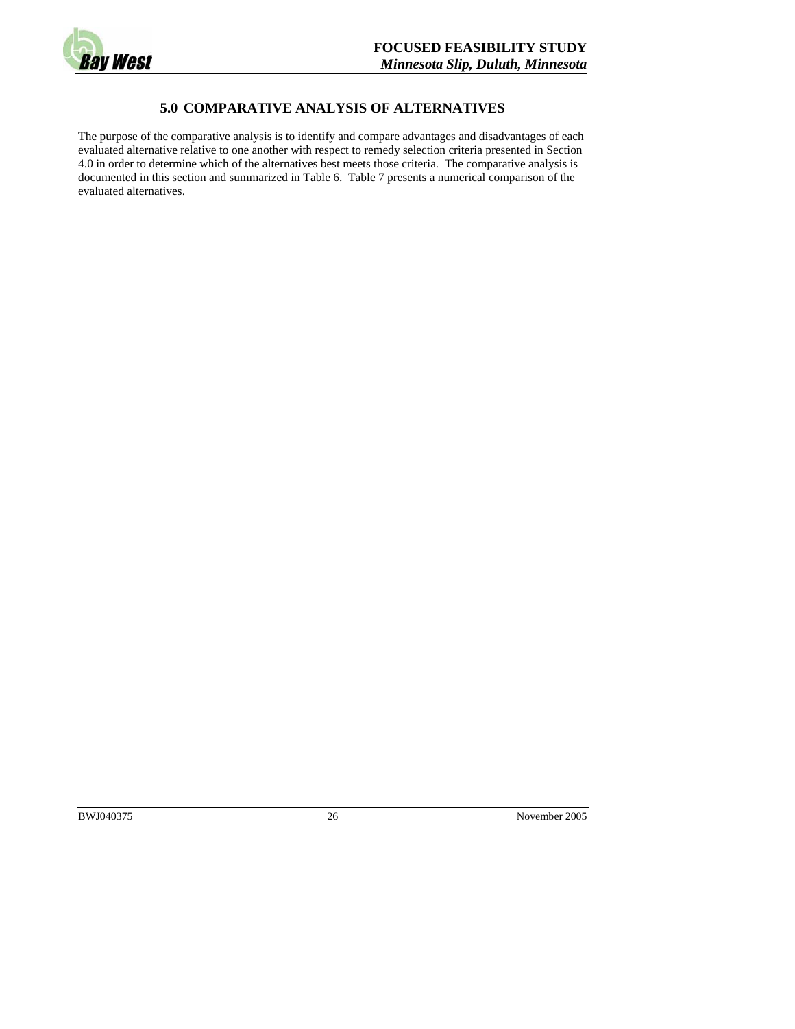## 5.0 COMPARATIVE ANALYSIS OF ALTERNATIVES

The purpose of the comparative analysis is to identify and compare advantages and disadvantages of each evaluated alternative relative to one another with respect to remedy selection criteria presented in Section 4.0 in order to determine which of the alternatives best meets those criteria. The comparative analysis is documented in this section and summarized in Table 6. Table 7 presents a numerical comparison of the evaluated alternatives.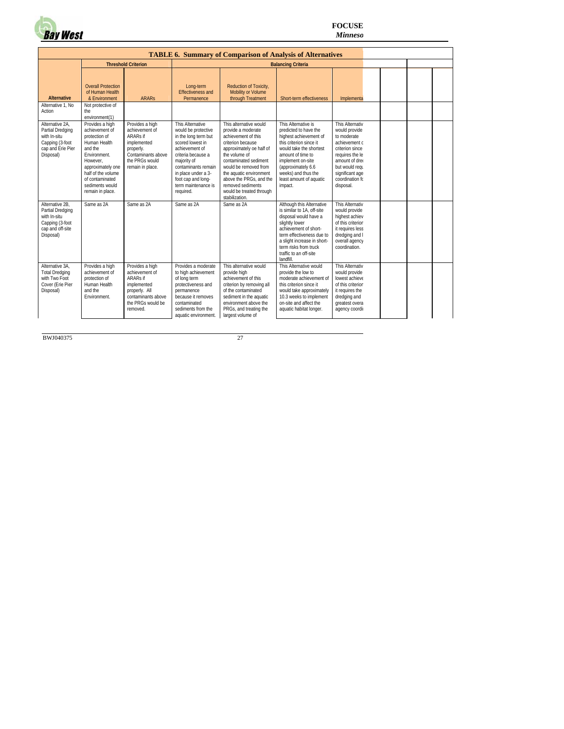## TABLE 6. Summary of Comparison of Analysis of Alternatives

| | Threshold Criterion | | Balancing Criteria | | | | | | |
|---|---|---|---|---|---|---|---|---|---|
| Alternative | Overall Protection of Human Health & Environment | ARARs | Long-term Effectiveness and Permanence | Reduction of Toxicity, Mobility or Volume through Treatment | Short-term effectiveness | Implementa | | | |
| Alternative 1, No Action | Not protective of the environment(1) | | | | | | | | |
| Alternative 2A, Partial Dredging with In-situ Capping (3-foot cap and Erie Pier Disposal) | Provides a high achievement of protection of Human Health and the Environment. However, approximately one half of the volume of contaminated sediments would remain in place. | Provides a high achievement of ARARs if implemented properly. Contaminants above the PRGs would remain in place. | This Alternative would be protective in the long term but scored lowest in achievement of criteria because a majority of contaminants remain in place under a 3-foot cap and long-term maintenance is required. | This alternative would provide a moderate achievement of this criterion because approximately oe half of the volume of contaminated sediment would be removed from the aquatic environment above the PRGs, and the removed sediments would be treated through stabilization. | This Alternative is predicted to have the highest achievement of this criterion since it would take the shortest amount of time to implement on-site (approximately 6.6 weeks) and thus the least amount of aquatic impact. | This Alternativ would provide to moderate achievement c criterion since requires the le amount of dre but would requ significant age coordination fc disposal. | | | |
| Alternative 2B, Partial Dredging with In-situ Capping (3-foot cap and off-site Disposal) | Same as 2A | Same as 2A | Same as 2A | Same as 2A | Although this Alternative is similar to 1A, off-site disposal would have a slightly lower achievement of short-term effectiveness due to a slight increase in short-term risks from truck traffic to an off-site landfill. | This Alternativ would provide highest achiev of this criterion it requires less dredging and l overall agency coordination. | | | |
| Alternative 3A, Total Dredging with Two Foot Cover (Erie Pier Disposal) | Provides a high achievement of protection of Human Health and the Environment. | Provides a high achievement of ARARs if implemented properly. All contaminants above the PRGs would be removed. | Provides a moderate to high achievement of long term protectiveness and permanence because it removes contaminated sediments from the aquatic environment. | This alternative would provide high achievement of this criterion by removing all of the contaminated sediment in the aquatic environment above the PRGs, and treating the largest volume of | This Alternative would provide the low to moderate achievement of this criterion since it would take approximately 10.3 weeks to implement on-site and affect the aquatic habitat longer. | This Alternativ would provide lowest achieve of this criterion it requires the dredging and greatest overa agency coordi | | | |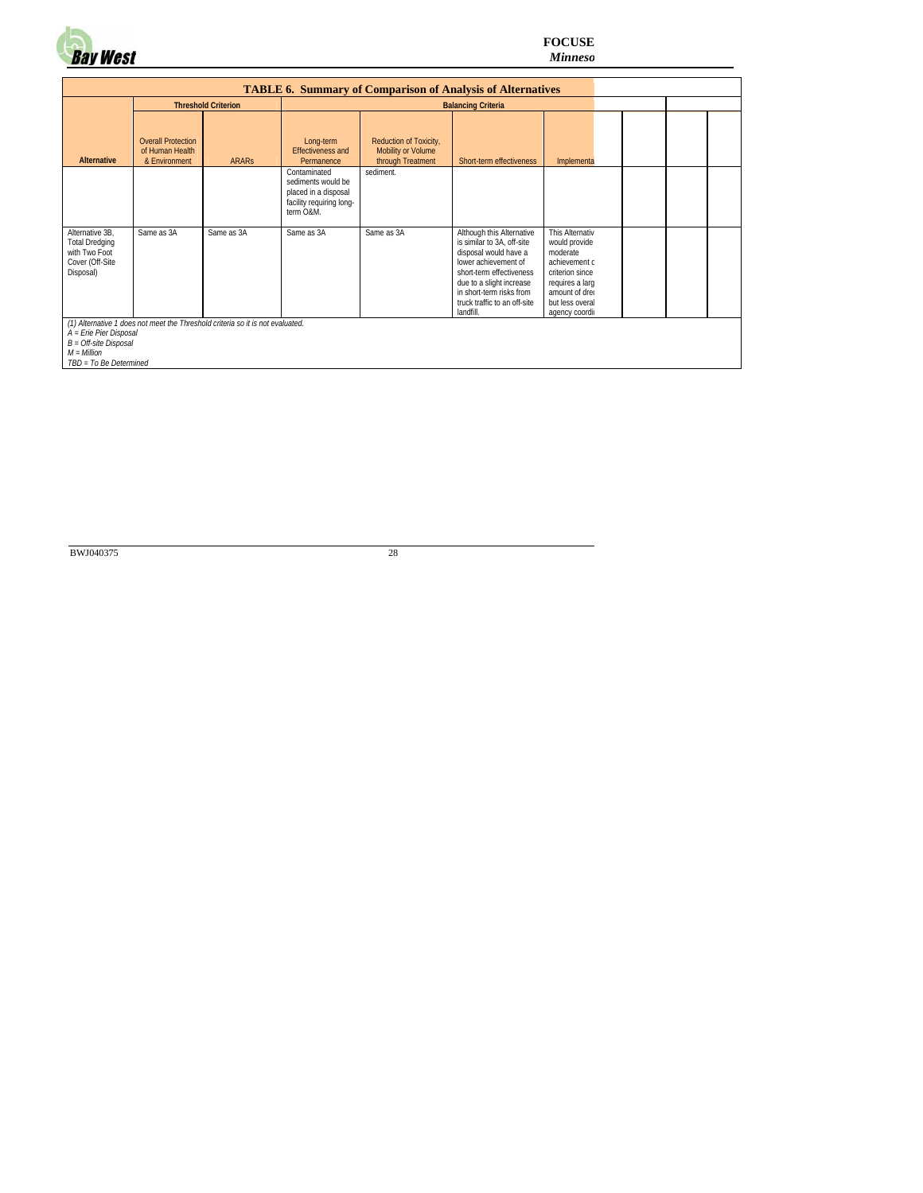**TABLE 6. Summary of Comparison of Analysis of Alternatives**

| Alternative | Threshold Criterion | | Balancing Criteria | | | | | | | |
|---|---|---|---|---|---|---|---|---|---|---|
| | Overall Protection of Human Health & Environment | ARARs | Long-term Effectiveness and Permanence | Reduction of Toxicity, Mobility or Volume through Treatment | Short-term effectiveness | Implementa | | | | |
| | | | Contaminated sediments would be placed in a disposal facility requiring long-term O&M. | sediment. | | | | | | |
| Alternative 3B, Total Dredging with Two Foot Cover (Off-Site Disposal) | Same as 3A | Same as 3A | Same as 3A | Same as 3A | Although this Alternative is similar to 3A, off-site disposal would have a lower achievement of short-term effectiveness due to a slight increase in short-term risks from truck traffic to an off-site landfill. | This Alternativ would provide moderate achievement c criterion since requires a larg amount of drec but less overal agency coordi | | | | |

*(1) Alternative 1 does not meet the Threshold criteria so it is not evaluated.*
*A = Erie Pier Disposal*
*B = Off-site Disposal*
*M = Million*
*TBD = To Be Determined*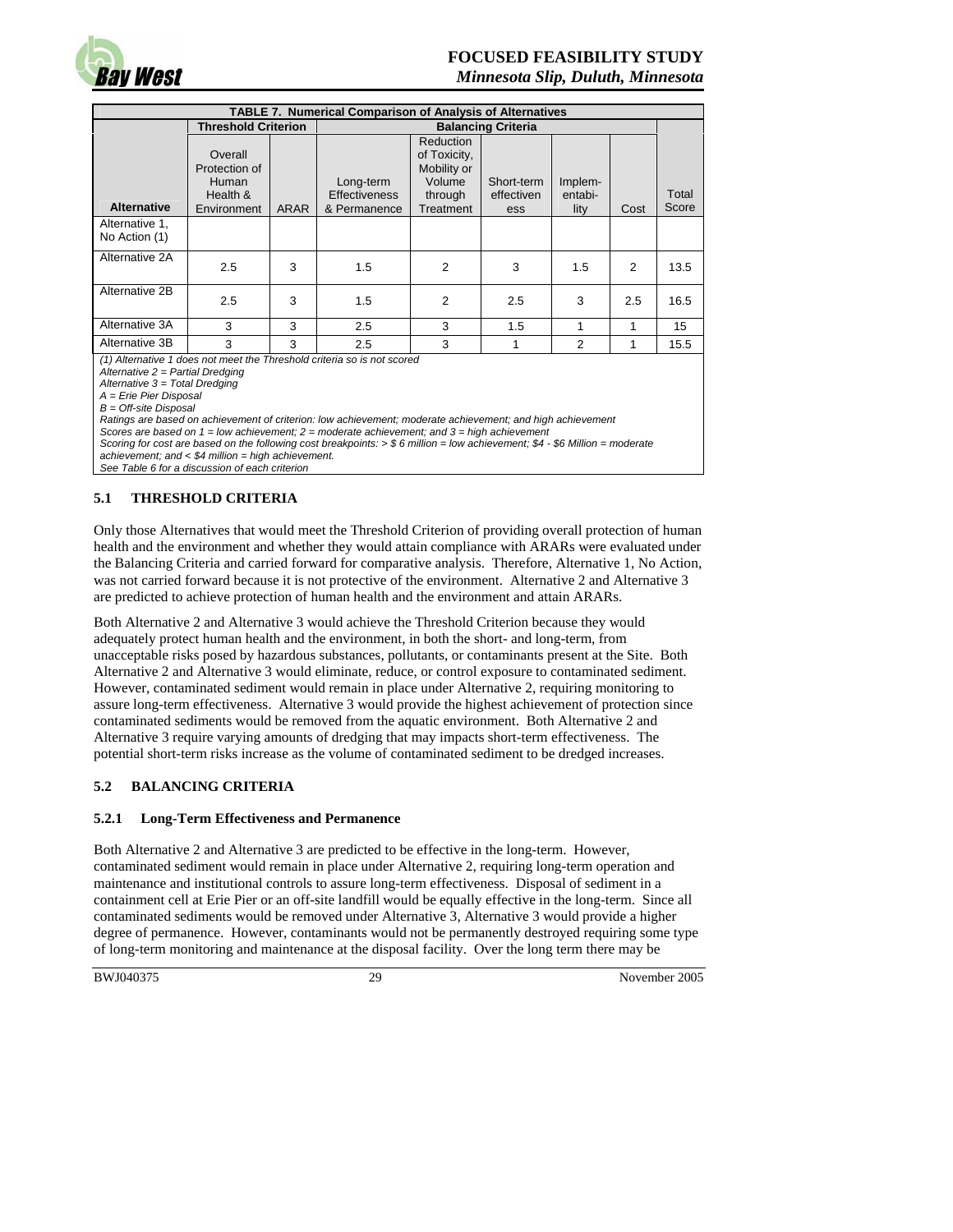**TABLE 7. Numerical Comparison of Analysis of Alternatives**

| | Threshold Criterion | | Balancing Criteria | | | | | |
|---|---|---|---|---|---|---|---|---|
| Alternative | Overall Protection of Human Health & Environment | ARAR | Long-term Effectiveness & Permanence | Reduction of Toxicity, Mobility or Volume through Treatment | Short-term effectiveness | Implem-entabi-lity | Cost | Total Score |
| Alternative 1, No Action (1) | | | | | | | | |
| Alternative 2A | 2.5 | 3 | 1.5 | 2 | 3 | 1.5 | 2 | 13.5 |
| Alternative 2B | 2.5 | 3 | 1.5 | 2 | 2.5 | 3 | 2.5 | 16.5 |
| Alternative 3A | 3 | 3 | 2.5 | 3 | 1.5 | 1 | 1 | 15 |
| Alternative 3B | 3 | 3 | 2.5 | 3 | 1 | 2 | 1 | 15.5 |

*(1) Alternative 1 does not meet the Threshold criteria so is not scored*
*Alternative 2 = Partial Dredging*
*Alternative 3 = Total Dredging*
*A = Erie Pier Disposal*
*B = Off-site Disposal*
*Ratings are based on achievement of criterion: low achievement; moderate achievement; and high achievement*
*Scores are based on 1 = low achievement; 2 = moderate achievement; and 3 = high achievement*
*Scoring for cost are based on the following cost breakpoints: > $ 6 million = low achievement; $4 - $6 Million = moderate achievement; and < $4 million = high achievement.*
*See Table 6 for a discussion of each criterion*

## 5.1 THRESHOLD CRITERIA

Only those Alternatives that would meet the Threshold Criterion of providing overall protection of human health and the environment and whether they would attain compliance with ARARs were evaluated under the Balancing Criteria and carried forward for comparative analysis. Therefore, Alternative 1, No Action, was not carried forward because it is not protective of the environment. Alternative 2 and Alternative 3 are predicted to achieve protection of human health and the environment and attain ARARs.

Both Alternative 2 and Alternative 3 would achieve the Threshold Criterion because they would adequately protect human health and the environment, in both the short- and long-term, from unacceptable risks posed by hazardous substances, pollutants, or contaminants present at the Site. Both Alternative 2 and Alternative 3 would eliminate, reduce, or control exposure to contaminated sediment. However, contaminated sediment would remain in place under Alternative 2, requiring monitoring to assure long-term effectiveness. Alternative 3 would provide the highest achievement of protection since contaminated sediments would be removed from the aquatic environment. Both Alternative 2 and Alternative 3 require varying amounts of dredging that may impacts short-term effectiveness. The potential short-term risks increase as the volume of contaminated sediment to be dredged increases.

## 5.2 BALANCING CRITERIA

### 5.2.1 Long-Term Effectiveness and Permanence

Both Alternative 2 and Alternative 3 are predicted to be effective in the long-term. However, contaminated sediment would remain in place under Alternative 2, requiring long-term operation and maintenance and institutional controls to assure long-term effectiveness. Disposal of sediment in a containment cell at Erie Pier or an off-site landfill would be equally effective in the long-term. Since all contaminated sediments would be removed under Alternative 3, Alternative 3 would provide a higher degree of permanence. However, contaminants would not be permanently destroyed requiring some type of long-term monitoring and maintenance at the disposal facility. Over the long term there may be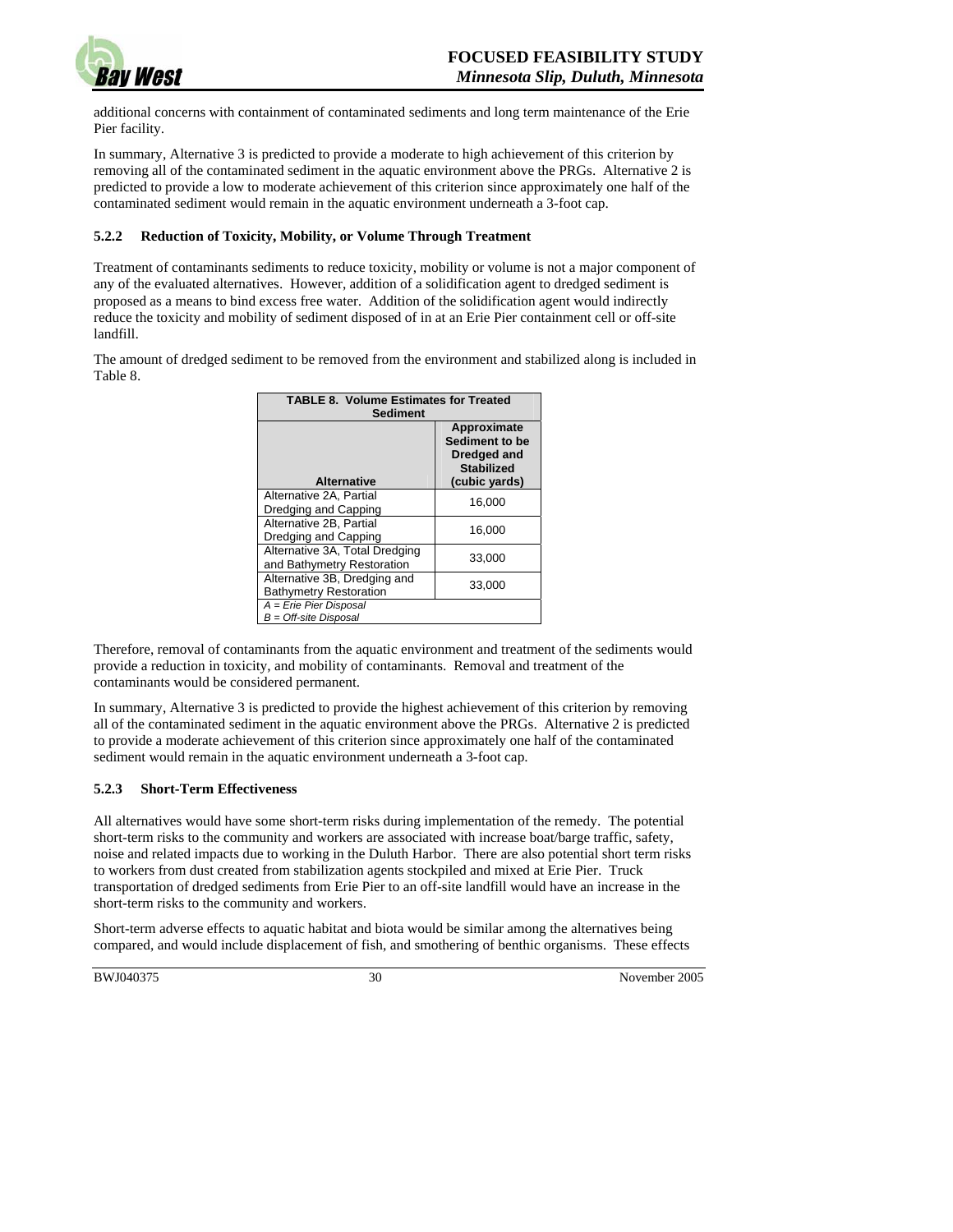additional concerns with containment of contaminated sediments and long term maintenance of the Erie Pier facility.

In summary, Alternative 3 is predicted to provide a moderate to high achievement of this criterion by removing all of the contaminated sediment in the aquatic environment above the PRGs. Alternative 2 is predicted to provide a low to moderate achievement of this criterion since approximately one half of the contaminated sediment would remain in the aquatic environment underneath a 3-foot cap.

### 5.2.2 Reduction of Toxicity, Mobility, or Volume Through Treatment

Treatment of contaminants sediments to reduce toxicity, mobility or volume is not a major component of any of the evaluated alternatives. However, addition of a solidification agent to dredged sediment is proposed as a means to bind excess free water. Addition of the solidification agent would indirectly reduce the toxicity and mobility of sediment disposed of in at an Erie Pier containment cell or off-site landfill.

The amount of dredged sediment to be removed from the environment and stabilized along is included in Table 8.

**TABLE 8. Volume Estimates for Treated Sediment**

| Alternative | Approximate Sediment to be Dredged and Stabilized (cubic yards) |
|---|---|
| Alternative 2A, Partial Dredging and Capping | 16,000 |
| Alternative 2B, Partial Dredging and Capping | 16,000 |
| Alternative 3A, Total Dredging and Bathymetry Restoration | 33,000 |
| Alternative 3B, Dredging and Bathymetry Restoration | 33,000 |

*A = Erie Pier Disposal*
*B = Off-site Disposal*

Therefore, removal of contaminants from the aquatic environment and treatment of the sediments would provide a reduction in toxicity, and mobility of contaminants. Removal and treatment of the contaminants would be considered permanent.

In summary, Alternative 3 is predicted to provide the highest achievement of this criterion by removing all of the contaminated sediment in the aquatic environment above the PRGs. Alternative 2 is predicted to provide a moderate achievement of this criterion since approximately one half of the contaminated sediment would remain in the aquatic environment underneath a 3-foot cap.

### 5.2.3 Short-Term Effectiveness

All alternatives would have some short-term risks during implementation of the remedy. The potential short-term risks to the community and workers are associated with increase boat/barge traffic, safety, noise and related impacts due to working in the Duluth Harbor. There are also potential short term risks to workers from dust created from stabilization agents stockpiled and mixed at Erie Pier. Truck transportation of dredged sediments from Erie Pier to an off-site landfill would have an increase in the short-term risks to the community and workers.

Short-term adverse effects to aquatic habitat and biota would be similar among the alternatives being compared, and would include displacement of fish, and smothering of benthic organisms. These effects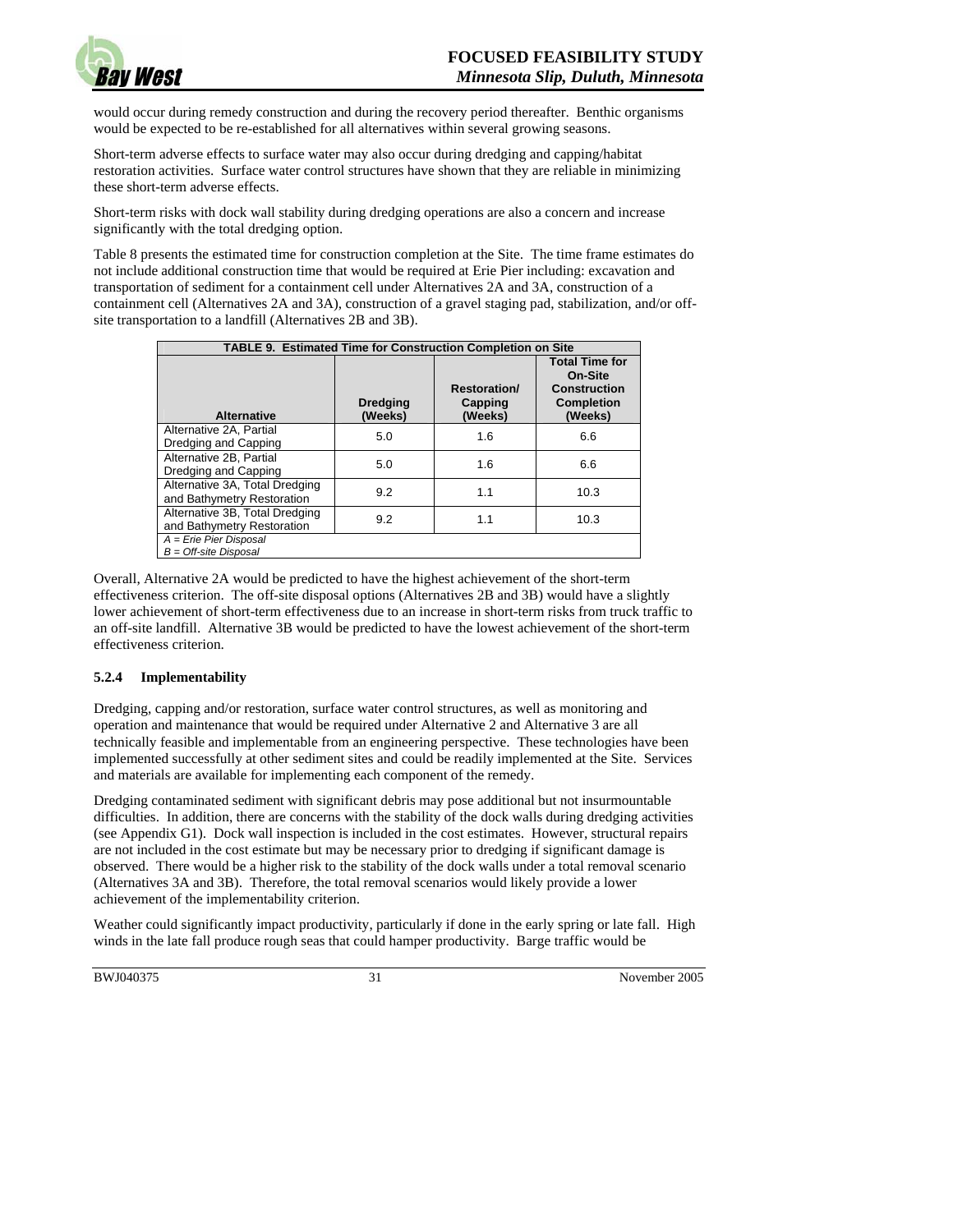would occur during remedy construction and during the recovery period thereafter. Benthic organisms would be expected to be re-established for all alternatives within several growing seasons.

Short-term adverse effects to surface water may also occur during dredging and capping/habitat restoration activities. Surface water control structures have shown that they are reliable in minimizing these short-term adverse effects.

Short-term risks with dock wall stability during dredging operations are also a concern and increase significantly with the total dredging option.

Table 8 presents the estimated time for construction completion at the Site. The time frame estimates do not include additional construction time that would be required at Erie Pier including: excavation and transportation of sediment for a containment cell under Alternatives 2A and 3A, construction of a containment cell (Alternatives 2A and 3A), construction of a gravel staging pad, stabilization, and/or off-site transportation to a landfill (Alternatives 2B and 3B).

**TABLE 9. Estimated Time for Construction Completion on Site**

| Alternative | Dredging (Weeks) | Restoration/ Capping (Weeks) | Total Time for On-Site Construction Completion (Weeks) |
|---|---|---|---|
| Alternative 2A, Partial Dredging and Capping | 5.0 | 1.6 | 6.6 |
| Alternative 2B, Partial Dredging and Capping | 5.0 | 1.6 | 6.6 |
| Alternative 3A, Total Dredging and Bathymetry Restoration | 9.2 | 1.1 | 10.3 |
| Alternative 3B, Total Dredging and Bathymetry Restoration | 9.2 | 1.1 | 10.3 |

*A = Erie Pier Disposal*
*B = Off-site Disposal*

Overall, Alternative 2A would be predicted to have the highest achievement of the short-term effectiveness criterion. The off-site disposal options (Alternatives 2B and 3B) would have a slightly lower achievement of short-term effectiveness due to an increase in short-term risks from truck traffic to an off-site landfill. Alternative 3B would be predicted to have the lowest achievement of the short-term effectiveness criterion.

### 5.2.4 Implementability

Dredging, capping and/or restoration, surface water control structures, as well as monitoring and operation and maintenance that would be required under Alternative 2 and Alternative 3 are all technically feasible and implementable from an engineering perspective. These technologies have been implemented successfully at other sediment sites and could be readily implemented at the Site. Services and materials are available for implementing each component of the remedy.

Dredging contaminated sediment with significant debris may pose additional but not insurmountable difficulties. In addition, there are concerns with the stability of the dock walls during dredging activities (see Appendix G1). Dock wall inspection is included in the cost estimates. However, structural repairs are not included in the cost estimate but may be necessary prior to dredging if significant damage is observed. There would be a higher risk to the stability of the dock walls under a total removal scenario (Alternatives 3A and 3B). Therefore, the total removal scenarios would likely provide a lower achievement of the implementability criterion.

Weather could significantly impact productivity, particularly if done in the early spring or late fall. High winds in the late fall produce rough seas that could hamper productivity. Barge traffic would be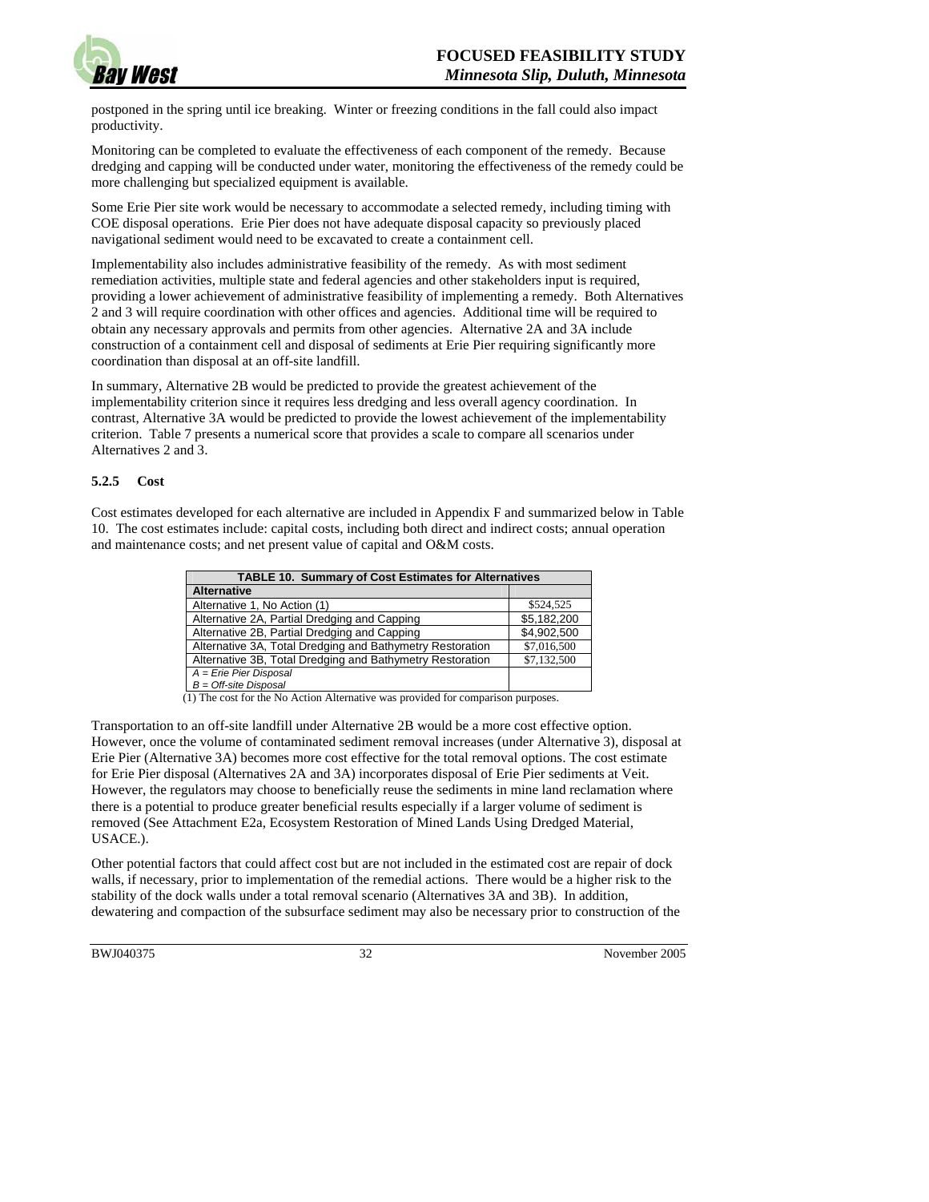postponed in the spring until ice breaking. Winter or freezing conditions in the fall could also impact productivity.

Monitoring can be completed to evaluate the effectiveness of each component of the remedy. Because dredging and capping will be conducted under water, monitoring the effectiveness of the remedy could be more challenging but specialized equipment is available.

Some Erie Pier site work would be necessary to accommodate a selected remedy, including timing with COE disposal operations. Erie Pier does not have adequate disposal capacity so previously placed navigational sediment would need to be excavated to create a containment cell.

Implementability also includes administrative feasibility of the remedy. As with most sediment remediation activities, multiple state and federal agencies and other stakeholders input is required, providing a lower achievement of administrative feasibility of implementing a remedy. Both Alternatives 2 and 3 will require coordination with other offices and agencies. Additional time will be required to obtain any necessary approvals and permits from other agencies. Alternative 2A and 3A include construction of a containment cell and disposal of sediments at Erie Pier requiring significantly more coordination than disposal at an off-site landfill.

In summary, Alternative 2B would be predicted to provide the greatest achievement of the implementability criterion since it requires less dredging and less overall agency coordination. In contrast, Alternative 3A would be predicted to provide the lowest achievement of the implementability criterion. Table 7 presents a numerical score that provides a scale to compare all scenarios under Alternatives 2 and 3.

### 5.2.5 Cost

Cost estimates developed for each alternative are included in Appendix F and summarized below in Table 10. The cost estimates include: capital costs, including both direct and indirect costs; annual operation and maintenance costs; and net present value of capital and O&M costs.

| TABLE 10. Summary of Cost Estimates for Alternatives | |
|---|---|
| **Alternative** | |
| Alternative 1, No Action (1) | \$524,525 |
| Alternative 2A, Partial Dredging and Capping | \$5,182,200 |
| Alternative 2B, Partial Dredging and Capping | \$4,902,500 |
| Alternative 3A, Total Dredging and Bathymetry Restoration | \$7,016,500 |
| Alternative 3B, Total Dredging and Bathymetry Restoration | \$7,132,500 |
| *A = Erie Pier Disposal*<br>*B = Off-site Disposal* | |

(1) The cost for the No Action Alternative was provided for comparison purposes.

Transportation to an off-site landfill under Alternative 2B would be a more cost effective option. However, once the volume of contaminated sediment removal increases (under Alternative 3), disposal at Erie Pier (Alternative 3A) becomes more cost effective for the total removal options. The cost estimate for Erie Pier disposal (Alternatives 2A and 3A) incorporates disposal of Erie Pier sediments at Veit. However, the regulators may choose to beneficially reuse the sediments in mine land reclamation where there is a potential to produce greater beneficial results especially if a larger volume of sediment is removed (See Attachment E2a, Ecosystem Restoration of Mined Lands Using Dredged Material, USACE.).

Other potential factors that could affect cost but are not included in the estimated cost are repair of dock walls, if necessary, prior to implementation of the remedial actions. There would be a higher risk to the stability of the dock walls under a total removal scenario (Alternatives 3A and 3B). In addition, dewatering and compaction of the subsurface sediment may also be necessary prior to construction of the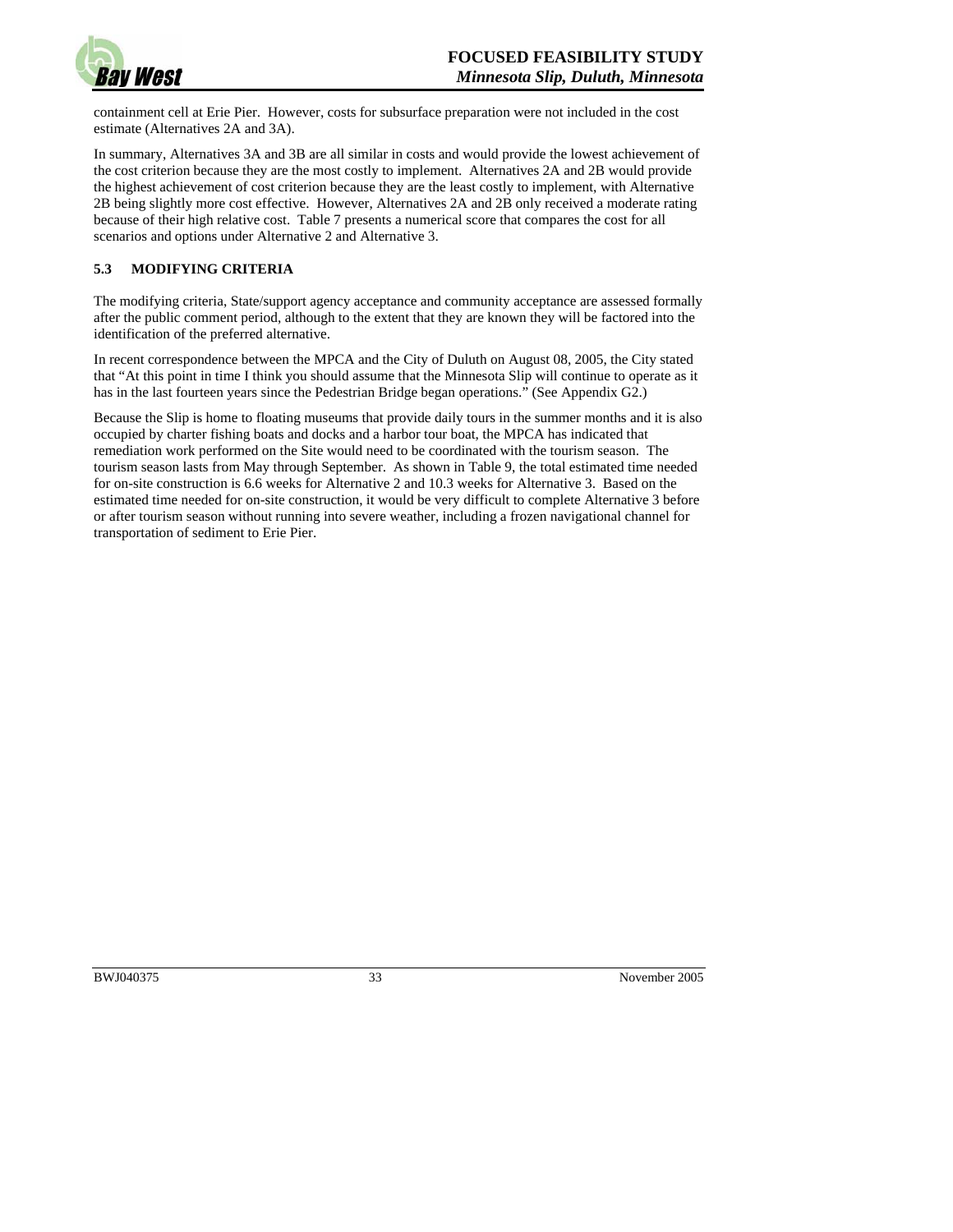containment cell at Erie Pier. However, costs for subsurface preparation were not included in the cost estimate (Alternatives 2A and 3A).

In summary, Alternatives 3A and 3B are all similar in costs and would provide the lowest achievement of the cost criterion because they are the most costly to implement. Alternatives 2A and 2B would provide the highest achievement of cost criterion because they are the least costly to implement, with Alternative 2B being slightly more cost effective. However, Alternatives 2A and 2B only received a moderate rating because of their high relative cost. Table 7 presents a numerical score that compares the cost for all scenarios and options under Alternative 2 and Alternative 3.

## 5.3 MODIFYING CRITERIA

The modifying criteria, State/support agency acceptance and community acceptance are assessed formally after the public comment period, although to the extent that they are known they will be factored into the identification of the preferred alternative.

In recent correspondence between the MPCA and the City of Duluth on August 08, 2005, the City stated that "At this point in time I think you should assume that the Minnesota Slip will continue to operate as it has in the last fourteen years since the Pedestrian Bridge began operations." (See Appendix G2.)

Because the Slip is home to floating museums that provide daily tours in the summer months and it is also occupied by charter fishing boats and docks and a harbor tour boat, the MPCA has indicated that remediation work performed on the Site would need to be coordinated with the tourism season. The tourism season lasts from May through September. As shown in Table 9, the total estimated time needed for on-site construction is 6.6 weeks for Alternative 2 and 10.3 weeks for Alternative 3. Based on the estimated time needed for on-site construction, it would be very difficult to complete Alternative 3 before or after tourism season without running into severe weather, including a frozen navigational channel for transportation of sediment to Erie Pier.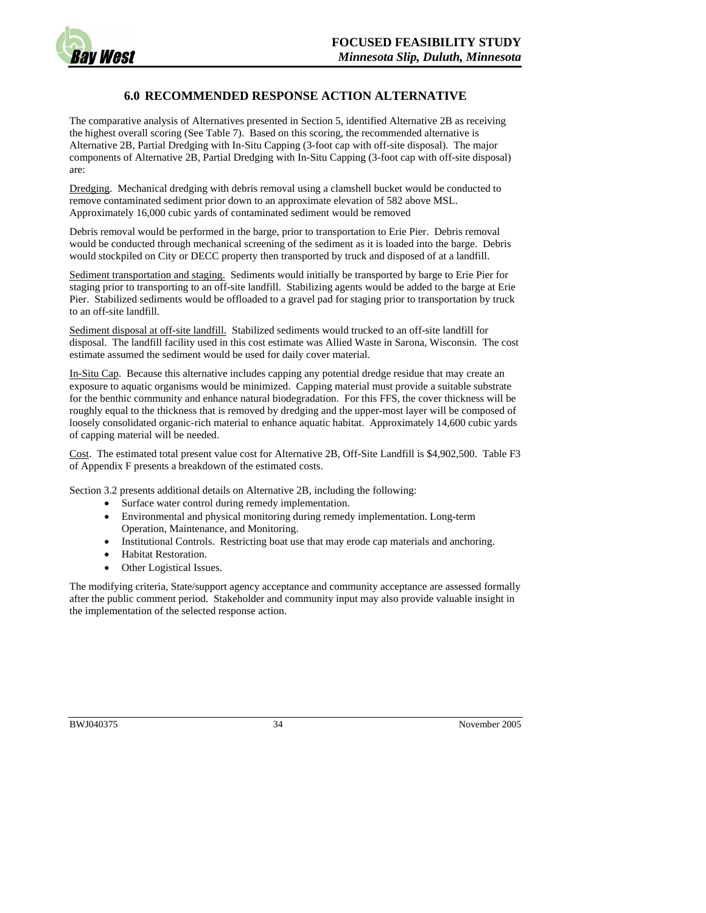# 6.0 RECOMMENDED RESPONSE ACTION ALTERNATIVE

The comparative analysis of Alternatives presented in Section 5, identified Alternative 2B as receiving the highest overall scoring (See Table 7). Based on this scoring, the recommended alternative is Alternative 2B, Partial Dredging with In-Situ Capping (3-foot cap with off-site disposal). The major components of Alternative 2B, Partial Dredging with In-Situ Capping (3-foot cap with off-site disposal) are:

Dredging. Mechanical dredging with debris removal using a clamshell bucket would be conducted to remove contaminated sediment prior down to an approximate elevation of 582 above MSL. Approximately 16,000 cubic yards of contaminated sediment would be removed

Debris removal would be performed in the barge, prior to transportation to Erie Pier. Debris removal would be conducted through mechanical screening of the sediment as it is loaded into the barge. Debris would stockpiled on City or DECC property then transported by truck and disposed of at a landfill.

Sediment transportation and staging. Sediments would initially be transported by barge to Erie Pier for staging prior to transporting to an off-site landfill. Stabilizing agents would be added to the barge at Erie Pier. Stabilized sediments would be offloaded to a gravel pad for staging prior to transportation by truck to an off-site landfill.

Sediment disposal at off-site landfill. Stabilized sediments would trucked to an off-site landfill for disposal. The landfill facility used in this cost estimate was Allied Waste in Sarona, Wisconsin. The cost estimate assumed the sediment would be used for daily cover material.

In-Situ Cap. Because this alternative includes capping any potential dredge residue that may create an exposure to aquatic organisms would be minimized. Capping material must provide a suitable substrate for the benthic community and enhance natural biodegradation. For this FFS, the cover thickness will be roughly equal to the thickness that is removed by dredging and the upper-most layer will be composed of loosely consolidated organic-rich material to enhance aquatic habitat. Approximately 14,600 cubic yards of capping material will be needed.

Cost. The estimated total present value cost for Alternative 2B, Off-Site Landfill is $4,902,500. Table F3 of Appendix F presents a breakdown of the estimated costs.

Section 3.2 presents additional details on Alternative 2B, including the following:

- Surface water control during remedy implementation.
- Environmental and physical monitoring during remedy implementation. Long-term Operation, Maintenance, and Monitoring.
- Institutional Controls. Restricting boat use that may erode cap materials and anchoring.
- Habitat Restoration.
- Other Logistical Issues.

The modifying criteria, State/support agency acceptance and community acceptance are assessed formally after the public comment period. Stakeholder and community input may also provide valuable insight in the implementation of the selected response action.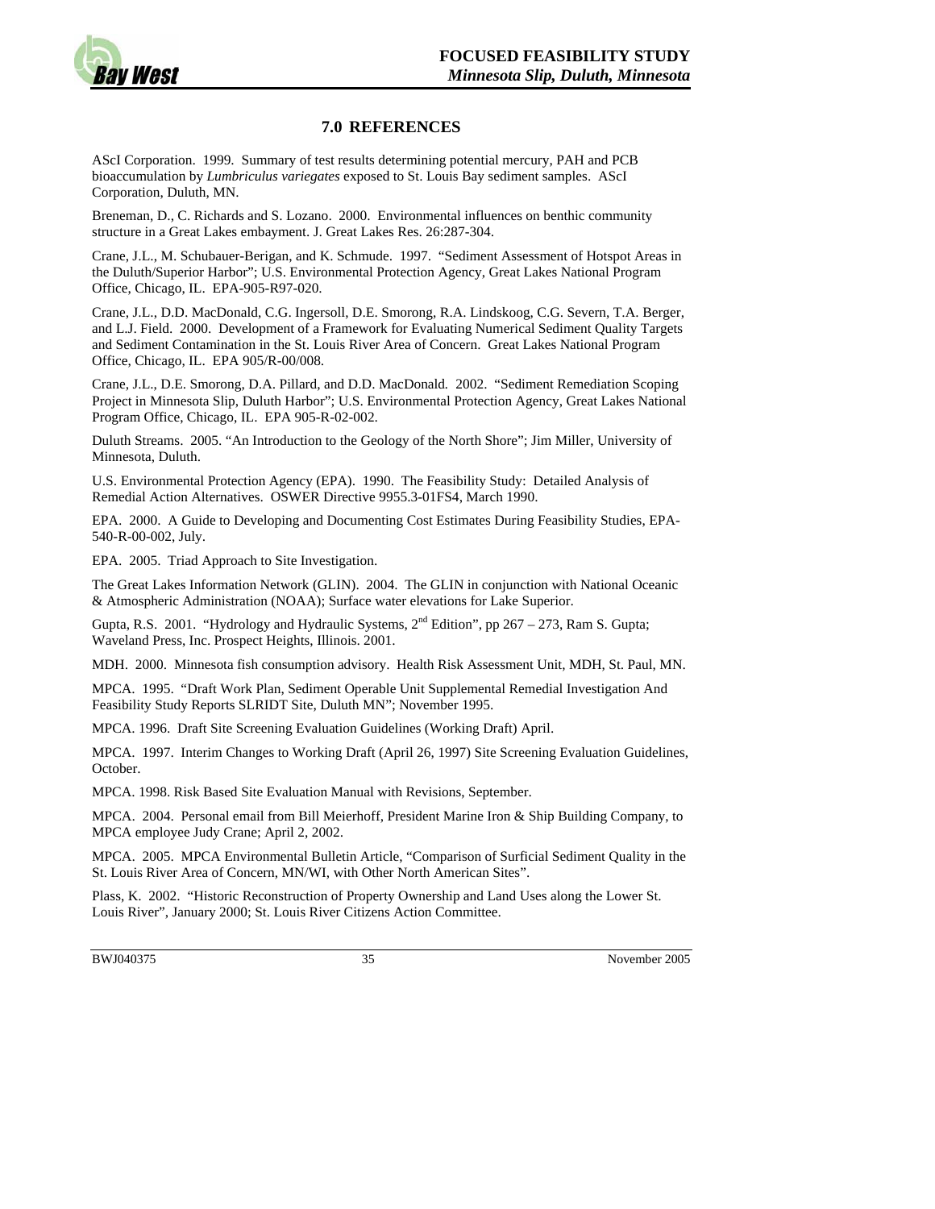## 7.0 REFERENCES

AScI Corporation. 1999. Summary of test results determining potential mercury, PAH and PCB bioaccumulation by *Lumbriculus variegates* exposed to St. Louis Bay sediment samples. AScI Corporation, Duluth, MN.

Breneman, D., C. Richards and S. Lozano. 2000. Environmental influences on benthic community structure in a Great Lakes embayment. J. Great Lakes Res. 26:287-304.

Crane, J.L., M. Schubauer-Berigan, and K. Schmude. 1997. "Sediment Assessment of Hotspot Areas in the Duluth/Superior Harbor"; U.S. Environmental Protection Agency, Great Lakes National Program Office, Chicago, IL. EPA-905-R97-020.

Crane, J.L., D.D. MacDonald, C.G. Ingersoll, D.E. Smorong, R.A. Lindskoog, C.G. Severn, T.A. Berger, and L.J. Field. 2000. Development of a Framework for Evaluating Numerical Sediment Quality Targets and Sediment Contamination in the St. Louis River Area of Concern. Great Lakes National Program Office, Chicago, IL. EPA 905/R-00/008.

Crane, J.L., D.E. Smorong, D.A. Pillard, and D.D. MacDonald. 2002. "Sediment Remediation Scoping Project in Minnesota Slip, Duluth Harbor"; U.S. Environmental Protection Agency, Great Lakes National Program Office, Chicago, IL. EPA 905-R-02-002.

Duluth Streams. 2005. "An Introduction to the Geology of the North Shore"; Jim Miller, University of Minnesota, Duluth.

U.S. Environmental Protection Agency (EPA). 1990. The Feasibility Study: Detailed Analysis of Remedial Action Alternatives. OSWER Directive 9955.3-01FS4, March 1990.

EPA. 2000. A Guide to Developing and Documenting Cost Estimates During Feasibility Studies, EPA-540-R-00-002, July.

EPA. 2005. Triad Approach to Site Investigation.

The Great Lakes Information Network (GLIN). 2004. The GLIN in conjunction with National Oceanic & Atmospheric Administration (NOAA); Surface water elevations for Lake Superior.

Gupta, R.S. 2001. "Hydrology and Hydraulic Systems, 2nd Edition", pp 267 – 273, Ram S. Gupta; Waveland Press, Inc. Prospect Heights, Illinois. 2001.

MDH. 2000. Minnesota fish consumption advisory. Health Risk Assessment Unit, MDH, St. Paul, MN.

MPCA. 1995. "Draft Work Plan, Sediment Operable Unit Supplemental Remedial Investigation And Feasibility Study Reports SLRIDT Site, Duluth MN"; November 1995.

MPCA. 1996. Draft Site Screening Evaluation Guidelines (Working Draft) April.

MPCA. 1997. Interim Changes to Working Draft (April 26, 1997) Site Screening Evaluation Guidelines, October.

MPCA. 1998. Risk Based Site Evaluation Manual with Revisions, September.

MPCA. 2004. Personal email from Bill Meierhoff, President Marine Iron & Ship Building Company, to MPCA employee Judy Crane; April 2, 2002.

MPCA. 2005. MPCA Environmental Bulletin Article, "Comparison of Surficial Sediment Quality in the St. Louis River Area of Concern, MN/WI, with Other North American Sites".

Plass, K. 2002. "Historic Reconstruction of Property Ownership and Land Uses along the Lower St. Louis River", January 2000; St. Louis River Citizens Action Committee.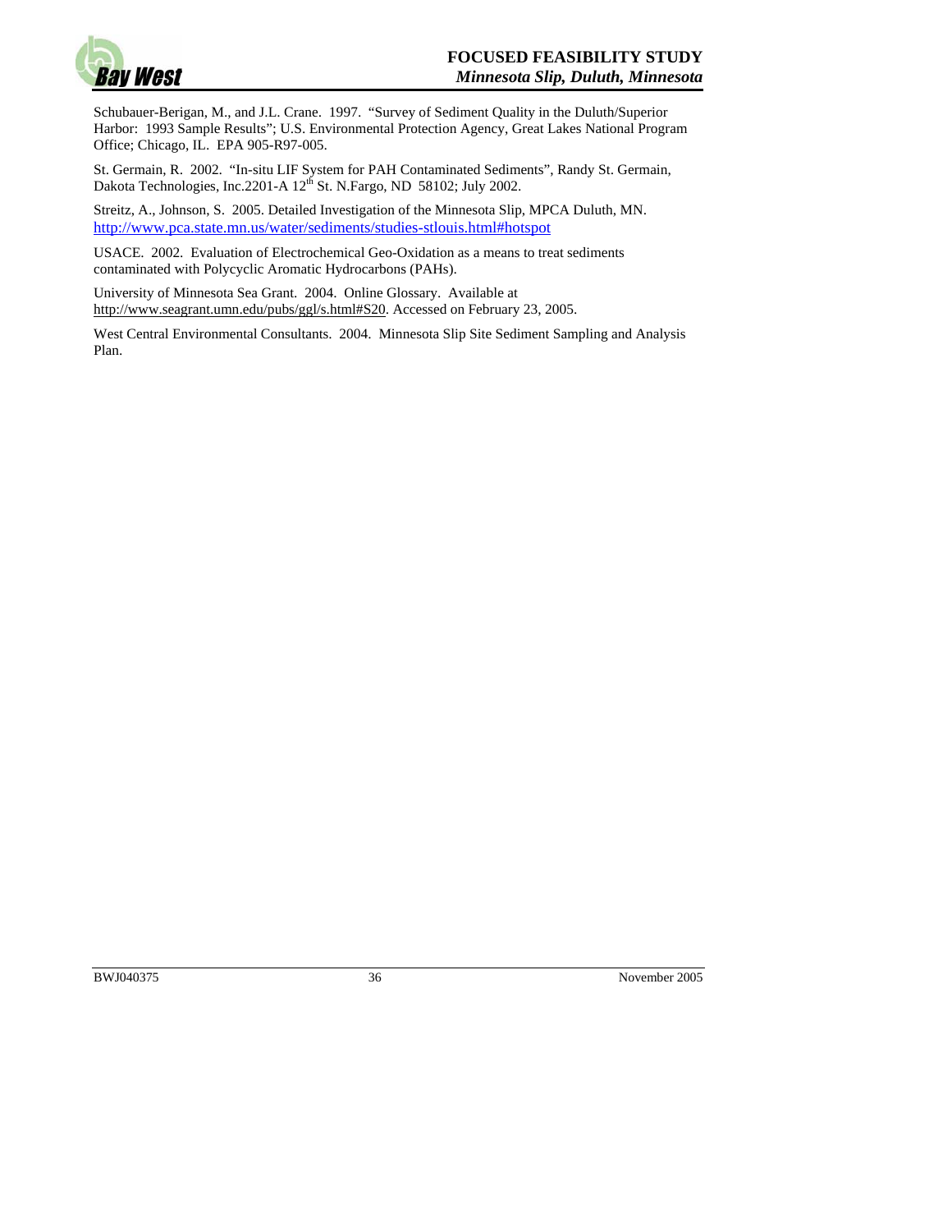Schubauer-Berigan, M., and J.L. Crane. 1997. "Survey of Sediment Quality in the Duluth/Superior Harbor: 1993 Sample Results"; U.S. Environmental Protection Agency, Great Lakes National Program Office; Chicago, IL. EPA 905-R97-005.

St. Germain, R. 2002. "In-situ LIF System for PAH Contaminated Sediments", Randy St. Germain, Dakota Technologies, Inc.2201-A 12th St. N.Fargo, ND 58102; July 2002.

Streitz, A., Johnson, S. 2005. Detailed Investigation of the Minnesota Slip, MPCA Duluth, MN. http://www.pca.state.mn.us/water/sediments/studies-stlouis.html#hotspot

USACE. 2002. Evaluation of Electrochemical Geo-Oxidation as a means to treat sediments contaminated with Polycyclic Aromatic Hydrocarbons (PAHs).

University of Minnesota Sea Grant. 2004. Online Glossary. Available at http://www.seagrant.umn.edu/pubs/ggl/s.html#S20. Accessed on February 23, 2005.

West Central Environmental Consultants. 2004. Minnesota Slip Site Sediment Sampling and Analysis Plan.